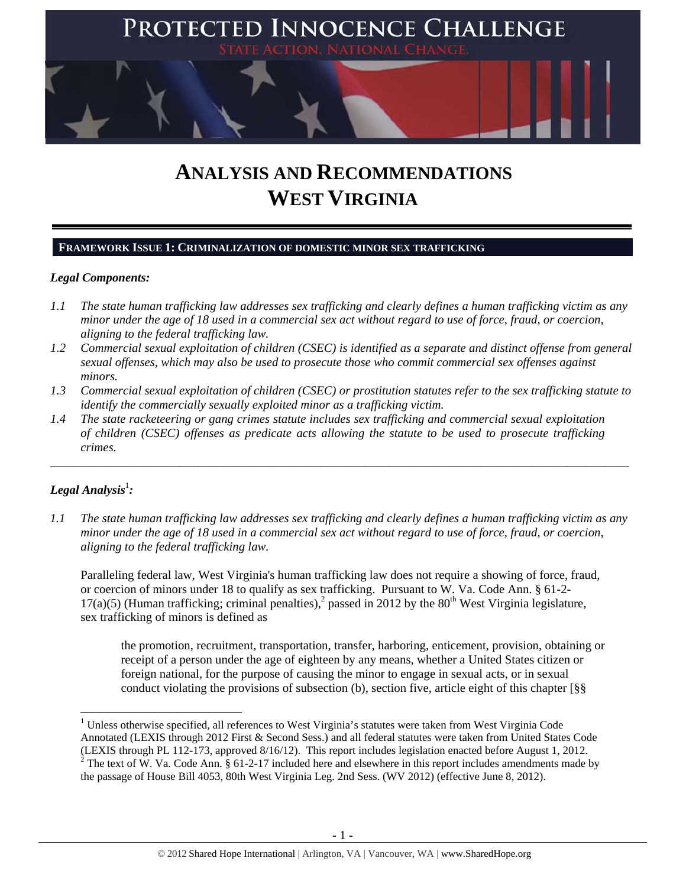# ANALYSIS AND RECOMMENDATIONS
# WEST VIRGINIA

**FRAMEWORK ISSUE 1: CRIMINALIZATION OF DOMESTIC MINOR SEX TRAFFICKING**

***Legal Components:***

*1.1 The state human trafficking law addresses sex trafficking and clearly defines a human trafficking victim as any minor under the age of 18 used in a commercial sex act without regard to use of force, fraud, or coercion, aligning to the federal trafficking law.*

*1.2 Commercial sexual exploitation of children (CSEC) is identified as a separate and distinct offense from general sexual offenses, which may also be used to prosecute those who commit commercial sex offenses against minors.*

*1.3 Commercial sexual exploitation of children (CSEC) or prostitution statutes refer to the sex trafficking statute to identify the commercially sexually exploited minor as a trafficking victim.*

*1.4 The state racketeering or gang crimes statute includes sex trafficking and commercial sexual exploitation of children (CSEC) offenses as predicate acts allowing the statute to be used to prosecute trafficking crimes.*

---

***Legal Analysis[1]:***

*1.1 The state human trafficking law addresses sex trafficking and clearly defines a human trafficking victim as any minor under the age of 18 used in a commercial sex act without regard to use of force, fraud, or coercion, aligning to the federal trafficking law.*

Paralleling federal law, West Virginia's human trafficking law does not require a showing of force, fraud, or coercion of minors under 18 to qualify as sex trafficking. Pursuant to W. Va. Code Ann. § 61-2-17(a)(5) (Human trafficking; criminal penalties),[2] passed in 2012 by the 80th West Virginia legislature, sex trafficking of minors is defined as

> the promotion, recruitment, transportation, transfer, harboring, enticement, provision, obtaining or receipt of a person under the age of eighteen by any means, whether a United States citizen or foreign national, for the purpose of causing the minor to engage in sexual acts, or in sexual conduct violating the provisions of subsection (b), section five, article eight of this chapter [§§

---

[1] Unless otherwise specified, all references to West Virginia's statutes were taken from West Virginia Code Annotated (LEXIS through 2012 First & Second Sess.) and all federal statutes were taken from United States Code (LEXIS through PL 112-173, approved 8/16/12). This report includes legislation enacted before August 1, 2012.

[2] The text of W. Va. Code Ann. § 61-2-17 included here and elsewhere in this report includes amendments made by the passage of House Bill 4053, 80th West Virginia Leg. 2nd Sess. (WV 2012) (effective June 8, 2012).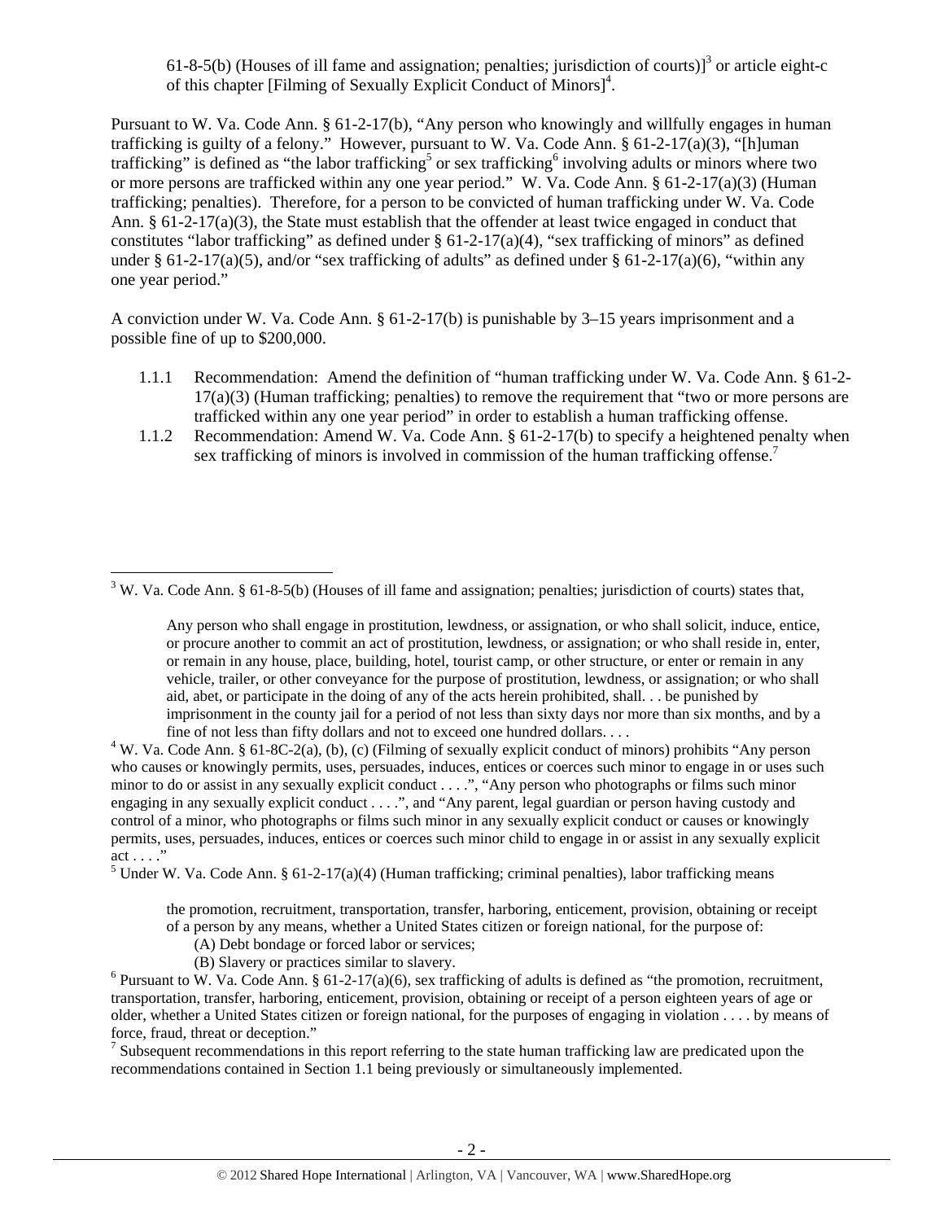61-8-5(b) (Houses of ill fame and assignation; penalties; jurisdiction of courts)][3] or article eight-c of this chapter [Filming of Sexually Explicit Conduct of Minors][4].

Pursuant to W. Va. Code Ann. § 61-2-17(b), "Any person who knowingly and willfully engages in human trafficking is guilty of a felony." However, pursuant to W. Va. Code Ann. § 61-2-17(a)(3), "[h]uman trafficking" is defined as "the labor trafficking[5] or sex trafficking[6] involving adults or minors where two or more persons are trafficked within any one year period." W. Va. Code Ann. § 61-2-17(a)(3) (Human trafficking; penalties). Therefore, for a person to be convicted of human trafficking under W. Va. Code Ann. § 61-2-17(a)(3), the State must establish that the offender at least twice engaged in conduct that constitutes "labor trafficking" as defined under § 61-2-17(a)(4), "sex trafficking of minors" as defined under § 61-2-17(a)(5), and/or "sex trafficking of adults" as defined under § 61-2-17(a)(6), "within any one year period."

A conviction under W. Va. Code Ann. § 61-2-17(b) is punishable by 3–15 years imprisonment and a possible fine of up to $200,000.

1.1.1 Recommendation: Amend the definition of "human trafficking under W. Va. Code Ann. § 61-2-17(a)(3) (Human trafficking; penalties) to remove the requirement that "two or more persons are trafficked within any one year period" in order to establish a human trafficking offense.

1.1.2 Recommendation: Amend W. Va. Code Ann. § 61-2-17(b) to specify a heightened penalty when sex trafficking of minors is involved in commission of the human trafficking offense.[7]

---

[3] W. Va. Code Ann. § 61-8-5(b) (Houses of ill fame and assignation; penalties; jurisdiction of courts) states that,

> Any person who shall engage in prostitution, lewdness, or assignation, or who shall solicit, induce, entice, or procure another to commit an act of prostitution, lewdness, or assignation; or who shall reside in, enter, or remain in any house, place, building, hotel, tourist camp, or other structure, or enter or remain in any vehicle, trailer, or other conveyance for the purpose of prostitution, lewdness, or assignation; or who shall aid, abet, or participate in the doing of any of the acts herein prohibited, shall. . . be punished by imprisonment in the county jail for a period of not less than sixty days nor more than six months, and by a fine of not less than fifty dollars and not to exceed one hundred dollars. . . .

[4] W. Va. Code Ann. § 61-8C-2(a), (b), (c) (Filming of sexually explicit conduct of minors) prohibits "Any person who causes or knowingly permits, uses, persuades, induces, entices or coerces such minor to engage in or uses such minor to do or assist in any sexually explicit conduct . . . .", "Any person who photographs or films such minor engaging in any sexually explicit conduct . . . .", and "Any parent, legal guardian or person having custody and control of a minor, who photographs or films such minor in any sexually explicit conduct or causes or knowingly permits, uses, persuades, induces, entices or coerces such minor child to engage in or assist in any sexually explicit act . . . ."

[5] Under W. Va. Code Ann. § 61-2-17(a)(4) (Human trafficking; criminal penalties), labor trafficking means

> the promotion, recruitment, transportation, transfer, harboring, enticement, provision, obtaining or receipt of a person by any means, whether a United States citizen or foreign national, for the purpose of:
>
> (A) Debt bondage or forced labor or services;
>
> (B) Slavery or practices similar to slavery.

[6] Pursuant to W. Va. Code Ann. § 61-2-17(a)(6), sex trafficking of adults is defined as "the promotion, recruitment, transportation, transfer, harboring, enticement, provision, obtaining or receipt of a person eighteen years of age or older, whether a United States citizen or foreign national, for the purposes of engaging in violation . . . . by means of force, fraud, threat or deception."

[7] Subsequent recommendations in this report referring to the state human trafficking law are predicated upon the recommendations contained in Section 1.1 being previously or simultaneously implemented.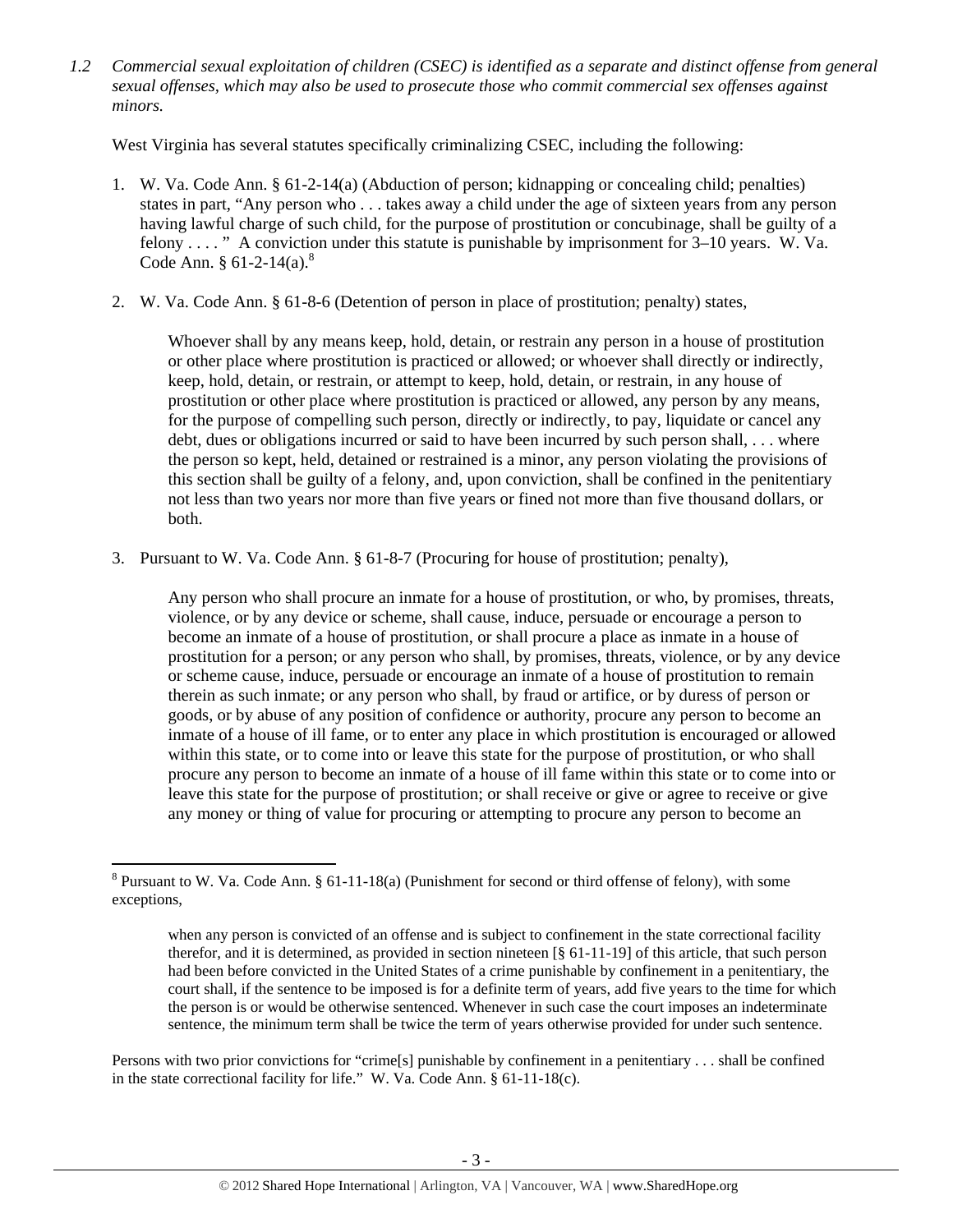*1.2 Commercial sexual exploitation of children (CSEC) is identified as a separate and distinct offense from general sexual offenses, which may also be used to prosecute those who commit commercial sex offenses against minors.*

West Virginia has several statutes specifically criminalizing CSEC, including the following:

1. W. Va. Code Ann. § 61-2-14(a) (Abduction of person; kidnapping or concealing child; penalties) states in part, "Any person who . . . takes away a child under the age of sixteen years from any person having lawful charge of such child, for the purpose of prostitution or concubinage, shall be guilty of a felony . . . . " A conviction under this statute is punishable by imprisonment for 3–10 years. W. Va. Code Ann. § 61-2-14(a).[8]

2. W. Va. Code Ann. § 61-8-6 (Detention of person in place of prostitution; penalty) states,

   > Whoever shall by any means keep, hold, detain, or restrain any person in a house of prostitution or other place where prostitution is practiced or allowed; or whoever shall directly or indirectly, keep, hold, detain, or restrain, or attempt to keep, hold, detain, or restrain, in any house of prostitution or other place where prostitution is practiced or allowed, any person by any means, for the purpose of compelling such person, directly or indirectly, to pay, liquidate or cancel any debt, dues or obligations incurred or said to have been incurred by such person shall, . . . where the person so kept, held, detained or restrained is a minor, any person violating the provisions of this section shall be guilty of a felony, and, upon conviction, shall be confined in the penitentiary not less than two years nor more than five years or fined not more than five thousand dollars, or both.

3. Pursuant to W. Va. Code Ann. § 61-8-7 (Procuring for house of prostitution; penalty),

   > Any person who shall procure an inmate for a house of prostitution, or who, by promises, threats, violence, or by any device or scheme, shall cause, induce, persuade or encourage a person to become an inmate of a house of prostitution, or shall procure a place as inmate in a house of prostitution for a person; or any person who shall, by promises, threats, violence, or by any device or scheme cause, induce, persuade or encourage an inmate of a house of prostitution to remain therein as such inmate; or any person who shall, by fraud or artifice, or by duress of person or goods, or by abuse of any position of confidence or authority, procure any person to become an inmate of a house of ill fame, or to enter any place in which prostitution is encouraged or allowed within this state, or to come into or leave this state for the purpose of prostitution, or who shall procure any person to become an inmate of a house of ill fame within this state or to come into or leave this state for the purpose of prostitution; or shall receive or give or agree to receive or give any money or thing of value for procuring or attempting to procure any person to become an

---

[8] Pursuant to W. Va. Code Ann. § 61-11-18(a) (Punishment for second or third offense of felony), with some exceptions,

> when any person is convicted of an offense and is subject to confinement in the state correctional facility therefor, and it is determined, as provided in section nineteen [§ 61-11-19] of this article, that such person had been before convicted in the United States of a crime punishable by confinement in a penitentiary, the court shall, if the sentence to be imposed is for a definite term of years, add five years to the time for which the person is or would be otherwise sentenced. Whenever in such case the court imposes an indeterminate sentence, the minimum term shall be twice the term of years otherwise provided for under such sentence.

Persons with two prior convictions for "crime[s] punishable by confinement in a penitentiary . . . shall be confined in the state correctional facility for life." W. Va. Code Ann. § 61-11-18(c).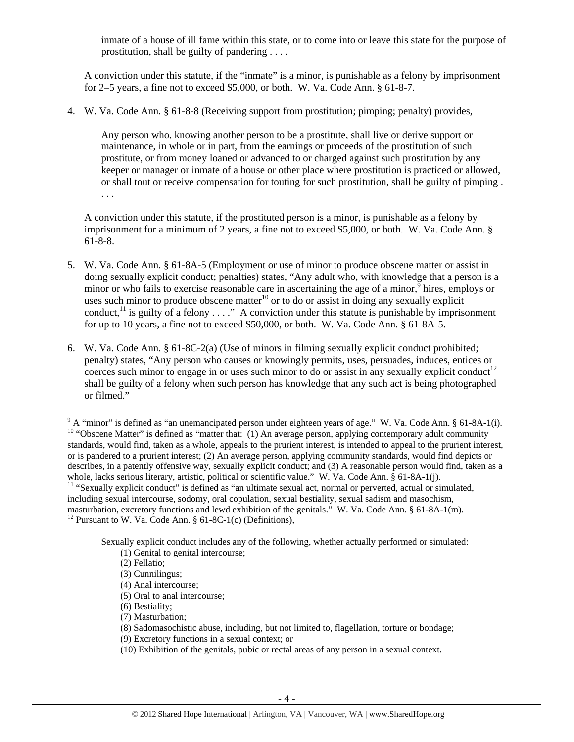> inmate of a house of ill fame within this state, or to come into or leave this state for the purpose of prostitution, shall be guilty of pandering . . . .

A conviction under this statute, if the "inmate" is a minor, is punishable as a felony by imprisonment for 2–5 years, a fine not to exceed $5,000, or both. W. Va. Code Ann. § 61-8-7.

4. W. Va. Code Ann. § 61-8-8 (Receiving support from prostitution; pimping; penalty) provides,

> Any person who, knowing another person to be a prostitute, shall live or derive support or maintenance, in whole or in part, from the earnings or proceeds of the prostitution of such prostitute, or from money loaned or advanced to or charged against such prostitution by any keeper or manager or inmate of a house or other place where prostitution is practiced or allowed, or shall tout or receive compensation for touting for such prostitution, shall be guilty of pimping . . . .

A conviction under this statute, if the prostituted person is a minor, is punishable as a felony by imprisonment for a minimum of 2 years, a fine not to exceed $5,000, or both. W. Va. Code Ann. § 61-8-8.

5. W. Va. Code Ann. § 61-8A-5 (Employment or use of minor to produce obscene matter or assist in doing sexually explicit conduct; penalties) states, "Any adult who, with knowledge that a person is a minor or who fails to exercise reasonable care in ascertaining the age of a minor,[9] hires, employs or uses such minor to produce obscene matter[10] or to do or assist in doing any sexually explicit conduct,[11] is guilty of a felony . . . ." A conviction under this statute is punishable by imprisonment for up to 10 years, a fine not to exceed $50,000, or both. W. Va. Code Ann. § 61-8A-5.

6. W. Va. Code Ann. § 61-8C-2(a) (Use of minors in filming sexually explicit conduct prohibited; penalty) states, "Any person who causes or knowingly permits, uses, persuades, induces, entices or coerces such minor to engage in or uses such minor to do or assist in any sexually explicit conduct[12] shall be guilty of a felony when such person has knowledge that any such act is being photographed or filmed."

---

[9] A "minor" is defined as "an unemancipated person under eighteen years of age." W. Va. Code Ann. § 61-8A-1(i).

[10] "Obscene Matter" is defined as "matter that: (1) An average person, applying contemporary adult community standards, would find, taken as a whole, appeals to the prurient interest, is intended to appeal to the prurient interest, or is pandered to a prurient interest; (2) An average person, applying community standards, would find depicts or describes, in a patently offensive way, sexually explicit conduct; and (3) A reasonable person would find, taken as a whole, lacks serious literary, artistic, political or scientific value." W. Va. Code Ann. § 61-8A-1(j).

[11] "Sexually explicit conduct" is defined as "an ultimate sexual act, normal or perverted, actual or simulated, including sexual intercourse, sodomy, oral copulation, sexual bestiality, sexual sadism and masochism, masturbation, excretory functions and lewd exhibition of the genitals." W. Va. Code Ann. § 61-8A-1(m).

[12] Pursuant to W. Va. Code Ann. § 61-8C-1(c) (Definitions),

> Sexually explicit conduct includes any of the following, whether actually performed or simulated:
> (1) Genital to genital intercourse;
> (2) Fellatio;
> (3) Cunnilingus;
> (4) Anal intercourse;
> (5) Oral to anal intercourse;
> (6) Bestiality;
> (7) Masturbation;
> (8) Sadomasochistic abuse, including, but not limited to, flagellation, torture or bondage;
> (9) Excretory functions in a sexual context; or
> (10) Exhibition of the genitals, pubic or rectal areas of any person in a sexual context.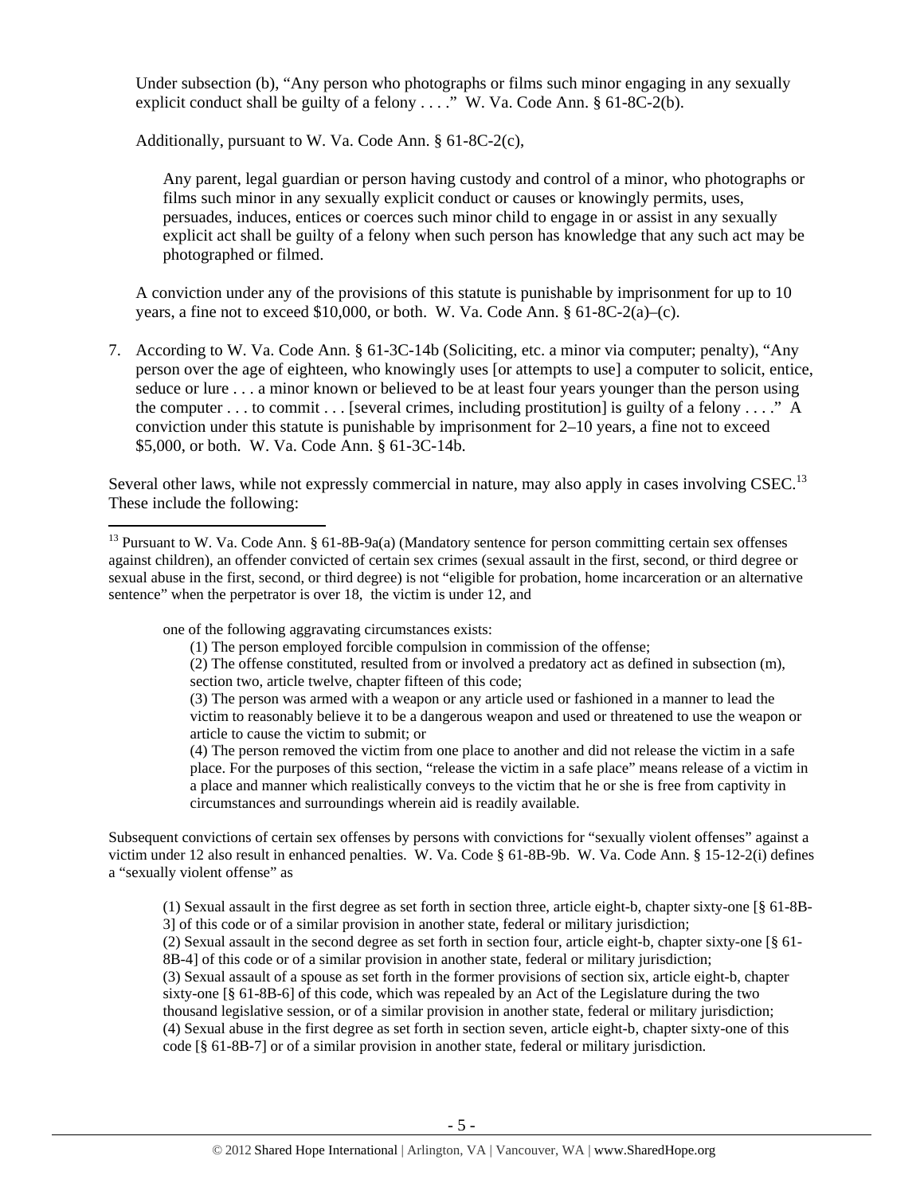Under subsection (b), "Any person who photographs or films such minor engaging in any sexually explicit conduct shall be guilty of a felony . . . ." W. Va. Code Ann. § 61-8C-2(b).

Additionally, pursuant to W. Va. Code Ann. § 61-8C-2(c),

> Any parent, legal guardian or person having custody and control of a minor, who photographs or films such minor in any sexually explicit conduct or causes or knowingly permits, uses, persuades, induces, entices or coerces such minor child to engage in or assist in any sexually explicit act shall be guilty of a felony when such person has knowledge that any such act may be photographed or filmed.

A conviction under any of the provisions of this statute is punishable by imprisonment for up to 10 years, a fine not to exceed $10,000, or both. W. Va. Code Ann. § 61-8C-2(a)–(c).

7. According to W. Va. Code Ann. § 61-3C-14b (Soliciting, etc. a minor via computer; penalty), "Any person over the age of eighteen, who knowingly uses [or attempts to use] a computer to solicit, entice, seduce or lure . . . a minor known or believed to be at least four years younger than the person using the computer . . . to commit . . . [several crimes, including prostitution] is guilty of a felony . . . ." A conviction under this statute is punishable by imprisonment for 2–10 years, a fine not to exceed $5,000, or both. W. Va. Code Ann. § 61-3C-14b.

Several other laws, while not expressly commercial in nature, may also apply in cases involving CSEC.[13] These include the following:

---

[13] Pursuant to W. Va. Code Ann. § 61-8B-9a(a) (Mandatory sentence for person committing certain sex offenses against children), an offender convicted of certain sex crimes (sexual assault in the first, second, or third degree or sexual abuse in the first, second, or third degree) is not "eligible for probation, home incarceration or an alternative sentence" when the perpetrator is over 18, the victim is under 12, and

> one of the following aggravating circumstances exists:
>
> (1) The person employed forcible compulsion in commission of the offense;
>
> (2) The offense constituted, resulted from or involved a predatory act as defined in subsection (m), section two, article twelve, chapter fifteen of this code;
>
> (3) The person was armed with a weapon or any article used or fashioned in a manner to lead the victim to reasonably believe it to be a dangerous weapon and used or threatened to use the weapon or article to cause the victim to submit; or
>
> (4) The person removed the victim from one place to another and did not release the victim in a safe place. For the purposes of this section, "release the victim in a safe place" means release of a victim in a place and manner which realistically conveys to the victim that he or she is free from captivity in circumstances and surroundings wherein aid is readily available.

Subsequent convictions of certain sex offenses by persons with convictions for "sexually violent offenses" against a victim under 12 also result in enhanced penalties. W. Va. Code § 61-8B-9b. W. Va. Code Ann. § 15-12-2(i) defines a "sexually violent offense" as

> (1) Sexual assault in the first degree as set forth in section three, article eight-b, chapter sixty-one [§ 61-8B-3] of this code or of a similar provision in another state, federal or military jurisdiction;
>
> (2) Sexual assault in the second degree as set forth in section four, article eight-b, chapter sixty-one [§ 61-8B-4] of this code or of a similar provision in another state, federal or military jurisdiction;
>
> (3) Sexual assault of a spouse as set forth in the former provisions of section six, article eight-b, chapter sixty-one [§ 61-8B-6] of this code, which was repealed by an Act of the Legislature during the two thousand legislative session, or of a similar provision in another state, federal or military jurisdiction;
>
> (4) Sexual abuse in the first degree as set forth in section seven, article eight-b, chapter sixty-one of this code [§ 61-8B-7] or of a similar provision in another state, federal or military jurisdiction.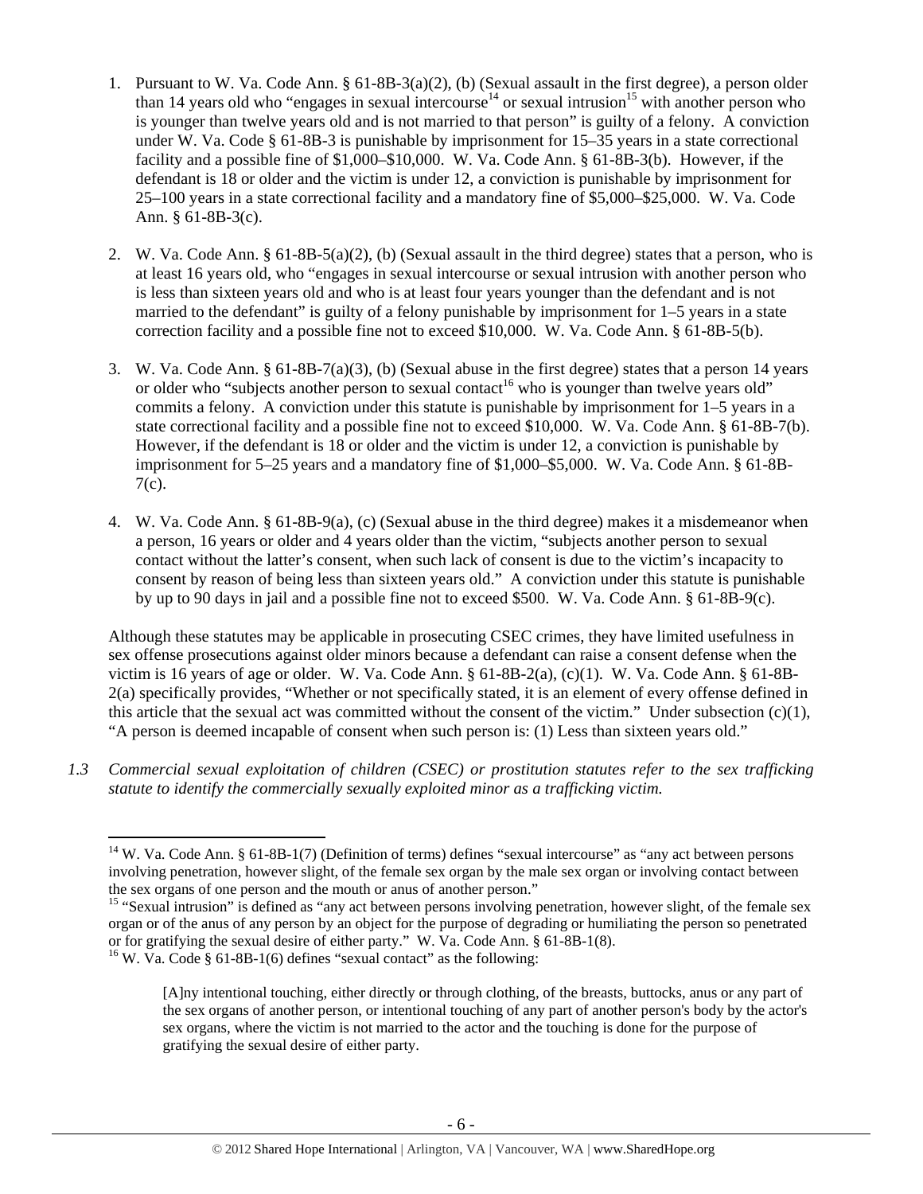1. Pursuant to W. Va. Code Ann. § 61-8B-3(a)(2), (b) (Sexual assault in the first degree), a person older than 14 years old who "engages in sexual intercourse[14] or sexual intrusion[15] with another person who is younger than twelve years old and is not married to that person" is guilty of a felony. A conviction under W. Va. Code § 61-8B-3 is punishable by imprisonment for 15–35 years in a state correctional facility and a possible fine of $1,000–$10,000. W. Va. Code Ann. § 61-8B-3(b). However, if the defendant is 18 or older and the victim is under 12, a conviction is punishable by imprisonment for 25–100 years in a state correctional facility and a mandatory fine of $5,000–$25,000. W. Va. Code Ann. § 61-8B-3(c).

2. W. Va. Code Ann. § 61-8B-5(a)(2), (b) (Sexual assault in the third degree) states that a person, who is at least 16 years old, who "engages in sexual intercourse or sexual intrusion with another person who is less than sixteen years old and who is at least four years younger than the defendant and is not married to the defendant" is guilty of a felony punishable by imprisonment for 1–5 years in a state correction facility and a possible fine not to exceed $10,000. W. Va. Code Ann. § 61-8B-5(b).

3. W. Va. Code Ann. § 61-8B-7(a)(3), (b) (Sexual abuse in the first degree) states that a person 14 years or older who "subjects another person to sexual contact[16] who is younger than twelve years old" commits a felony. A conviction under this statute is punishable by imprisonment for 1–5 years in a state correctional facility and a possible fine not to exceed $10,000. W. Va. Code Ann. § 61-8B-7(b). However, if the defendant is 18 or older and the victim is under 12, a conviction is punishable by imprisonment for 5–25 years and a mandatory fine of $1,000–$5,000. W. Va. Code Ann. § 61-8B-7(c).

4. W. Va. Code Ann. § 61-8B-9(a), (c) (Sexual abuse in the third degree) makes it a misdemeanor when a person, 16 years or older and 4 years older than the victim, "subjects another person to sexual contact without the latter's consent, when such lack of consent is due to the victim's incapacity to consent by reason of being less than sixteen years old." A conviction under this statute is punishable by up to 90 days in jail and a possible fine not to exceed $500. W. Va. Code Ann. § 61-8B-9(c).

Although these statutes may be applicable in prosecuting CSEC crimes, they have limited usefulness in sex offense prosecutions against older minors because a defendant can raise a consent defense when the victim is 16 years of age or older. W. Va. Code Ann. § 61-8B-2(a), (c)(1). W. Va. Code Ann. § 61-8B-2(a) specifically provides, "Whether or not specifically stated, it is an element of every offense defined in this article that the sexual act was committed without the consent of the victim." Under subsection (c)(1), "A person is deemed incapable of consent when such person is: (1) Less than sixteen years old."

*1.3 Commercial sexual exploitation of children (CSEC) or prostitution statutes refer to the sex trafficking statute to identify the commercially sexually exploited minor as a trafficking victim.*

---

[14] W. Va. Code Ann. § 61-8B-1(7) (Definition of terms) defines "sexual intercourse" as "any act between persons involving penetration, however slight, of the female sex organ by the male sex organ or involving contact between the sex organs of one person and the mouth or anus of another person."

[15] "Sexual intrusion" is defined as "any act between persons involving penetration, however slight, of the female sex organ or of the anus of any person by an object for the purpose of degrading or humiliating the person so penetrated or for gratifying the sexual desire of either party." W. Va. Code Ann. § 61-8B-1(8).

[16] W. Va. Code § 61-8B-1(6) defines "sexual contact" as the following:

> [A]ny intentional touching, either directly or through clothing, of the breasts, buttocks, anus or any part of the sex organs of another person, or intentional touching of any part of another person's body by the actor's sex organs, where the victim is not married to the actor and the touching is done for the purpose of gratifying the sexual desire of either party.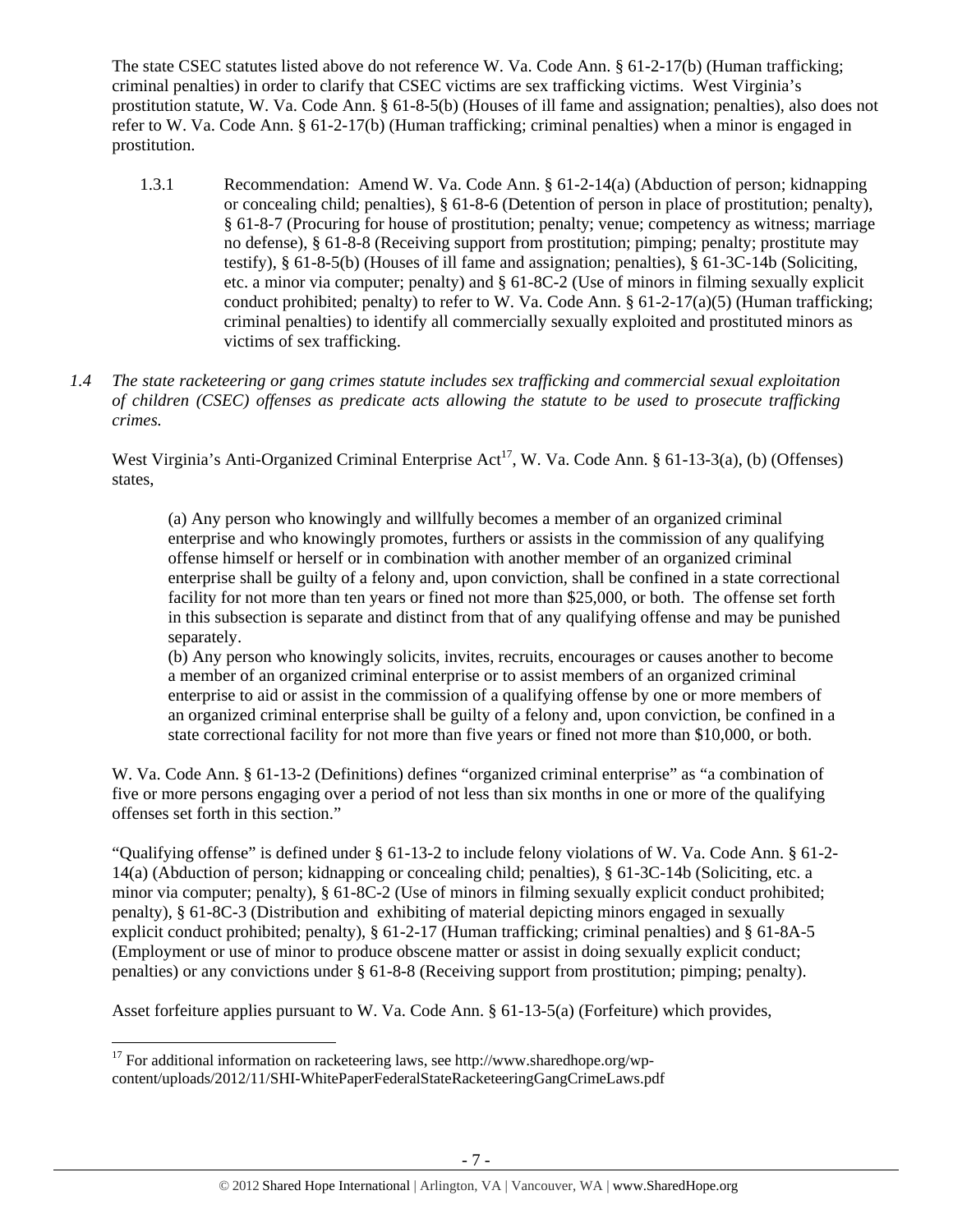The state CSEC statutes listed above do not reference W. Va. Code Ann. § 61-2-17(b) (Human trafficking; criminal penalties) in order to clarify that CSEC victims are sex trafficking victims. West Virginia's prostitution statute, W. Va. Code Ann. § 61-8-5(b) (Houses of ill fame and assignation; penalties), also does not refer to W. Va. Code Ann. § 61-2-17(b) (Human trafficking; criminal penalties) when a minor is engaged in prostitution.

1.3.1 Recommendation: Amend W. Va. Code Ann. § 61-2-14(a) (Abduction of person; kidnapping or concealing child; penalties), § 61-8-6 (Detention of person in place of prostitution; penalty), § 61-8-7 (Procuring for house of prostitution; penalty; venue; competency as witness; marriage no defense), § 61-8-8 (Receiving support from prostitution; pimping; penalty; prostitute may testify), § 61-8-5(b) (Houses of ill fame and assignation; penalties), § 61-3C-14b (Soliciting, etc. a minor via computer; penalty) and § 61-8C-2 (Use of minors in filming sexually explicit conduct prohibited; penalty) to refer to W. Va. Code Ann. § 61-2-17(a)(5) (Human trafficking; criminal penalties) to identify all commercially sexually exploited and prostituted minors as victims of sex trafficking.

*1.4 The state racketeering or gang crimes statute includes sex trafficking and commercial sexual exploitation of children (CSEC) offenses as predicate acts allowing the statute to be used to prosecute trafficking crimes.*

West Virginia's Anti-Organized Criminal Enterprise Act[17], W. Va. Code Ann. § 61-13-3(a), (b) (Offenses) states,

> (a) Any person who knowingly and willfully becomes a member of an organized criminal enterprise and who knowingly promotes, furthers or assists in the commission of any qualifying offense himself or herself or in combination with another member of an organized criminal enterprise shall be guilty of a felony and, upon conviction, shall be confined in a state correctional facility for not more than ten years or fined not more than $25,000, or both. The offense set forth in this subsection is separate and distinct from that of any qualifying offense and may be punished separately.
> (b) Any person who knowingly solicits, invites, recruits, encourages or causes another to become a member of an organized criminal enterprise or to assist members of an organized criminal enterprise to aid or assist in the commission of a qualifying offense by one or more members of an organized criminal enterprise shall be guilty of a felony and, upon conviction, be confined in a state correctional facility for not more than five years or fined not more than $10,000, or both.

W. Va. Code Ann. § 61-13-2 (Definitions) defines "organized criminal enterprise" as "a combination of five or more persons engaging over a period of not less than six months in one or more of the qualifying offenses set forth in this section."

"Qualifying offense" is defined under § 61-13-2 to include felony violations of W. Va. Code Ann. § 61-2-14(a) (Abduction of person; kidnapping or concealing child; penalties), § 61-3C-14b (Soliciting, etc. a minor via computer; penalty), § 61-8C-2 (Use of minors in filming sexually explicit conduct prohibited; penalty), § 61-8C-3 (Distribution and exhibiting of material depicting minors engaged in sexually explicit conduct prohibited; penalty), § 61-2-17 (Human trafficking; criminal penalties) and § 61-8A-5 (Employment or use of minor to produce obscene matter or assist in doing sexually explicit conduct; penalties) or any convictions under § 61-8-8 (Receiving support from prostitution; pimping; penalty).

Asset forfeiture applies pursuant to W. Va. Code Ann. § 61-13-5(a) (Forfeiture) which provides,

[17] For additional information on racketeering laws, see http://www.sharedhope.org/wp-content/uploads/2012/11/SHI-WhitePaperFederalStateRacketeeringGangCrimeLaws.pdf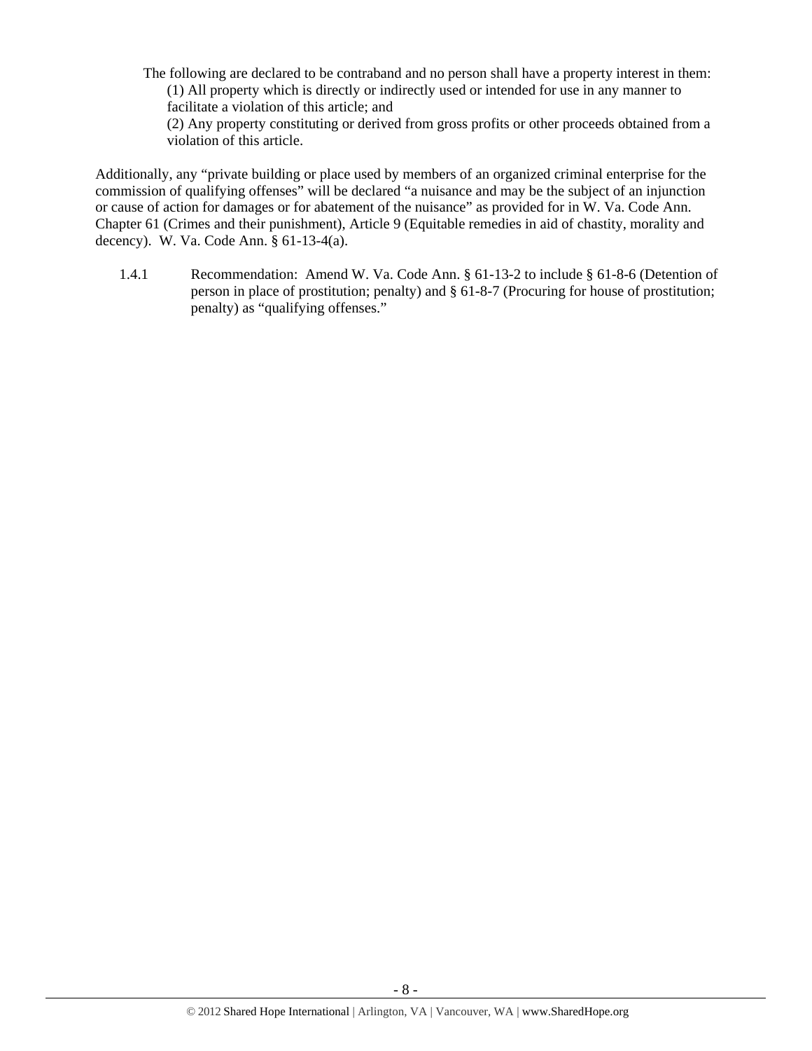> The following are declared to be contraband and no person shall have a property interest in them:
>
> (1) All property which is directly or indirectly used or intended for use in any manner to facilitate a violation of this article; and
>
> (2) Any property constituting or derived from gross profits or other proceeds obtained from a violation of this article.

Additionally, any "private building or place used by members of an organized criminal enterprise for the commission of qualifying offenses" will be declared "a nuisance and may be the subject of an injunction or cause of action for damages or for abatement of the nuisance" as provided for in W. Va. Code Ann. Chapter 61 (Crimes and their punishment), Article 9 (Equitable remedies in aid of chastity, morality and decency). W. Va. Code Ann. § 61-13-4(a).

1.4.1 Recommendation: Amend W. Va. Code Ann. § 61-13-2 to include § 61-8-6 (Detention of person in place of prostitution; penalty) and § 61-8-7 (Procuring for house of prostitution; penalty) as "qualifying offenses."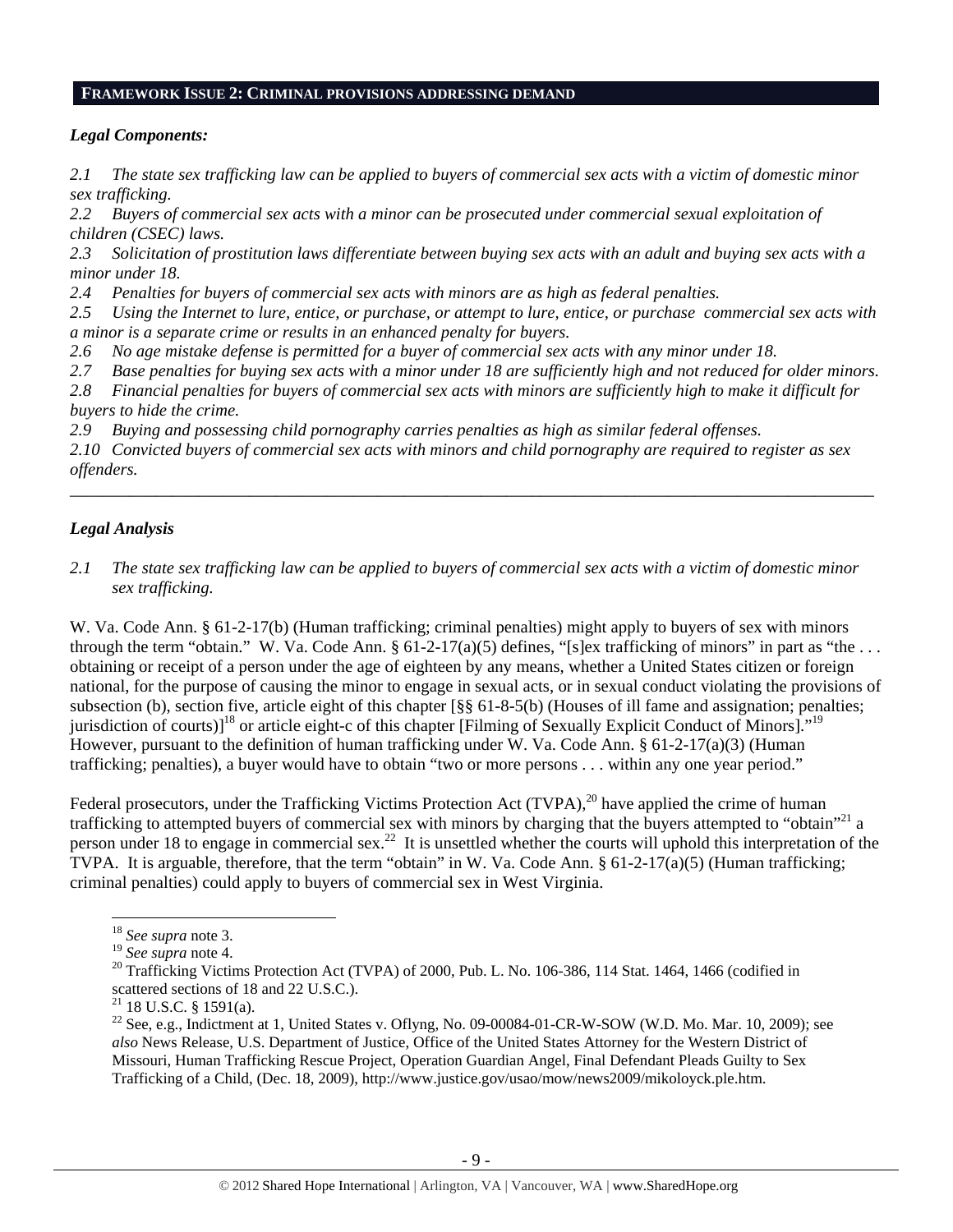## FRAMEWORK ISSUE 2: CRIMINAL PROVISIONS ADDRESSING DEMAND

### *Legal Components:*

*2.1 The state sex trafficking law can be applied to buyers of commercial sex acts with a victim of domestic minor sex trafficking.*

*2.2 Buyers of commercial sex acts with a minor can be prosecuted under commercial sexual exploitation of children (CSEC) laws.*

*2.3 Solicitation of prostitution laws differentiate between buying sex acts with an adult and buying sex acts with a minor under 18.*

*2.4 Penalties for buyers of commercial sex acts with minors are as high as federal penalties.*

*2.5 Using the Internet to lure, entice, or purchase, or attempt to lure, entice, or purchase commercial sex acts with a minor is a separate crime or results in an enhanced penalty for buyers.*

*2.6 No age mistake defense is permitted for a buyer of commercial sex acts with any minor under 18.*

*2.7 Base penalties for buying sex acts with a minor under 18 are sufficiently high and not reduced for older minors.*

*2.8 Financial penalties for buyers of commercial sex acts with minors are sufficiently high to make it difficult for buyers to hide the crime.*

*2.9 Buying and possessing child pornography carries penalties as high as similar federal offenses.*

*2.10 Convicted buyers of commercial sex acts with minors and child pornography are required to register as sex offenders.*

---

### *Legal Analysis*

*2.1 The state sex trafficking law can be applied to buyers of commercial sex acts with a victim of domestic minor sex trafficking.*

W. Va. Code Ann. § 61-2-17(b) (Human trafficking; criminal penalties) might apply to buyers of sex with minors through the term "obtain." W. Va. Code Ann. § 61-2-17(a)(5) defines, "[s]ex trafficking of minors" in part as "the . . . obtaining or receipt of a person under the age of eighteen by any means, whether a United States citizen or foreign national, for the purpose of causing the minor to engage in sexual acts, or in sexual conduct violating the provisions of subsection (b), section five, article eight of this chapter [§§ 61-8-5(b) (Houses of ill fame and assignation; penalties; jurisdiction of courts)][18] or article eight-c of this chapter [Filming of Sexually Explicit Conduct of Minors]."[19] However, pursuant to the definition of human trafficking under W. Va. Code Ann. § 61-2-17(a)(3) (Human trafficking; penalties), a buyer would have to obtain "two or more persons . . . within any one year period."

Federal prosecutors, under the Trafficking Victims Protection Act (TVPA),[20] have applied the crime of human trafficking to attempted buyers of commercial sex with minors by charging that the buyers attempted to "obtain"[21] a person under 18 to engage in commercial sex.[22] It is unsettled whether the courts will uphold this interpretation of the TVPA. It is arguable, therefore, that the term "obtain" in W. Va. Code Ann. § 61-2-17(a)(5) (Human trafficking; criminal penalties) could apply to buyers of commercial sex in West Virginia.

---

[18] *See supra* note 3.

[19] *See supra* note 4.

[20] Trafficking Victims Protection Act (TVPA) of 2000, Pub. L. No. 106-386, 114 Stat. 1464, 1466 (codified in scattered sections of 18 and 22 U.S.C.).

[21] 18 U.S.C. § 1591(a).

[22] See, e.g., Indictment at 1, United States v. Oflyng, No. 09-00084-01-CR-W-SOW (W.D. Mo. Mar. 10, 2009); see *also* News Release, U.S. Department of Justice, Office of the United States Attorney for the Western District of Missouri, Human Trafficking Rescue Project, Operation Guardian Angel, Final Defendant Pleads Guilty to Sex Trafficking of a Child, (Dec. 18, 2009), http://www.justice.gov/usao/mow/news2009/mikoloyck.ple.htm.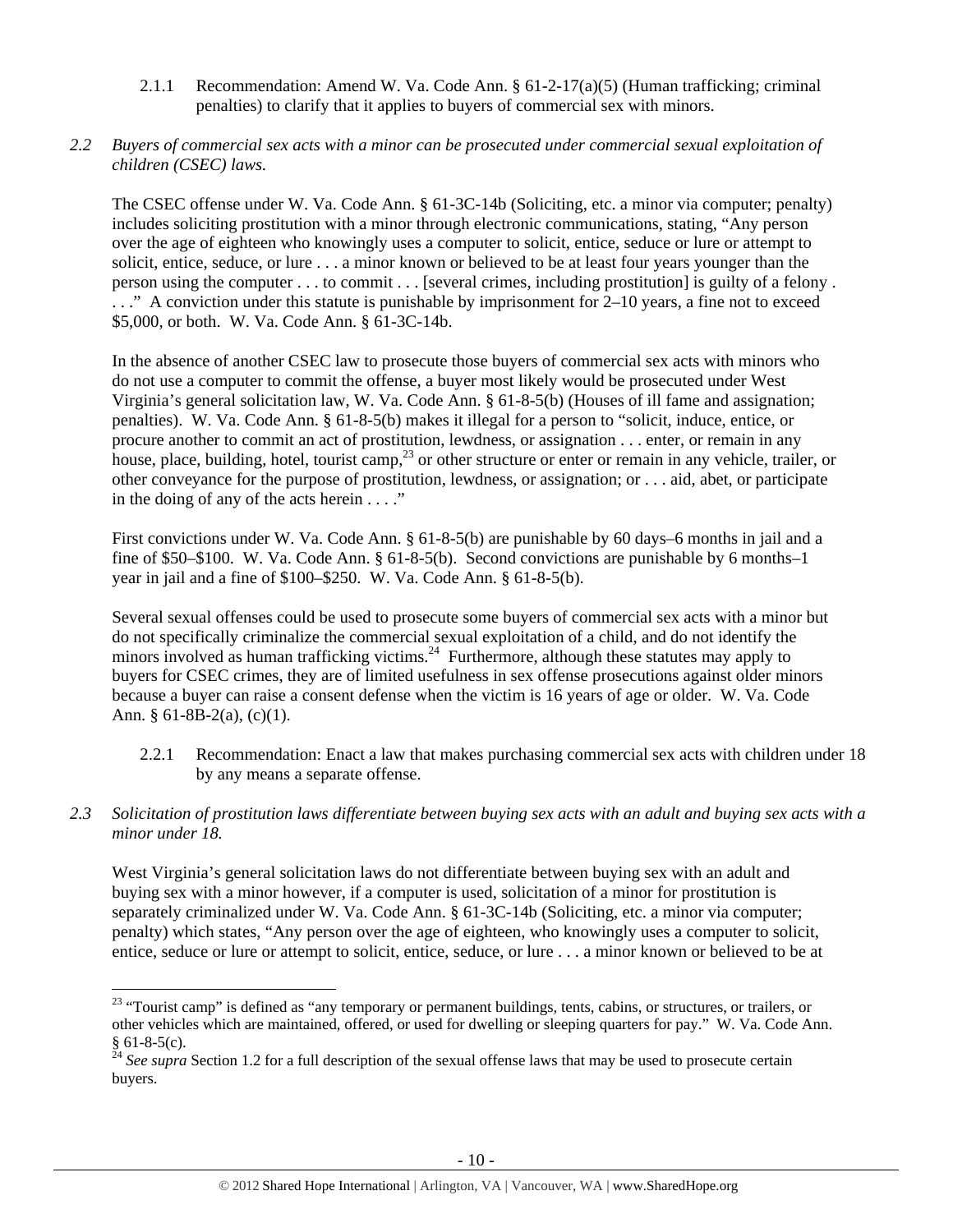2.1.1 Recommendation: Amend W. Va. Code Ann. § 61-2-17(a)(5) (Human trafficking; criminal penalties) to clarify that it applies to buyers of commercial sex with minors.

*2.2 Buyers of commercial sex acts with a minor can be prosecuted under commercial sexual exploitation of children (CSEC) laws.*

The CSEC offense under W. Va. Code Ann. § 61-3C-14b (Soliciting, etc. a minor via computer; penalty) includes soliciting prostitution with a minor through electronic communications, stating, "Any person over the age of eighteen who knowingly uses a computer to solicit, entice, seduce or lure or attempt to solicit, entice, seduce, or lure . . . a minor known or believed to be at least four years younger than the person using the computer . . . to commit . . . [several crimes, including prostitution] is guilty of a felony . . . ." A conviction under this statute is punishable by imprisonment for 2–10 years, a fine not to exceed $5,000, or both. W. Va. Code Ann. § 61-3C-14b.

In the absence of another CSEC law to prosecute those buyers of commercial sex acts with minors who do not use a computer to commit the offense, a buyer most likely would be prosecuted under West Virginia's general solicitation law, W. Va. Code Ann. § 61-8-5(b) (Houses of ill fame and assignation; penalties). W. Va. Code Ann. § 61-8-5(b) makes it illegal for a person to "solicit, induce, entice, or procure another to commit an act of prostitution, lewdness, or assignation . . . enter, or remain in any house, place, building, hotel, tourist camp,[23] or other structure or enter or remain in any vehicle, trailer, or other conveyance for the purpose of prostitution, lewdness, or assignation; or . . . aid, abet, or participate in the doing of any of the acts herein . . . ."

First convictions under W. Va. Code Ann. § 61-8-5(b) are punishable by 60 days–6 months in jail and a fine of $50–$100. W. Va. Code Ann. § 61-8-5(b). Second convictions are punishable by 6 months–1 year in jail and a fine of $100–$250. W. Va. Code Ann. § 61-8-5(b).

Several sexual offenses could be used to prosecute some buyers of commercial sex acts with a minor but do not specifically criminalize the commercial sexual exploitation of a child, and do not identify the minors involved as human trafficking victims.[24] Furthermore, although these statutes may apply to buyers for CSEC crimes, they are of limited usefulness in sex offense prosecutions against older minors because a buyer can raise a consent defense when the victim is 16 years of age or older. W. Va. Code Ann. § 61-8B-2(a), (c)(1).

2.2.1 Recommendation: Enact a law that makes purchasing commercial sex acts with children under 18 by any means a separate offense.

*2.3 Solicitation of prostitution laws differentiate between buying sex acts with an adult and buying sex acts with a minor under 18.*

West Virginia's general solicitation laws do not differentiate between buying sex with an adult and buying sex with a minor however, if a computer is used, solicitation of a minor for prostitution is separately criminalized under W. Va. Code Ann. § 61-3C-14b (Soliciting, etc. a minor via computer; penalty) which states, "Any person over the age of eighteen, who knowingly uses a computer to solicit, entice, seduce or lure or attempt to solicit, entice, seduce, or lure . . . a minor known or believed to be at

---

[23] "Tourist camp" is defined as "any temporary or permanent buildings, tents, cabins, or structures, or trailers, or other vehicles which are maintained, offered, or used for dwelling or sleeping quarters for pay." W. Va. Code Ann. § 61-8-5(c).

[24] *See supra* Section 1.2 for a full description of the sexual offense laws that may be used to prosecute certain buyers.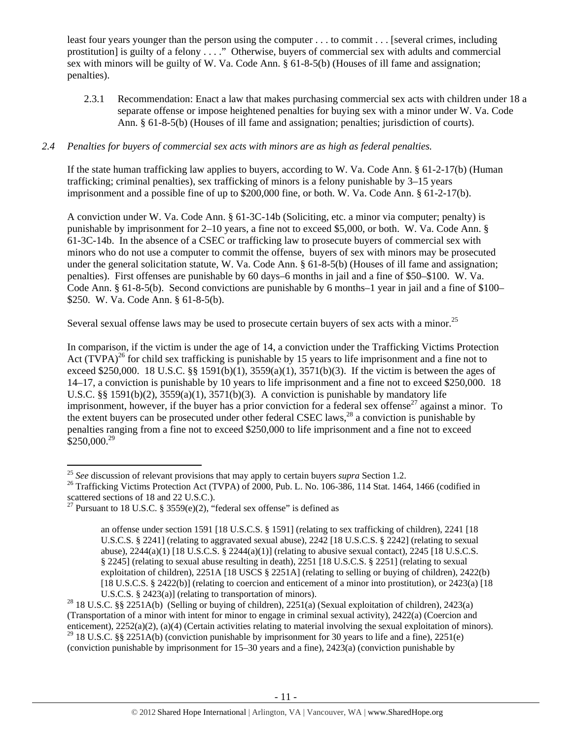least four years younger than the person using the computer . . . to commit . . . [several crimes, including prostitution] is guilty of a felony . . . ." Otherwise, buyers of commercial sex with adults and commercial sex with minors will be guilty of W. Va. Code Ann. § 61-8-5(b) (Houses of ill fame and assignation; penalties).

2.3.1 Recommendation: Enact a law that makes purchasing commercial sex acts with children under 18 a separate offense or impose heightened penalties for buying sex with a minor under W. Va. Code Ann. § 61-8-5(b) (Houses of ill fame and assignation; penalties; jurisdiction of courts).

*2.4 Penalties for buyers of commercial sex acts with minors are as high as federal penalties.*

If the state human trafficking law applies to buyers, according to W. Va. Code Ann. § 61-2-17(b) (Human trafficking; criminal penalties), sex trafficking of minors is a felony punishable by 3–15 years imprisonment and a possible fine of up to $200,000 fine, or both. W. Va. Code Ann. § 61-2-17(b).

A conviction under W. Va. Code Ann. § 61-3C-14b (Soliciting, etc. a minor via computer; penalty) is punishable by imprisonment for 2–10 years, a fine not to exceed $5,000, or both. W. Va. Code Ann. § 61-3C-14b. In the absence of a CSEC or trafficking law to prosecute buyers of commercial sex with minors who do not use a computer to commit the offense, buyers of sex with minors may be prosecuted under the general solicitation statute, W. Va. Code Ann. § 61-8-5(b) (Houses of ill fame and assignation; penalties). First offenses are punishable by 60 days–6 months in jail and a fine of $50–$100. W. Va. Code Ann. § 61-8-5(b). Second convictions are punishable by 6 months–1 year in jail and a fine of $100–$250. W. Va. Code Ann. § 61-8-5(b).

Several sexual offense laws may be used to prosecute certain buyers of sex acts with a minor.[25]

In comparison, if the victim is under the age of 14, a conviction under the Trafficking Victims Protection Act (TVPA)[26] for child sex trafficking is punishable by 15 years to life imprisonment and a fine not to exceed $250,000. 18 U.S.C. §§ 1591(b)(1), 3559(a)(1), 3571(b)(3). If the victim is between the ages of 14–17, a conviction is punishable by 10 years to life imprisonment and a fine not to exceed $250,000. 18 U.S.C. §§ 1591(b)(2), 3559(a)(1), 3571(b)(3). A conviction is punishable by mandatory life imprisonment, however, if the buyer has a prior conviction for a federal sex offense[27] against a minor. To the extent buyers can be prosecuted under other federal CSEC laws,[28] a conviction is punishable by penalties ranging from a fine not to exceed $250,000 to life imprisonment and a fine not to exceed $250,000.[29]

---

[25] *See* discussion of relevant provisions that may apply to certain buyers *supra* Section 1.2.

[26] Trafficking Victims Protection Act (TVPA) of 2000, Pub. L. No. 106-386, 114 Stat. 1464, 1466 (codified in scattered sections of 18 and 22 U.S.C.).

[27] Pursuant to 18 U.S.C. § 3559(e)(2), "federal sex offense" is defined as

> an offense under section 1591 [18 U.S.C.S. § 1591] (relating to sex trafficking of children), 2241 [18 U.S.C.S. § 2241] (relating to aggravated sexual abuse), 2242 [18 U.S.C.S. § 2242] (relating to sexual abuse), 2244(a)(1) [18 U.S.C.S. § 2244(a)(1)] (relating to abusive sexual contact), 2245 [18 U.S.C.S. § 2245] (relating to sexual abuse resulting in death), 2251 [18 U.S.C.S. § 2251] (relating to sexual exploitation of children), 2251A [18 USCS § 2251A] (relating to selling or buying of children), 2422(b) [18 U.S.C.S. § 2422(b)] (relating to coercion and enticement of a minor into prostitution), or 2423(a) [18 U.S.C.S. § 2423(a)] (relating to transportation of minors).

[28] 18 U.S.C. §§ 2251A(b) (Selling or buying of children), 2251(a) (Sexual exploitation of children), 2423(a) (Transportation of a minor with intent for minor to engage in criminal sexual activity), 2422(a) (Coercion and enticement), 2252(a)(2), (a)(4) (Certain activities relating to material involving the sexual exploitation of minors).

[29] 18 U.S.C. §§ 2251A(b) (conviction punishable by imprisonment for 30 years to life and a fine), 2251(e) (conviction punishable by imprisonment for 15–30 years and a fine), 2423(a) (conviction punishable by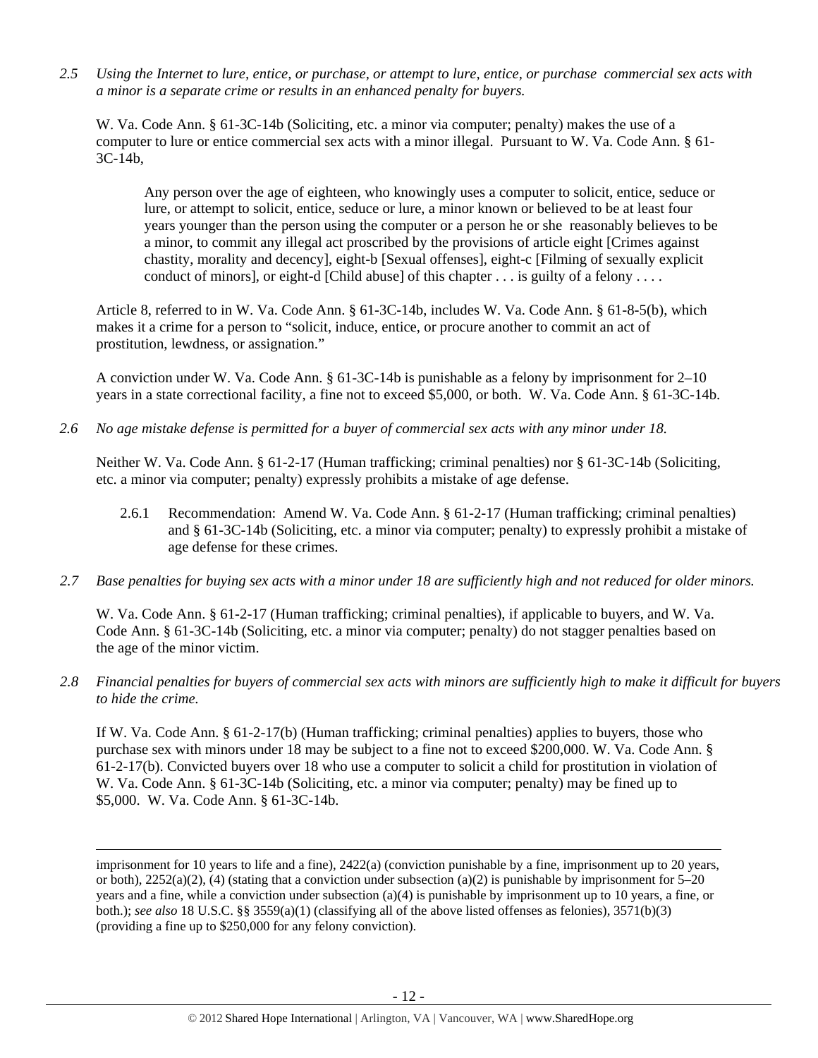*2.5 Using the Internet to lure, entice, or purchase, or attempt to lure, entice, or purchase commercial sex acts with a minor is a separate crime or results in an enhanced penalty for buyers.*

W. Va. Code Ann. § 61-3C-14b (Soliciting, etc. a minor via computer; penalty) makes the use of a computer to lure or entice commercial sex acts with a minor illegal. Pursuant to W. Va. Code Ann. § 61-3C-14b,

> Any person over the age of eighteen, who knowingly uses a computer to solicit, entice, seduce or lure, or attempt to solicit, entice, seduce or lure, a minor known or believed to be at least four years younger than the person using the computer or a person he or she reasonably believes to be a minor, to commit any illegal act proscribed by the provisions of article eight [Crimes against chastity, morality and decency], eight-b [Sexual offenses], eight-c [Filming of sexually explicit conduct of minors], or eight-d [Child abuse] of this chapter . . . is guilty of a felony . . . .

Article 8, referred to in W. Va. Code Ann. § 61-3C-14b, includes W. Va. Code Ann. § 61-8-5(b), which makes it a crime for a person to "solicit, induce, entice, or procure another to commit an act of prostitution, lewdness, or assignation."

A conviction under W. Va. Code Ann. § 61-3C-14b is punishable as a felony by imprisonment for 2–10 years in a state correctional facility, a fine not to exceed $5,000, or both. W. Va. Code Ann. § 61-3C-14b.

*2.6 No age mistake defense is permitted for a buyer of commercial sex acts with any minor under 18.*

Neither W. Va. Code Ann. § 61-2-17 (Human trafficking; criminal penalties) nor § 61-3C-14b (Soliciting, etc. a minor via computer; penalty) expressly prohibits a mistake of age defense.

2.6.1 Recommendation: Amend W. Va. Code Ann. § 61-2-17 (Human trafficking; criminal penalties) and § 61-3C-14b (Soliciting, etc. a minor via computer; penalty) to expressly prohibit a mistake of age defense for these crimes.

*2.7 Base penalties for buying sex acts with a minor under 18 are sufficiently high and not reduced for older minors.*

W. Va. Code Ann. § 61-2-17 (Human trafficking; criminal penalties), if applicable to buyers, and W. Va. Code Ann. § 61-3C-14b (Soliciting, etc. a minor via computer; penalty) do not stagger penalties based on the age of the minor victim.

*2.8 Financial penalties for buyers of commercial sex acts with minors are sufficiently high to make it difficult for buyers to hide the crime.*

If W. Va. Code Ann. § 61-2-17(b) (Human trafficking; criminal penalties) applies to buyers, those who purchase sex with minors under 18 may be subject to a fine not to exceed $200,000. W. Va. Code Ann. § 61-2-17(b). Convicted buyers over 18 who use a computer to solicit a child for prostitution in violation of W. Va. Code Ann. § 61-3C-14b (Soliciting, etc. a minor via computer; penalty) may be fined up to $5,000. W. Va. Code Ann. § 61-3C-14b.

---

imprisonment for 10 years to life and a fine), 2422(a) (conviction punishable by a fine, imprisonment up to 20 years, or both), 2252(a)(2), (4) (stating that a conviction under subsection (a)(2) is punishable by imprisonment for 5–20 years and a fine, while a conviction under subsection (a)(4) is punishable by imprisonment up to 10 years, a fine, or both.); *see also* 18 U.S.C. §§ 3559(a)(1) (classifying all of the above listed offenses as felonies), 3571(b)(3) (providing a fine up to $250,000 for any felony conviction).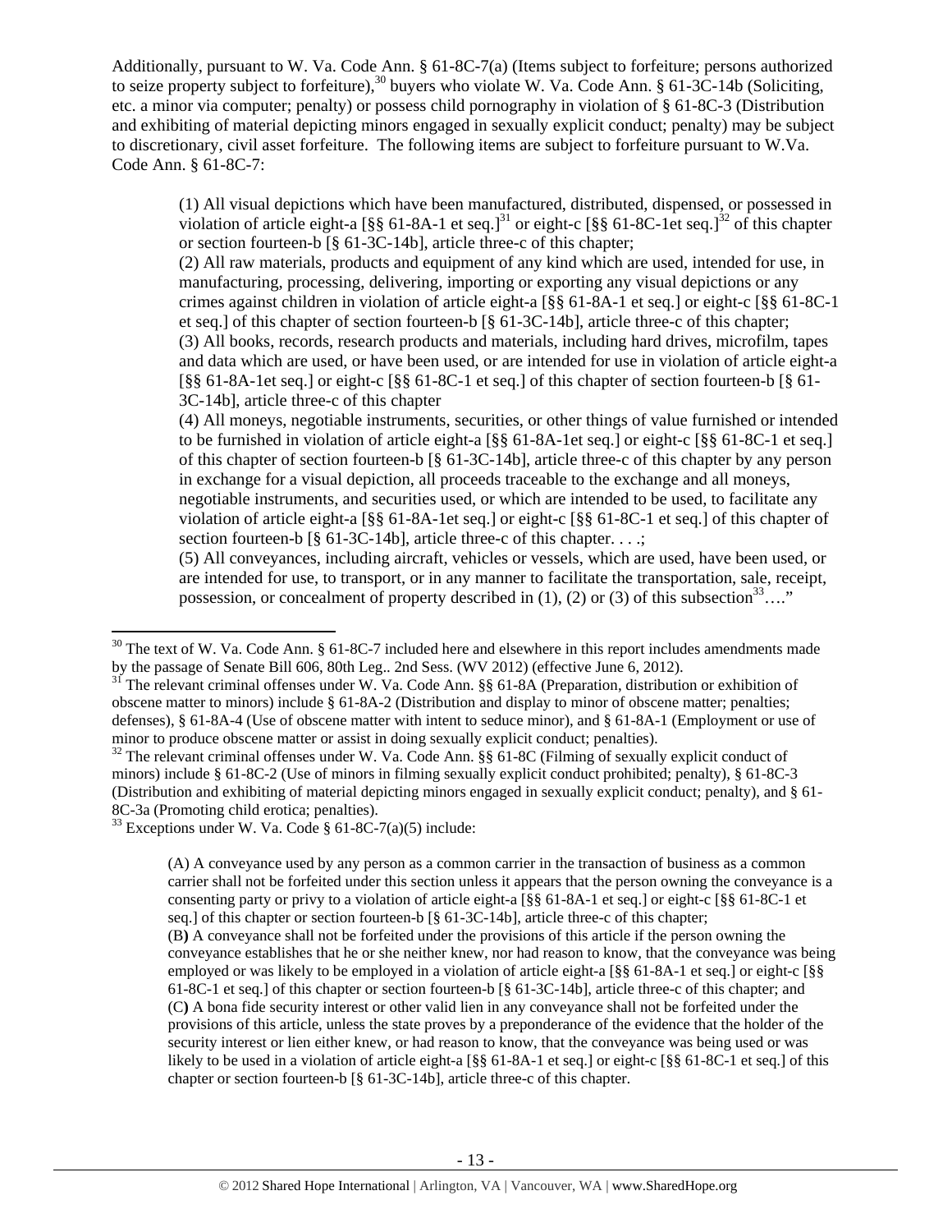Additionally, pursuant to W. Va. Code Ann. § 61-8C-7(a) (Items subject to forfeiture; persons authorized to seize property subject to forfeiture),[30] buyers who violate W. Va. Code Ann. § 61-3C-14b (Soliciting, etc. a minor via computer; penalty) or possess child pornography in violation of § 61-8C-3 (Distribution and exhibiting of material depicting minors engaged in sexually explicit conduct; penalty) may be subject to discretionary, civil asset forfeiture. The following items are subject to forfeiture pursuant to W.Va. Code Ann. § 61-8C-7:

> (1) All visual depictions which have been manufactured, distributed, dispensed, or possessed in violation of article eight-a [§§ 61-8A-1 et seq.][31] or eight-c [§§ 61-8C-1et seq.][32] of this chapter or section fourteen-b [§ 61-3C-14b], article three-c of this chapter;
> (2) All raw materials, products and equipment of any kind which are used, intended for use, in manufacturing, processing, delivering, importing or exporting any visual depictions or any crimes against children in violation of article eight-a [§§ 61-8A-1 et seq.] or eight-c [§§ 61-8C-1 et seq.] of this chapter of section fourteen-b [§ 61-3C-14b], article three-c of this chapter;
> (3) All books, records, research products and materials, including hard drives, microfilm, tapes and data which are used, or have been used, or are intended for use in violation of article eight-a [§§ 61-8A-1et seq.] or eight-c [§§ 61-8C-1 et seq.] of this chapter of section fourteen-b [§ 61-3C-14b], article three-c of this chapter
> (4) All moneys, negotiable instruments, securities, or other things of value furnished or intended to be furnished in violation of article eight-a [§§ 61-8A-1et seq.] or eight-c [§§ 61-8C-1 et seq.] of this chapter of section fourteen-b [§ 61-3C-14b], article three-c of this chapter by any person in exchange for a visual depiction, all proceeds traceable to the exchange and all moneys, negotiable instruments, and securities used, or which are intended to be used, to facilitate any violation of article eight-a [§§ 61-8A-1et seq.] or eight-c [§§ 61-8C-1 et seq.] of this chapter of section fourteen-b [§ 61-3C-14b], article three-c of this chapter. . . .;
> (5) All conveyances, including aircraft, vehicles or vessels, which are used, have been used, or are intended for use, to transport, or in any manner to facilitate the transportation, sale, receipt, possession, or concealment of property described in (1), (2) or (3) of this subsection[33]…."

---

[30] The text of W. Va. Code Ann. § 61-8C-7 included here and elsewhere in this report includes amendments made by the passage of Senate Bill 606, 80th Leg.. 2nd Sess. (WV 2012) (effective June 6, 2012).

[31] The relevant criminal offenses under W. Va. Code Ann. §§ 61-8A (Preparation, distribution or exhibition of obscene matter to minors) include § 61-8A-2 (Distribution and display to minor of obscene matter; penalties; defenses), § 61-8A-4 (Use of obscene matter with intent to seduce minor), and § 61-8A-1 (Employment or use of minor to produce obscene matter or assist in doing sexually explicit conduct; penalties).

[32] The relevant criminal offenses under W. Va. Code Ann. §§ 61-8C (Filming of sexually explicit conduct of minors) include § 61-8C-2 (Use of minors in filming sexually explicit conduct prohibited; penalty), § 61-8C-3 (Distribution and exhibiting of material depicting minors engaged in sexually explicit conduct; penalty), and § 61-8C-3a (Promoting child erotica; penalties).

[33] Exceptions under W. Va. Code § 61-8C-7(a)(5) include:

> (A) A conveyance used by any person as a common carrier in the transaction of business as a common carrier shall not be forfeited under this section unless it appears that the person owning the conveyance is a consenting party or privy to a violation of article eight-a [§§ 61-8A-1 et seq.] or eight-c [§§ 61-8C-1 et seq.] of this chapter or section fourteen-b [§ 61-3C-14b], article three-c of this chapter;
> (B) A conveyance shall not be forfeited under the provisions of this article if the person owning the conveyance establishes that he or she neither knew, nor had reason to know, that the conveyance was being employed or was likely to be employed in a violation of article eight-a [§§ 61-8A-1 et seq.] or eight-c [§§ 61-8C-1 et seq.] of this chapter or section fourteen-b [§ 61-3C-14b], article three-c of this chapter; and
> (C) A bona fide security interest or other valid lien in any conveyance shall not be forfeited under the provisions of this article, unless the state proves by a preponderance of the evidence that the holder of the security interest or lien either knew, or had reason to know, that the conveyance was being used or was likely to be used in a violation of article eight-a [§§ 61-8A-1 et seq.] or eight-c [§§ 61-8C-1 et seq.] of this chapter or section fourteen-b [§ 61-3C-14b], article three-c of this chapter.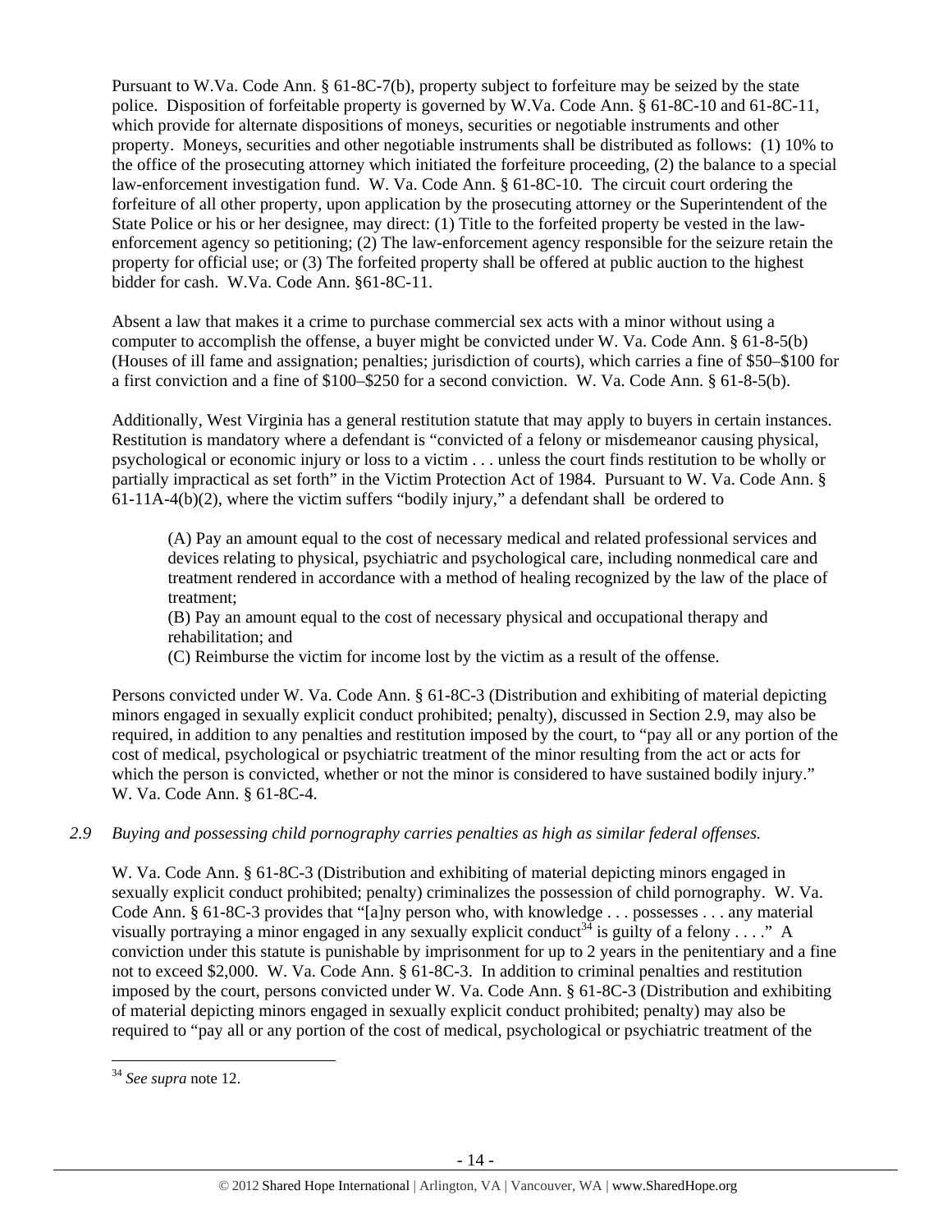Pursuant to W.Va. Code Ann. § 61-8C-7(b), property subject to forfeiture may be seized by the state police. Disposition of forfeitable property is governed by W.Va. Code Ann. § 61-8C-10 and 61-8C-11, which provide for alternate dispositions of moneys, securities or negotiable instruments and other property. Moneys, securities and other negotiable instruments shall be distributed as follows: (1) 10% to the office of the prosecuting attorney which initiated the forfeiture proceeding, (2) the balance to a special law-enforcement investigation fund. W. Va. Code Ann. § 61-8C-10. The circuit court ordering the forfeiture of all other property, upon application by the prosecuting attorney or the Superintendent of the State Police or his or her designee, may direct: (1) Title to the forfeited property be vested in the law-enforcement agency so petitioning; (2) The law-enforcement agency responsible for the seizure retain the property for official use; or (3) The forfeited property shall be offered at public auction to the highest bidder for cash. W.Va. Code Ann. §61-8C-11.

Absent a law that makes it a crime to purchase commercial sex acts with a minor without using a computer to accomplish the offense, a buyer might be convicted under W. Va. Code Ann. § 61-8-5(b) (Houses of ill fame and assignation; penalties; jurisdiction of courts), which carries a fine of \$50–\$100 for a first conviction and a fine of \$100–\$250 for a second conviction. W. Va. Code Ann. § 61-8-5(b).

Additionally, West Virginia has a general restitution statute that may apply to buyers in certain instances. Restitution is mandatory where a defendant is "convicted of a felony or misdemeanor causing physical, psychological or economic injury or loss to a victim . . . unless the court finds restitution to be wholly or partially impractical as set forth" in the Victim Protection Act of 1984. Pursuant to W. Va. Code Ann. § 61-11A-4(b)(2), where the victim suffers "bodily injury," a defendant shall be ordered to

> (A) Pay an amount equal to the cost of necessary medical and related professional services and devices relating to physical, psychiatric and psychological care, including nonmedical care and treatment rendered in accordance with a method of healing recognized by the law of the place of treatment;
>
> (B) Pay an amount equal to the cost of necessary physical and occupational therapy and rehabilitation; and
>
> (C) Reimburse the victim for income lost by the victim as a result of the offense.

Persons convicted under W. Va. Code Ann. § 61-8C-3 (Distribution and exhibiting of material depicting minors engaged in sexually explicit conduct prohibited; penalty), discussed in Section 2.9, may also be required, in addition to any penalties and restitution imposed by the court, to "pay all or any portion of the cost of medical, psychological or psychiatric treatment of the minor resulting from the act or acts for which the person is convicted, whether or not the minor is considered to have sustained bodily injury." W. Va. Code Ann. § 61-8C-4.

*2.9 Buying and possessing child pornography carries penalties as high as similar federal offenses.*

W. Va. Code Ann. § 61-8C-3 (Distribution and exhibiting of material depicting minors engaged in sexually explicit conduct prohibited; penalty) criminalizes the possession of child pornography. W. Va. Code Ann. § 61-8C-3 provides that "[a]ny person who, with knowledge . . . possesses . . . any material visually portraying a minor engaged in any sexually explicit conduct[34] is guilty of a felony . . . ." A conviction under this statute is punishable by imprisonment for up to 2 years in the penitentiary and a fine not to exceed \$2,000. W. Va. Code Ann. § 61-8C-3. In addition to criminal penalties and restitution imposed by the court, persons convicted under W. Va. Code Ann. § 61-8C-3 (Distribution and exhibiting of material depicting minors engaged in sexually explicit conduct prohibited; penalty) may also be required to "pay all or any portion of the cost of medical, psychological or psychiatric treatment of the

---

[34] *See supra* note 12.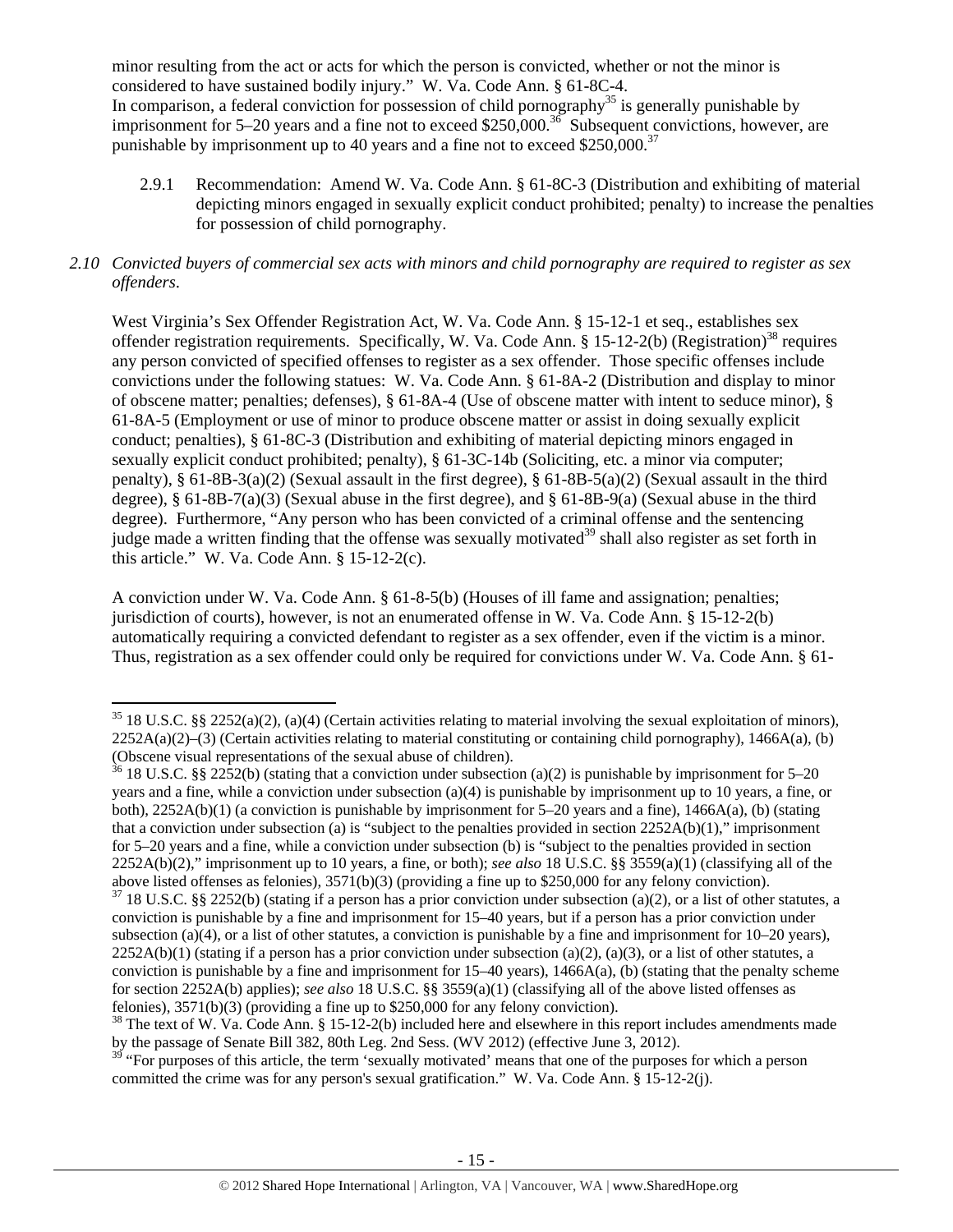minor resulting from the act or acts for which the person is convicted, whether or not the minor is considered to have sustained bodily injury." W. Va. Code Ann. § 61-8C-4.
In comparison, a federal conviction for possession of child pornography[35] is generally punishable by imprisonment for 5–20 years and a fine not to exceed $250,000.[36] Subsequent convictions, however, are punishable by imprisonment up to 40 years and a fine not to exceed $250,000.[37]

2.9.1 Recommendation: Amend W. Va. Code Ann. § 61-8C-3 (Distribution and exhibiting of material depicting minors engaged in sexually explicit conduct prohibited; penalty) to increase the penalties for possession of child pornography.

*2.10 Convicted buyers of commercial sex acts with minors and child pornography are required to register as sex offenders.*

West Virginia's Sex Offender Registration Act, W. Va. Code Ann. § 15-12-1 et seq., establishes sex offender registration requirements. Specifically, W. Va. Code Ann. § 15-12-2(b) (Registration)[38] requires any person convicted of specified offenses to register as a sex offender. Those specific offenses include convictions under the following statues: W. Va. Code Ann. § 61-8A-2 (Distribution and display to minor of obscene matter; penalties; defenses), § 61-8A-4 (Use of obscene matter with intent to seduce minor), § 61-8A-5 (Employment or use of minor to produce obscene matter or assist in doing sexually explicit conduct; penalties), § 61-8C-3 (Distribution and exhibiting of material depicting minors engaged in sexually explicit conduct prohibited; penalty), § 61-3C-14b (Soliciting, etc. a minor via computer; penalty), § 61-8B-3(a)(2) (Sexual assault in the first degree), § 61-8B-5(a)(2) (Sexual assault in the third degree), § 61-8B-7(a)(3) (Sexual abuse in the first degree), and § 61-8B-9(a) (Sexual abuse in the third degree). Furthermore, "Any person who has been convicted of a criminal offense and the sentencing judge made a written finding that the offense was sexually motivated[39] shall also register as set forth in this article." W. Va. Code Ann. § 15-12-2(c).

A conviction under W. Va. Code Ann. § 61-8-5(b) (Houses of ill fame and assignation; penalties; jurisdiction of courts), however, is not an enumerated offense in W. Va. Code Ann. § 15-12-2(b) automatically requiring a convicted defendant to register as a sex offender, even if the victim is a minor. Thus, registration as a sex offender could only be required for convictions under W. Va. Code Ann. § 61-

---

[35] 18 U.S.C. §§ 2252(a)(2), (a)(4) (Certain activities relating to material involving the sexual exploitation of minors), 2252A(a)(2)–(3) (Certain activities relating to material constituting or containing child pornography), 1466A(a), (b) (Obscene visual representations of the sexual abuse of children).

[36] 18 U.S.C. §§ 2252(b) (stating that a conviction under subsection (a)(2) is punishable by imprisonment for 5–20 years and a fine, while a conviction under subsection (a)(4) is punishable by imprisonment up to 10 years, a fine, or both), 2252A(b)(1) (a conviction is punishable by imprisonment for 5–20 years and a fine), 1466A(a), (b) (stating that a conviction under subsection (a) is "subject to the penalties provided in section 2252A(b)(1)," imprisonment for 5–20 years and a fine, while a conviction under subsection (b) is "subject to the penalties provided in section 2252A(b)(2)," imprisonment up to 10 years, a fine, or both); *see also* 18 U.S.C. §§ 3559(a)(1) (classifying all of the above listed offenses as felonies), 3571(b)(3) (providing a fine up to $250,000 for any felony conviction).

[37] 18 U.S.C. §§ 2252(b) (stating if a person has a prior conviction under subsection (a)(2), or a list of other statutes, a conviction is punishable by a fine and imprisonment for 15–40 years, but if a person has a prior conviction under subsection (a)(4), or a list of other statutes, a conviction is punishable by a fine and imprisonment for 10–20 years), 2252A(b)(1) (stating if a person has a prior conviction under subsection (a)(2), (a)(3), or a list of other statutes, a conviction is punishable by a fine and imprisonment for 15–40 years), 1466A(a), (b) (stating that the penalty scheme for section 2252A(b) applies); *see also* 18 U.S.C. §§ 3559(a)(1) (classifying all of the above listed offenses as felonies), 3571(b)(3) (providing a fine up to $250,000 for any felony conviction).

[38] The text of W. Va. Code Ann. § 15-12-2(b) included here and elsewhere in this report includes amendments made by the passage of Senate Bill 382, 80th Leg. 2nd Sess. (WV 2012) (effective June 3, 2012).

[39] "For purposes of this article, the term 'sexually motivated' means that one of the purposes for which a person committed the crime was for any person's sexual gratification." W. Va. Code Ann. § 15-12-2(j).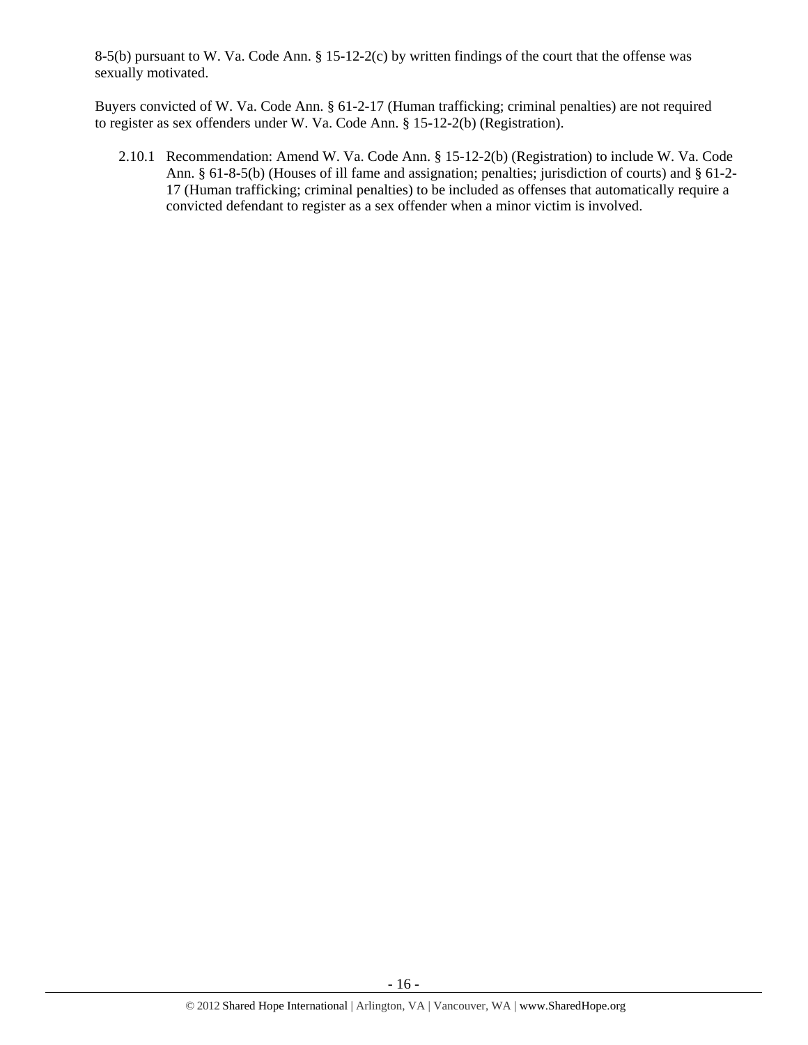8-5(b) pursuant to W. Va. Code Ann. § 15-12-2(c) by written findings of the court that the offense was sexually motivated.

Buyers convicted of W. Va. Code Ann. § 61-2-17 (Human trafficking; criminal penalties) are not required to register as sex offenders under W. Va. Code Ann. § 15-12-2(b) (Registration).

2.10.1 Recommendation: Amend W. Va. Code Ann. § 15-12-2(b) (Registration) to include W. Va. Code Ann. § 61-8-5(b) (Houses of ill fame and assignation; penalties; jurisdiction of courts) and § 61-2-17 (Human trafficking; criminal penalties) to be included as offenses that automatically require a convicted defendant to register as a sex offender when a minor victim is involved.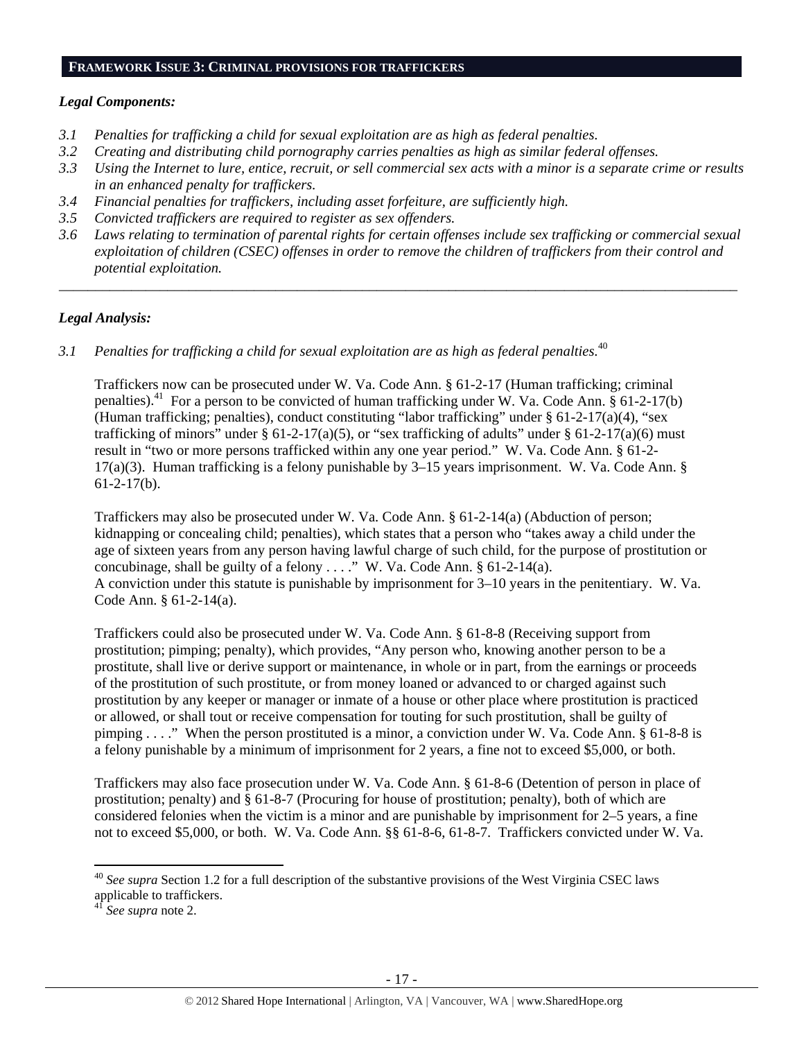## FRAMEWORK ISSUE 3: CRIMINAL PROVISIONS FOR TRAFFICKERS

### *Legal Components:*

*3.1 Penalties for trafficking a child for sexual exploitation are as high as federal penalties.*
*3.2 Creating and distributing child pornography carries penalties as high as similar federal offenses.*
*3.3 Using the Internet to lure, entice, recruit, or sell commercial sex acts with a minor is a separate crime or results in an enhanced penalty for traffickers.*
*3.4 Financial penalties for traffickers, including asset forfeiture, are sufficiently high.*
*3.5 Convicted traffickers are required to register as sex offenders.*
*3.6 Laws relating to termination of parental rights for certain offenses include sex trafficking or commercial sexual exploitation of children (CSEC) offenses in order to remove the children of traffickers from their control and potential exploitation.*

---

### *Legal Analysis:*

*3.1 Penalties for trafficking a child for sexual exploitation are as high as federal penalties.*[40]

Traffickers now can be prosecuted under W. Va. Code Ann. § 61-2-17 (Human trafficking; criminal penalties).[41] For a person to be convicted of human trafficking under W. Va. Code Ann. § 61-2-17(b) (Human trafficking; penalties), conduct constituting "labor trafficking" under § 61-2-17(a)(4), "sex trafficking of minors" under § 61-2-17(a)(5), or "sex trafficking of adults" under § 61-2-17(a)(6) must result in "two or more persons trafficked within any one year period." W. Va. Code Ann. § 61-2-17(a)(3). Human trafficking is a felony punishable by 3–15 years imprisonment. W. Va. Code Ann. § 61-2-17(b).

Traffickers may also be prosecuted under W. Va. Code Ann. § 61-2-14(a) (Abduction of person; kidnapping or concealing child; penalties), which states that a person who "takes away a child under the age of sixteen years from any person having lawful charge of such child, for the purpose of prostitution or concubinage, shall be guilty of a felony . . . ." W. Va. Code Ann. § 61-2-14(a).
A conviction under this statute is punishable by imprisonment for 3–10 years in the penitentiary. W. Va. Code Ann. § 61-2-14(a).

Traffickers could also be prosecuted under W. Va. Code Ann. § 61-8-8 (Receiving support from prostitution; pimping; penalty), which provides, "Any person who, knowing another person to be a prostitute, shall live or derive support or maintenance, in whole or in part, from the earnings or proceeds of the prostitution of such prostitute, or from money loaned or advanced to or charged against such prostitution by any keeper or manager or inmate of a house or other place where prostitution is practiced or allowed, or shall tout or receive compensation for touting for such prostitution, shall be guilty of pimping . . . ." When the person prostituted is a minor, a conviction under W. Va. Code Ann. § 61-8-8 is a felony punishable by a minimum of imprisonment for 2 years, a fine not to exceed $5,000, or both.

Traffickers may also face prosecution under W. Va. Code Ann. § 61-8-6 (Detention of person in place of prostitution; penalty) and § 61-8-7 (Procuring for house of prostitution; penalty), both of which are considered felonies when the victim is a minor and are punishable by imprisonment for 2–5 years, a fine not to exceed $5,000, or both. W. Va. Code Ann. §§ 61-8-6, 61-8-7. Traffickers convicted under W. Va.

---

[40] *See supra* Section 1.2 for a full description of the substantive provisions of the West Virginia CSEC laws applicable to traffickers.
[41] *See supra* note 2.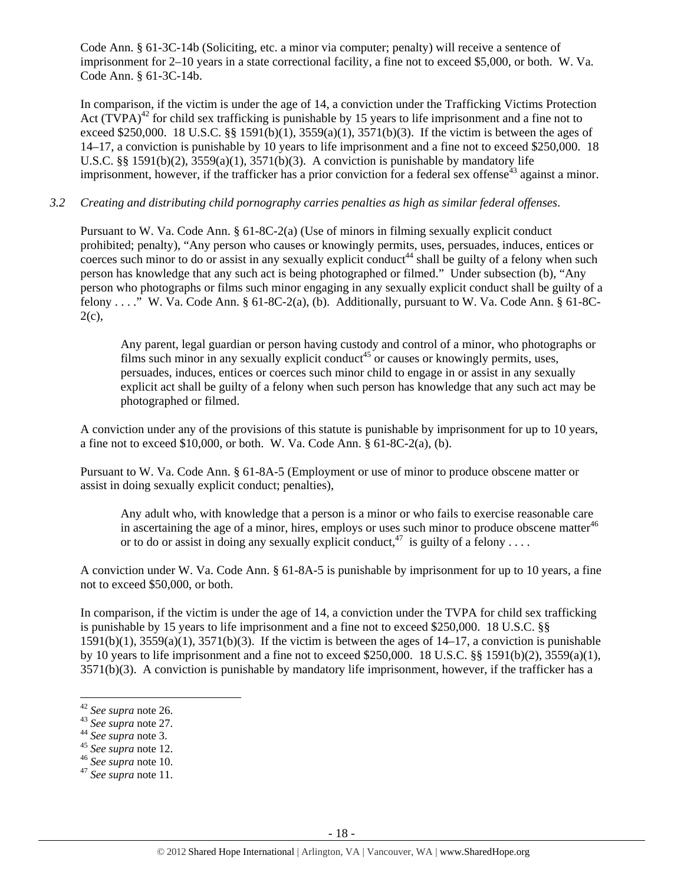Code Ann. § 61-3C-14b (Soliciting, etc. a minor via computer; penalty) will receive a sentence of imprisonment for 2–10 years in a state correctional facility, a fine not to exceed $5,000, or both. W. Va. Code Ann. § 61-3C-14b.

In comparison, if the victim is under the age of 14, a conviction under the Trafficking Victims Protection Act (TVPA)[42] for child sex trafficking is punishable by 15 years to life imprisonment and a fine not to exceed $250,000. 18 U.S.C. §§ 1591(b)(1), 3559(a)(1), 3571(b)(3). If the victim is between the ages of 14–17, a conviction is punishable by 10 years to life imprisonment and a fine not to exceed $250,000. 18 U.S.C. §§ 1591(b)(2), 3559(a)(1), 3571(b)(3). A conviction is punishable by mandatory life imprisonment, however, if the trafficker has a prior conviction for a federal sex offense[43] against a minor.

*3.2 Creating and distributing child pornography carries penalties as high as similar federal offenses.*

Pursuant to W. Va. Code Ann. § 61-8C-2(a) (Use of minors in filming sexually explicit conduct prohibited; penalty), "Any person who causes or knowingly permits, uses, persuades, induces, entices or coerces such minor to do or assist in any sexually explicit conduct[44] shall be guilty of a felony when such person has knowledge that any such act is being photographed or filmed." Under subsection (b), "Any person who photographs or films such minor engaging in any sexually explicit conduct shall be guilty of a felony . . . ." W. Va. Code Ann. § 61-8C-2(a), (b). Additionally, pursuant to W. Va. Code Ann. § 61-8C-2(c),

> Any parent, legal guardian or person having custody and control of a minor, who photographs or films such minor in any sexually explicit conduct[45] or causes or knowingly permits, uses, persuades, induces, entices or coerces such minor child to engage in or assist in any sexually explicit act shall be guilty of a felony when such person has knowledge that any such act may be photographed or filmed.

A conviction under any of the provisions of this statute is punishable by imprisonment for up to 10 years, a fine not to exceed $10,000, or both. W. Va. Code Ann. § 61-8C-2(a), (b).

Pursuant to W. Va. Code Ann. § 61-8A-5 (Employment or use of minor to produce obscene matter or assist in doing sexually explicit conduct; penalties),

> Any adult who, with knowledge that a person is a minor or who fails to exercise reasonable care in ascertaining the age of a minor, hires, employs or uses such minor to produce obscene matter[46] or to do or assist in doing any sexually explicit conduct,[47] is guilty of a felony . . . .

A conviction under W. Va. Code Ann. § 61-8A-5 is punishable by imprisonment for up to 10 years, a fine not to exceed $50,000, or both.

In comparison, if the victim is under the age of 14, a conviction under the TVPA for child sex trafficking is punishable by 15 years to life imprisonment and a fine not to exceed $250,000. 18 U.S.C. §§ 1591(b)(1), 3559(a)(1), 3571(b)(3). If the victim is between the ages of 14–17, a conviction is punishable by 10 years to life imprisonment and a fine not to exceed $250,000. 18 U.S.C. §§ 1591(b)(2), 3559(a)(1), 3571(b)(3). A conviction is punishable by mandatory life imprisonment, however, if the trafficker has a

---

[42] *See supra* note 26.
[43] *See supra* note 27.
[44] *See supra* note 3.
[45] *See supra* note 12.
[46] *See supra* note 10.
[47] *See supra* note 11.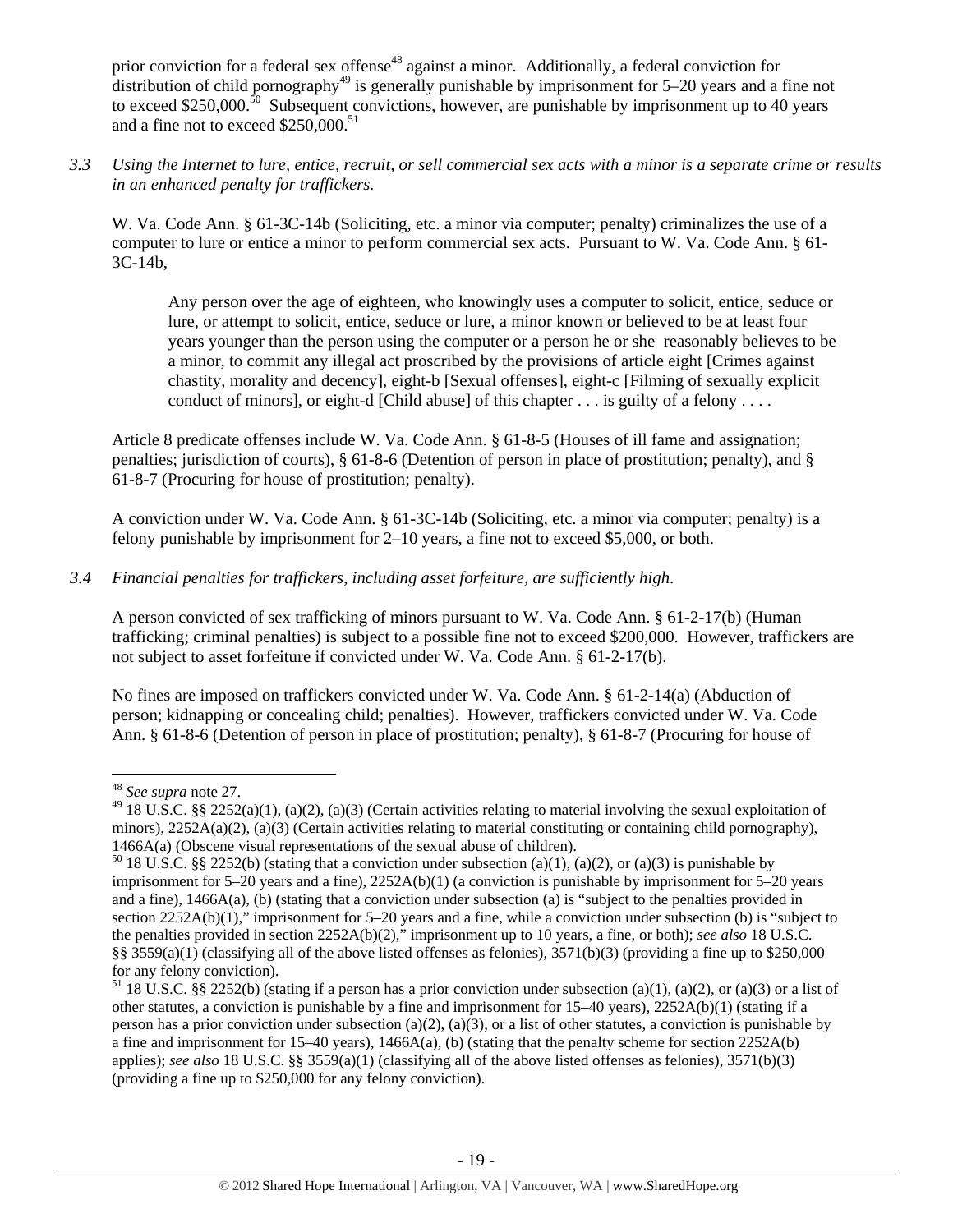prior conviction for a federal sex offense[48] against a minor. Additionally, a federal conviction for distribution of child pornography[49] is generally punishable by imprisonment for 5–20 years and a fine not to exceed $250,000.[50] Subsequent convictions, however, are punishable by imprisonment up to 40 years and a fine not to exceed $250,000.[51]

*3.3 Using the Internet to lure, entice, recruit, or sell commercial sex acts with a minor is a separate crime or results in an enhanced penalty for traffickers.*

W. Va. Code Ann. § 61-3C-14b (Soliciting, etc. a minor via computer; penalty) criminalizes the use of a computer to lure or entice a minor to perform commercial sex acts. Pursuant to W. Va. Code Ann. § 61-3C-14b,

> Any person over the age of eighteen, who knowingly uses a computer to solicit, entice, seduce or lure, or attempt to solicit, entice, seduce or lure, a minor known or believed to be at least four years younger than the person using the computer or a person he or she reasonably believes to be a minor, to commit any illegal act proscribed by the provisions of article eight [Crimes against chastity, morality and decency], eight-b [Sexual offenses], eight-c [Filming of sexually explicit conduct of minors], or eight-d [Child abuse] of this chapter . . . is guilty of a felony . . . .

Article 8 predicate offenses include W. Va. Code Ann. § 61-8-5 (Houses of ill fame and assignation; penalties; jurisdiction of courts), § 61-8-6 (Detention of person in place of prostitution; penalty), and § 61-8-7 (Procuring for house of prostitution; penalty).

A conviction under W. Va. Code Ann. § 61-3C-14b (Soliciting, etc. a minor via computer; penalty) is a felony punishable by imprisonment for 2–10 years, a fine not to exceed $5,000, or both.

*3.4 Financial penalties for traffickers, including asset forfeiture, are sufficiently high.*

A person convicted of sex trafficking of minors pursuant to W. Va. Code Ann. § 61-2-17(b) (Human trafficking; criminal penalties) is subject to a possible fine not to exceed $200,000. However, traffickers are not subject to asset forfeiture if convicted under W. Va. Code Ann. § 61-2-17(b).

No fines are imposed on traffickers convicted under W. Va. Code Ann. § 61-2-14(a) (Abduction of person; kidnapping or concealing child; penalties). However, traffickers convicted under W. Va. Code Ann. § 61-8-6 (Detention of person in place of prostitution; penalty), § 61-8-7 (Procuring for house of

---

[48] *See supra* note 27.

[49] 18 U.S.C. §§ 2252(a)(1), (a)(2), (a)(3) (Certain activities relating to material involving the sexual exploitation of minors), 2252A(a)(2), (a)(3) (Certain activities relating to material constituting or containing child pornography), 1466A(a) (Obscene visual representations of the sexual abuse of children).

[50] 18 U.S.C. §§ 2252(b) (stating that a conviction under subsection (a)(1), (a)(2), or (a)(3) is punishable by imprisonment for 5–20 years and a fine), 2252A(b)(1) (a conviction is punishable by imprisonment for 5–20 years and a fine), 1466A(a), (b) (stating that a conviction under subsection (a) is "subject to the penalties provided in section 2252A(b)(1)," imprisonment for 5–20 years and a fine, while a conviction under subsection (b) is "subject to the penalties provided in section 2252A(b)(2)," imprisonment up to 10 years, a fine, or both); *see also* 18 U.S.C. §§ 3559(a)(1) (classifying all of the above listed offenses as felonies), 3571(b)(3) (providing a fine up to $250,000 for any felony conviction).

[51] 18 U.S.C. §§ 2252(b) (stating if a person has a prior conviction under subsection (a)(1), (a)(2), or (a)(3) or a list of other statutes, a conviction is punishable by a fine and imprisonment for 15–40 years), 2252A(b)(1) (stating if a person has a prior conviction under subsection (a)(2), (a)(3), or a list of other statutes, a conviction is punishable by a fine and imprisonment for 15–40 years), 1466A(a), (b) (stating that the penalty scheme for section 2252A(b) applies); *see also* 18 U.S.C. §§ 3559(a)(1) (classifying all of the above listed offenses as felonies), 3571(b)(3) (providing a fine up to $250,000 for any felony conviction).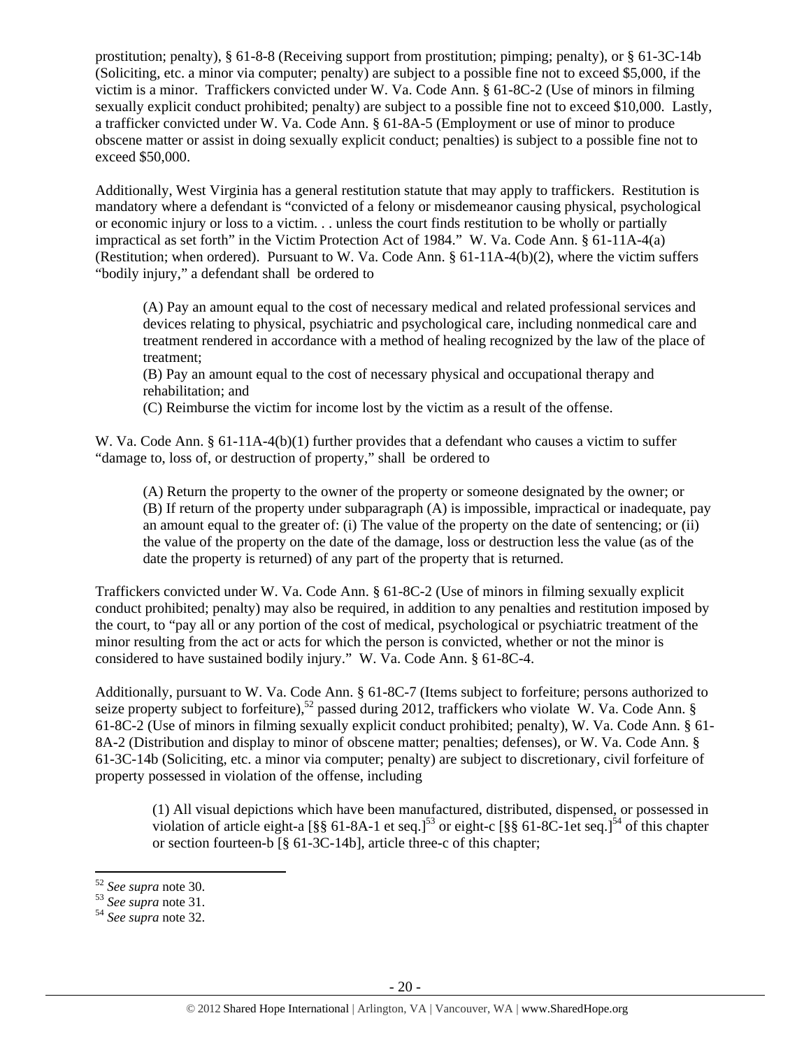prostitution; penalty), § 61-8-8 (Receiving support from prostitution; pimping; penalty), or § 61-3C-14b (Soliciting, etc. a minor via computer; penalty) are subject to a possible fine not to exceed $5,000, if the victim is a minor. Traffickers convicted under W. Va. Code Ann. § 61-8C-2 (Use of minors in filming sexually explicit conduct prohibited; penalty) are subject to a possible fine not to exceed $10,000. Lastly, a trafficker convicted under W. Va. Code Ann. § 61-8A-5 (Employment or use of minor to produce obscene matter or assist in doing sexually explicit conduct; penalties) is subject to a possible fine not to exceed $50,000.

Additionally, West Virginia has a general restitution statute that may apply to traffickers. Restitution is mandatory where a defendant is "convicted of a felony or misdemeanor causing physical, psychological or economic injury or loss to a victim. . . unless the court finds restitution to be wholly or partially impractical as set forth" in the Victim Protection Act of 1984." W. Va. Code Ann. § 61-11A-4(a) (Restitution; when ordered). Pursuant to W. Va. Code Ann. § 61-11A-4(b)(2), where the victim suffers "bodily injury," a defendant shall be ordered to

> (A) Pay an amount equal to the cost of necessary medical and related professional services and devices relating to physical, psychiatric and psychological care, including nonmedical care and treatment rendered in accordance with a method of healing recognized by the law of the place of treatment;
> (B) Pay an amount equal to the cost of necessary physical and occupational therapy and rehabilitation; and
> (C) Reimburse the victim for income lost by the victim as a result of the offense.

W. Va. Code Ann. § 61-11A-4(b)(1) further provides that a defendant who causes a victim to suffer "damage to, loss of, or destruction of property," shall be ordered to

> (A) Return the property to the owner of the property or someone designated by the owner; or
> (B) If return of the property under subparagraph (A) is impossible, impractical or inadequate, pay an amount equal to the greater of: (i) The value of the property on the date of sentencing; or (ii) the value of the property on the date of the damage, loss or destruction less the value (as of the date the property is returned) of any part of the property that is returned.

Traffickers convicted under W. Va. Code Ann. § 61-8C-2 (Use of minors in filming sexually explicit conduct prohibited; penalty) may also be required, in addition to any penalties and restitution imposed by the court, to "pay all or any portion of the cost of medical, psychological or psychiatric treatment of the minor resulting from the act or acts for which the person is convicted, whether or not the minor is considered to have sustained bodily injury." W. Va. Code Ann. § 61-8C-4.

Additionally, pursuant to W. Va. Code Ann. § 61-8C-7 (Items subject to forfeiture; persons authorized to seize property subject to forfeiture),[52] passed during 2012, traffickers who violate W. Va. Code Ann. § 61-8C-2 (Use of minors in filming sexually explicit conduct prohibited; penalty), W. Va. Code Ann. § 61-8A-2 (Distribution and display to minor of obscene matter; penalties; defenses), or W. Va. Code Ann. § 61-3C-14b (Soliciting, etc. a minor via computer; penalty) are subject to discretionary, civil forfeiture of property possessed in violation of the offense, including

> (1) All visual depictions which have been manufactured, distributed, dispensed, or possessed in violation of article eight-a [§§ 61-8A-1 et seq.][53] or eight-c [§§ 61-8C-1et seq.][54] of this chapter or section fourteen-b [§ 61-3C-14b], article three-c of this chapter;

---

[52] *See supra* note 30.
[53] *See supra* note 31.
[54] *See supra* note 32.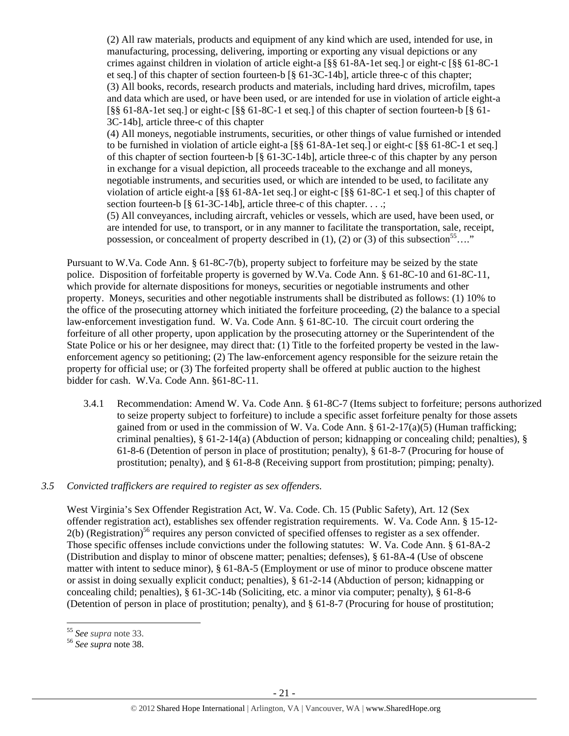(2) All raw materials, products and equipment of any kind which are used, intended for use, in manufacturing, processing, delivering, importing or exporting any visual depictions or any crimes against children in violation of article eight-a [§§ 61-8A-1et seq.] or eight-c [§§ 61-8C-1 et seq.] of this chapter of section fourteen-b [§ 61-3C-14b], article three-c of this chapter;
(3) All books, records, research products and materials, including hard drives, microfilm, tapes and data which are used, or have been used, or are intended for use in violation of article eight-a [§§ 61-8A-1et seq.] or eight-c [§§ 61-8C-1 et seq.] of this chapter of section fourteen-b [§ 61-3C-14b], article three-c of this chapter
(4) All moneys, negotiable instruments, securities, or other things of value furnished or intended to be furnished in violation of article eight-a [§§ 61-8A-1et seq.] or eight-c [§§ 61-8C-1 et seq.] of this chapter of section fourteen-b [§ 61-3C-14b], article three-c of this chapter by any person in exchange for a visual depiction, all proceeds traceable to the exchange and all moneys, negotiable instruments, and securities used, or which are intended to be used, to facilitate any violation of article eight-a [§§ 61-8A-1et seq.] or eight-c [§§ 61-8C-1 et seq.] of this chapter of section fourteen-b [§ 61-3C-14b], article three-c of this chapter. . . .;
(5) All conveyances, including aircraft, vehicles or vessels, which are used, have been used, or are intended for use, to transport, or in any manner to facilitate the transportation, sale, receipt, possession, or concealment of property described in (1), (2) or (3) of this subsection[55]…."

Pursuant to W.Va. Code Ann. § 61-8C-7(b), property subject to forfeiture may be seized by the state police. Disposition of forfeitable property is governed by W.Va. Code Ann. § 61-8C-10 and 61-8C-11, which provide for alternate dispositions for moneys, securities or negotiable instruments and other property. Moneys, securities and other negotiable instruments shall be distributed as follows: (1) 10% to the office of the prosecuting attorney which initiated the forfeiture proceeding, (2) the balance to a special law-enforcement investigation fund. W. Va. Code Ann. § 61-8C-10. The circuit court ordering the forfeiture of all other property, upon application by the prosecuting attorney or the Superintendent of the State Police or his or her designee, may direct that: (1) Title to the forfeited property be vested in the law-enforcement agency so petitioning; (2) The law-enforcement agency responsible for the seizure retain the property for official use; or (3) The forfeited property shall be offered at public auction to the highest bidder for cash. W.Va. Code Ann. §61-8C-11.

3.4.1 Recommendation: Amend W. Va. Code Ann. § 61-8C-7 (Items subject to forfeiture; persons authorized to seize property subject to forfeiture) to include a specific asset forfeiture penalty for those assets gained from or used in the commission of W. Va. Code Ann. § 61-2-17(a)(5) (Human trafficking; criminal penalties), § 61-2-14(a) (Abduction of person; kidnapping or concealing child; penalties), § 61-8-6 (Detention of person in place of prostitution; penalty), § 61-8-7 (Procuring for house of prostitution; penalty), and § 61-8-8 (Receiving support from prostitution; pimping; penalty).

### *3.5 Convicted traffickers are required to register as sex offenders.*

West Virginia's Sex Offender Registration Act, W. Va. Code. Ch. 15 (Public Safety), Art. 12 (Sex offender registration act), establishes sex offender registration requirements. W. Va. Code Ann. § 15-12-2(b) (Registration)[56] requires any person convicted of specified offenses to register as a sex offender. Those specific offenses include convictions under the following statutes: W. Va. Code Ann. § 61-8A-2 (Distribution and display to minor of obscene matter; penalties; defenses), § 61-8A-4 (Use of obscene matter with intent to seduce minor), § 61-8A-5 (Employment or use of minor to produce obscene matter or assist in doing sexually explicit conduct; penalties), § 61-2-14 (Abduction of person; kidnapping or concealing child; penalties), § 61-3C-14b (Soliciting, etc. a minor via computer; penalty), § 61-8-6 (Detention of person in place of prostitution; penalty), and § 61-8-7 (Procuring for house of prostitution;

---

[55] *See supra* note 33.
[56] *See supra* note 38.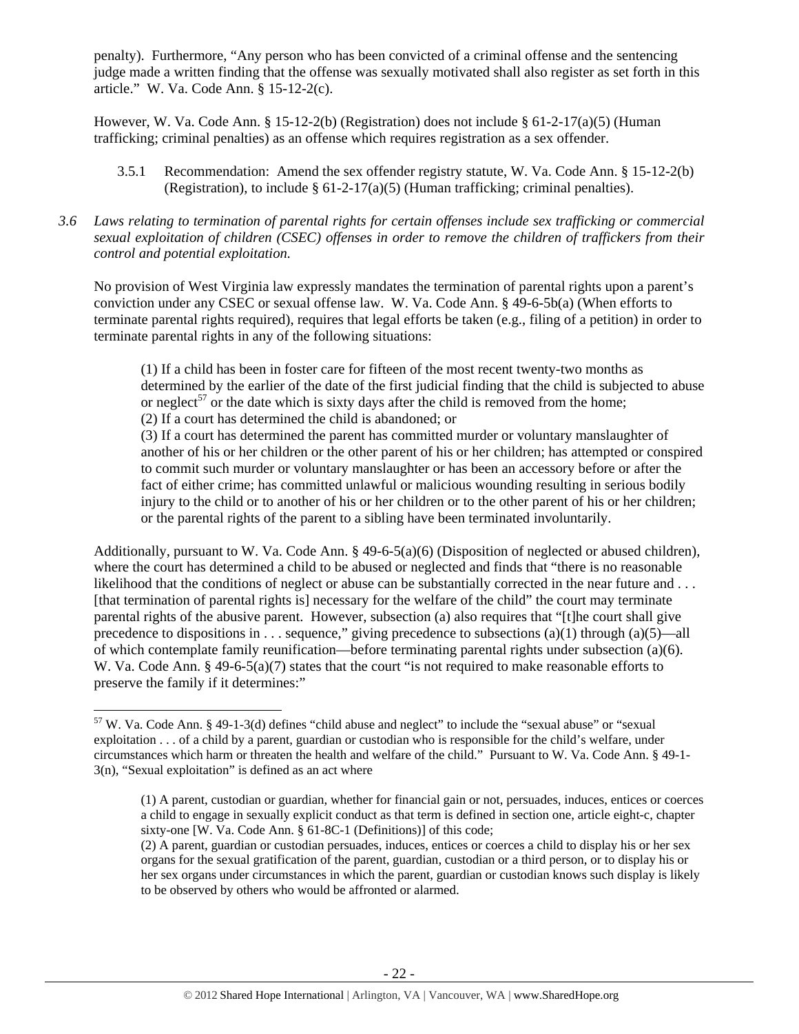penalty). Furthermore, "Any person who has been convicted of a criminal offense and the sentencing judge made a written finding that the offense was sexually motivated shall also register as set forth in this article." W. Va. Code Ann. § 15-12-2(c).

However, W. Va. Code Ann. § 15-12-2(b) (Registration) does not include § 61-2-17(a)(5) (Human trafficking; criminal penalties) as an offense which requires registration as a sex offender.

3.5.1 Recommendation: Amend the sex offender registry statute, W. Va. Code Ann. § 15-12-2(b) (Registration), to include § 61-2-17(a)(5) (Human trafficking; criminal penalties).

*3.6 Laws relating to termination of parental rights for certain offenses include sex trafficking or commercial sexual exploitation of children (CSEC) offenses in order to remove the children of traffickers from their control and potential exploitation.*

No provision of West Virginia law expressly mandates the termination of parental rights upon a parent's conviction under any CSEC or sexual offense law. W. Va. Code Ann. § 49-6-5b(a) (When efforts to terminate parental rights required), requires that legal efforts be taken (e.g., filing of a petition) in order to terminate parental rights in any of the following situations:

> (1) If a child has been in foster care for fifteen of the most recent twenty-two months as determined by the earlier of the date of the first judicial finding that the child is subjected to abuse or neglect[57] or the date which is sixty days after the child is removed from the home;
> (2) If a court has determined the child is abandoned; or
> (3) If a court has determined the parent has committed murder or voluntary manslaughter of another of his or her children or the other parent of his or her children; has attempted or conspired to commit such murder or voluntary manslaughter or has been an accessory before or after the fact of either crime; has committed unlawful or malicious wounding resulting in serious bodily injury to the child or to another of his or her children or to the other parent of his or her children; or the parental rights of the parent to a sibling have been terminated involuntarily.

Additionally, pursuant to W. Va. Code Ann. § 49-6-5(a)(6) (Disposition of neglected or abused children), where the court has determined a child to be abused or neglected and finds that "there is no reasonable likelihood that the conditions of neglect or abuse can be substantially corrected in the near future and . . . [that termination of parental rights is] necessary for the welfare of the child" the court may terminate parental rights of the abusive parent. However, subsection (a) also requires that "[t]he court shall give precedence to dispositions in . . . sequence," giving precedence to subsections (a)(1) through (a)(5)—all of which contemplate family reunification—before terminating parental rights under subsection (a)(6). W. Va. Code Ann. § 49-6-5(a)(7) states that the court "is not required to make reasonable efforts to preserve the family if it determines:"

---

[57] W. Va. Code Ann. § 49-1-3(d) defines "child abuse and neglect" to include the "sexual abuse" or "sexual exploitation . . . of a child by a parent, guardian or custodian who is responsible for the child's welfare, under circumstances which harm or threaten the health and welfare of the child." Pursuant to W. Va. Code Ann. § 49-1-3(n), "Sexual exploitation" is defined as an act where

> (1) A parent, custodian or guardian, whether for financial gain or not, persuades, induces, entices or coerces a child to engage in sexually explicit conduct as that term is defined in section one, article eight-c, chapter sixty-one [W. Va. Code Ann. § 61-8C-1 (Definitions)] of this code;
> (2) A parent, guardian or custodian persuades, induces, entices or coerces a child to display his or her sex organs for the sexual gratification of the parent, guardian, custodian or a third person, or to display his or her sex organs under circumstances in which the parent, guardian or custodian knows such display is likely to be observed by others who would be affronted or alarmed.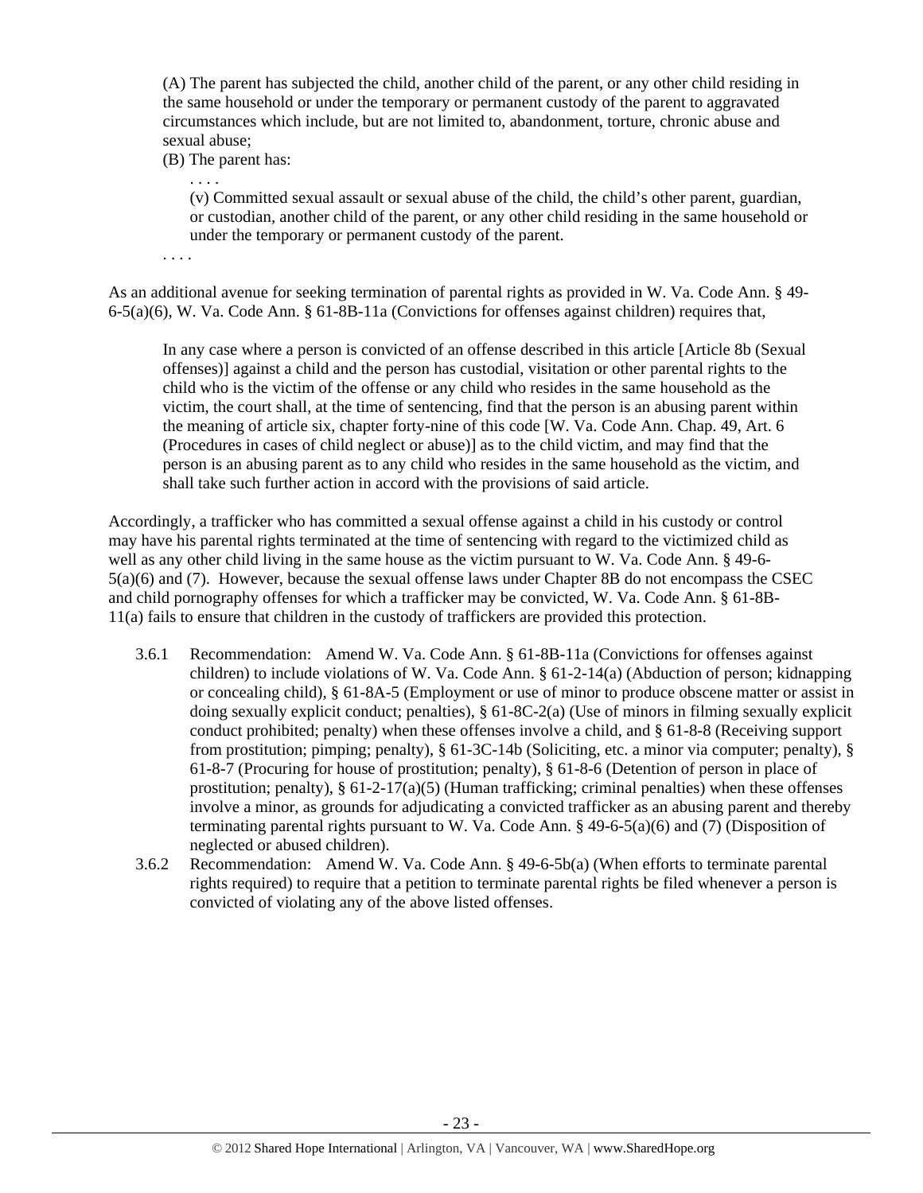> (A) The parent has subjected the child, another child of the parent, or any other child residing in the same household or under the temporary or permanent custody of the parent to aggravated circumstances which include, but are not limited to, abandonment, torture, chronic abuse and sexual abuse;
>
> (B) The parent has:
>
> > . . . .
> >
> > (v) Committed sexual assault or sexual abuse of the child, the child's other parent, guardian, or custodian, another child of the parent, or any other child residing in the same household or under the temporary or permanent custody of the parent.
>
> . . . .

As an additional avenue for seeking termination of parental rights as provided in W. Va. Code Ann. § 49-6-5(a)(6), W. Va. Code Ann. § 61-8B-11a (Convictions for offenses against children) requires that,

> In any case where a person is convicted of an offense described in this article [Article 8b (Sexual offenses)] against a child and the person has custodial, visitation or other parental rights to the child who is the victim of the offense or any child who resides in the same household as the victim, the court shall, at the time of sentencing, find that the person is an abusing parent within the meaning of article six, chapter forty-nine of this code [W. Va. Code Ann. Chap. 49, Art. 6 (Procedures in cases of child neglect or abuse)] as to the child victim, and may find that the person is an abusing parent as to any child who resides in the same household as the victim, and shall take such further action in accord with the provisions of said article.

Accordingly, a trafficker who has committed a sexual offense against a child in his custody or control may have his parental rights terminated at the time of sentencing with regard to the victimized child as well as any other child living in the same house as the victim pursuant to W. Va. Code Ann. § 49-6-5(a)(6) and (7). However, because the sexual offense laws under Chapter 8B do not encompass the CSEC and child pornography offenses for which a trafficker may be convicted, W. Va. Code Ann. § 61-8B-11(a) fails to ensure that children in the custody of traffickers are provided this protection.

3.6.1 Recommendation: Amend W. Va. Code Ann. § 61-8B-11a (Convictions for offenses against children) to include violations of W. Va. Code Ann. § 61-2-14(a) (Abduction of person; kidnapping or concealing child), § 61-8A-5 (Employment or use of minor to produce obscene matter or assist in doing sexually explicit conduct; penalties), § 61-8C-2(a) (Use of minors in filming sexually explicit conduct prohibited; penalty) when these offenses involve a child, and § 61-8-8 (Receiving support from prostitution; pimping; penalty), § 61-3C-14b (Soliciting, etc. a minor via computer; penalty), § 61-8-7 (Procuring for house of prostitution; penalty), § 61-8-6 (Detention of person in place of prostitution; penalty), § 61-2-17(a)(5) (Human trafficking; criminal penalties) when these offenses involve a minor, as grounds for adjudicating a convicted trafficker as an abusing parent and thereby terminating parental rights pursuant to W. Va. Code Ann. § 49-6-5(a)(6) and (7) (Disposition of neglected or abused children).

3.6.2 Recommendation: Amend W. Va. Code Ann. § 49-6-5b(a) (When efforts to terminate parental rights required) to require that a petition to terminate parental rights be filed whenever a person is convicted of violating any of the above listed offenses.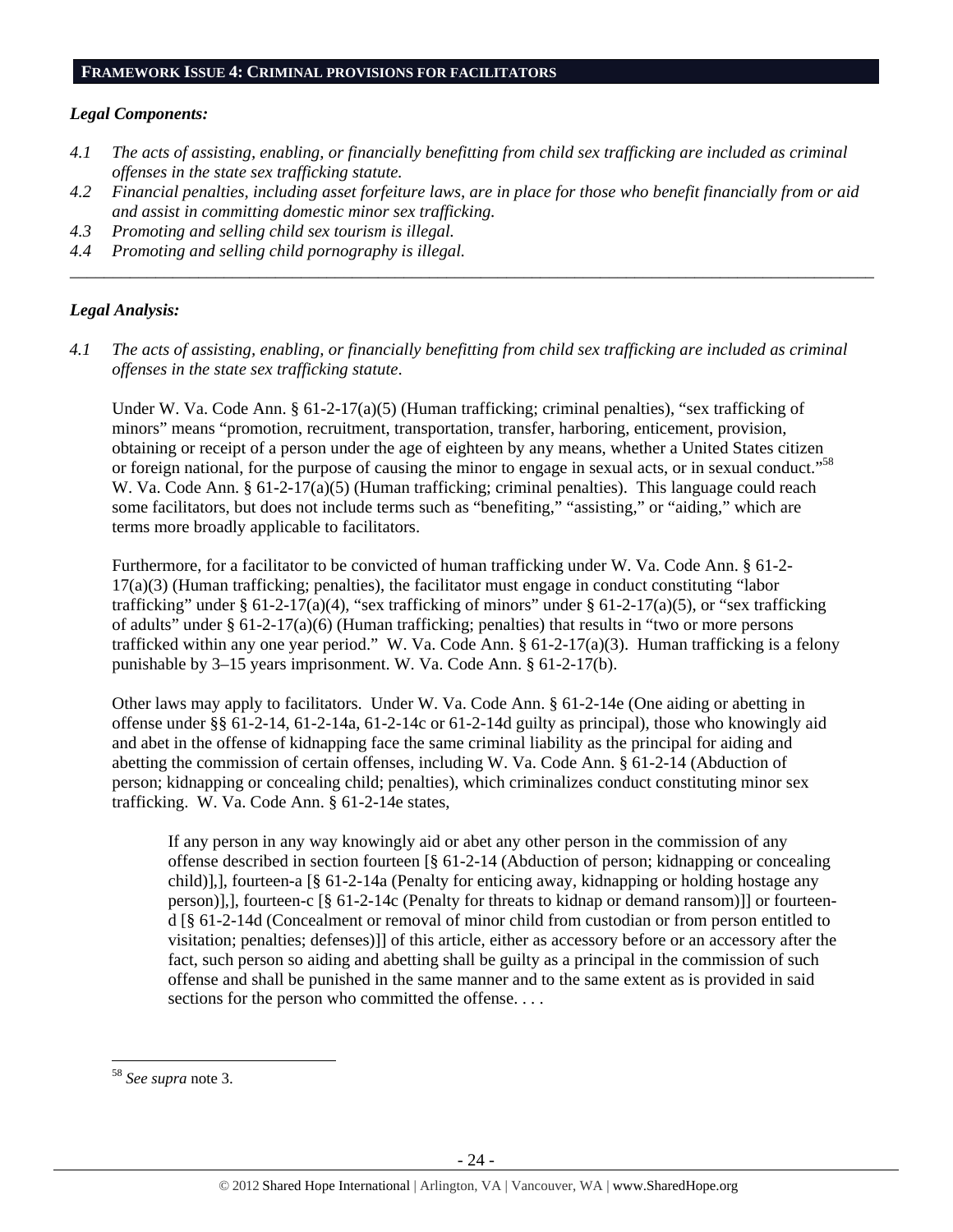## FRAMEWORK ISSUE 4: CRIMINAL PROVISIONS FOR FACILITATORS

### *Legal Components:*

*4.1 The acts of assisting, enabling, or financially benefitting from child sex trafficking are included as criminal offenses in the state sex trafficking statute.*

*4.2 Financial penalties, including asset forfeiture laws, are in place for those who benefit financially from or aid and assist in committing domestic minor sex trafficking.*

*4.3 Promoting and selling child sex tourism is illegal.*

*4.4 Promoting and selling child pornography is illegal.*

---

### *Legal Analysis:*

*4.1 The acts of assisting, enabling, or financially benefitting from child sex trafficking are included as criminal offenses in the state sex trafficking statute*.

Under W. Va. Code Ann. § 61-2-17(a)(5) (Human trafficking; criminal penalties), "sex trafficking of minors" means "promotion, recruitment, transportation, transfer, harboring, enticement, provision, obtaining or receipt of a person under the age of eighteen by any means, whether a United States citizen or foreign national, for the purpose of causing the minor to engage in sexual acts, or in sexual conduct."[58] W. Va. Code Ann. § 61-2-17(a)(5) (Human trafficking; criminal penalties). This language could reach some facilitators, but does not include terms such as "benefiting," "assisting," or "aiding," which are terms more broadly applicable to facilitators.

Furthermore, for a facilitator to be convicted of human trafficking under W. Va. Code Ann. § 61-2-17(a)(3) (Human trafficking; penalties), the facilitator must engage in conduct constituting "labor trafficking" under § 61-2-17(a)(4), "sex trafficking of minors" under § 61-2-17(a)(5), or "sex trafficking of adults" under § 61-2-17(a)(6) (Human trafficking; penalties) that results in "two or more persons trafficked within any one year period." W. Va. Code Ann. § 61-2-17(a)(3). Human trafficking is a felony punishable by 3–15 years imprisonment. W. Va. Code Ann. § 61-2-17(b).

Other laws may apply to facilitators. Under W. Va. Code Ann. § 61-2-14e (One aiding or abetting in offense under §§ 61-2-14, 61-2-14a, 61-2-14c or 61-2-14d guilty as principal), those who knowingly aid and abet in the offense of kidnapping face the same criminal liability as the principal for aiding and abetting the commission of certain offenses, including W. Va. Code Ann. § 61-2-14 (Abduction of person; kidnapping or concealing child; penalties), which criminalizes conduct constituting minor sex trafficking. W. Va. Code Ann. § 61-2-14e states,

> If any person in any way knowingly aid or abet any other person in the commission of any offense described in section fourteen [§ 61-2-14 (Abduction of person; kidnapping or concealing child)],], fourteen-a [§ 61-2-14a (Penalty for enticing away, kidnapping or holding hostage any person)],], fourteen-c [§ 61-2-14c (Penalty for threats to kidnap or demand ransom)]] or fourteen-d [§ 61-2-14d (Concealment or removal of minor child from custodian or from person entitled to visitation; penalties; defenses)]] of this article, either as accessory before or an accessory after the fact, such person so aiding and abetting shall be guilty as a principal in the commission of such offense and shall be punished in the same manner and to the same extent as is provided in said sections for the person who committed the offense. . . .

---

[58] *See supra* note 3.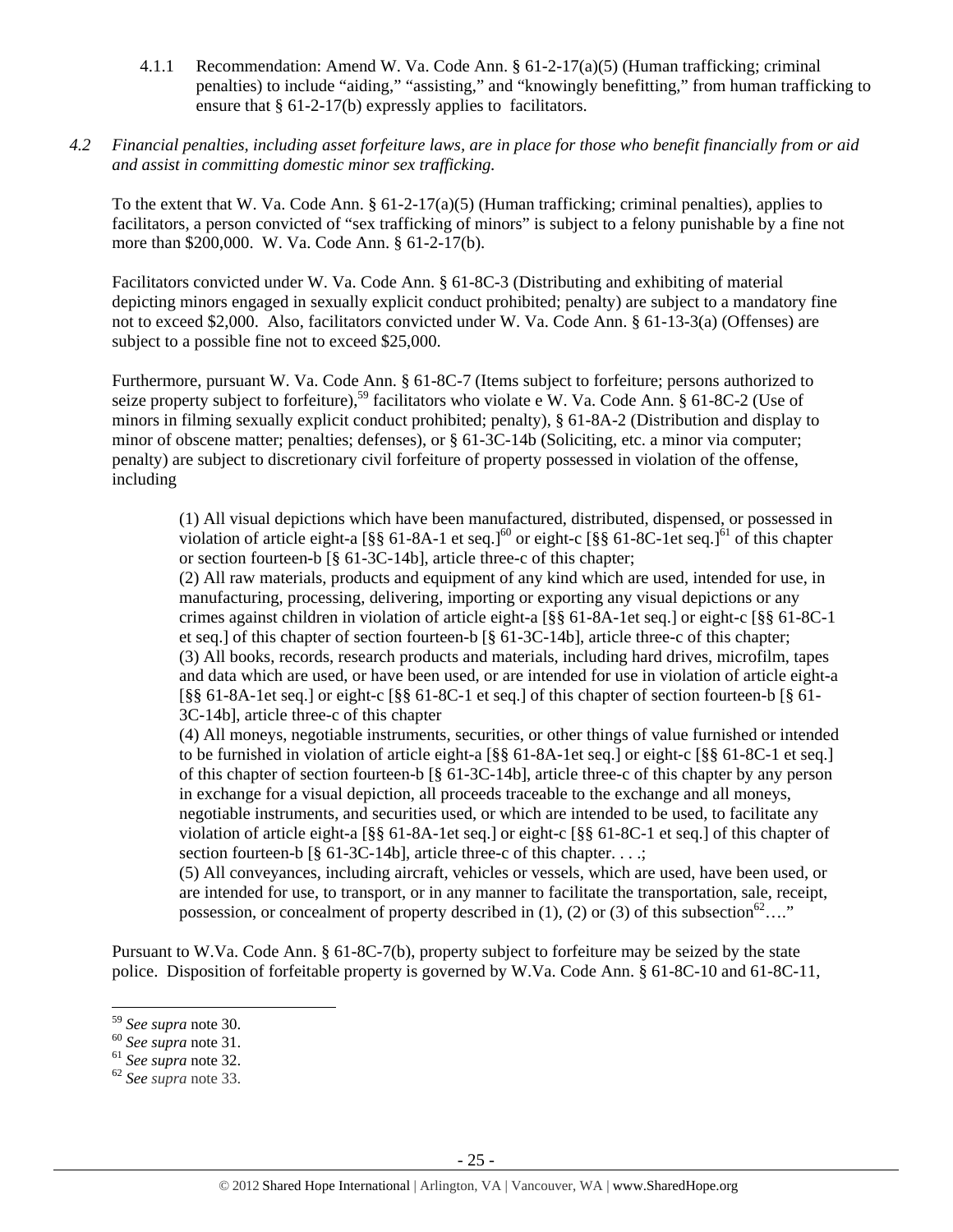4.1.1 Recommendation: Amend W. Va. Code Ann. § 61-2-17(a)(5) (Human trafficking; criminal penalties) to include "aiding," "assisting," and "knowingly benefitting," from human trafficking to ensure that § 61-2-17(b) expressly applies to facilitators.

*4.2 Financial penalties, including asset forfeiture laws, are in place for those who benefit financially from or aid and assist in committing domestic minor sex trafficking.*

To the extent that W. Va. Code Ann. § 61-2-17(a)(5) (Human trafficking; criminal penalties), applies to facilitators, a person convicted of "sex trafficking of minors" is subject to a felony punishable by a fine not more than $200,000. W. Va. Code Ann. § 61-2-17(b).

Facilitators convicted under W. Va. Code Ann. § 61-8C-3 (Distributing and exhibiting of material depicting minors engaged in sexually explicit conduct prohibited; penalty) are subject to a mandatory fine not to exceed $2,000. Also, facilitators convicted under W. Va. Code Ann. § 61-13-3(a) (Offenses) are subject to a possible fine not to exceed $25,000.

Furthermore, pursuant W. Va. Code Ann. § 61-8C-7 (Items subject to forfeiture; persons authorized to seize property subject to forfeiture),[59] facilitators who violate e W. Va. Code Ann. § 61-8C-2 (Use of minors in filming sexually explicit conduct prohibited; penalty), § 61-8A-2 (Distribution and display to minor of obscene matter; penalties; defenses), or § 61-3C-14b (Soliciting, etc. a minor via computer; penalty) are subject to discretionary civil forfeiture of property possessed in violation of the offense, including

> (1) All visual depictions which have been manufactured, distributed, dispensed, or possessed in violation of article eight-a [§§ 61-8A-1 et seq.][60] or eight-c [§§ 61-8C-1et seq.][61] of this chapter or section fourteen-b [§ 61-3C-14b], article three-c of this chapter;
> (2) All raw materials, products and equipment of any kind which are used, intended for use, in manufacturing, processing, delivering, importing or exporting any visual depictions or any crimes against children in violation of article eight-a [§§ 61-8A-1et seq.] or eight-c [§§ 61-8C-1 et seq.] of this chapter of section fourteen-b [§ 61-3C-14b], article three-c of this chapter;
> (3) All books, records, research products and materials, including hard drives, microfilm, tapes and data which are used, or have been used, or are intended for use in violation of article eight-a [§§ 61-8A-1et seq.] or eight-c [§§ 61-8C-1 et seq.] of this chapter of section fourteen-b [§ 61-3C-14b], article three-c of this chapter
> (4) All moneys, negotiable instruments, securities, or other things of value furnished or intended to be furnished in violation of article eight-a [§§ 61-8A-1et seq.] or eight-c [§§ 61-8C-1 et seq.] of this chapter of section fourteen-b [§ 61-3C-14b], article three-c of this chapter by any person in exchange for a visual depiction, all proceeds traceable to the exchange and all moneys, negotiable instruments, and securities used, or which are intended to be used, to facilitate any violation of article eight-a [§§ 61-8A-1et seq.] or eight-c [§§ 61-8C-1 et seq.] of this chapter of section fourteen-b [§ 61-3C-14b], article three-c of this chapter. . . .;
> (5) All conveyances, including aircraft, vehicles or vessels, which are used, have been used, or are intended for use, to transport, or in any manner to facilitate the transportation, sale, receipt, possession, or concealment of property described in (1), (2) or (3) of this subsection[62]…."

Pursuant to W.Va. Code Ann. § 61-8C-7(b), property subject to forfeiture may be seized by the state police. Disposition of forfeitable property is governed by W.Va. Code Ann. § 61-8C-10 and 61-8C-11,

[59] *See supra* note 30.
[60] *See supra* note 31.
[61] *See supra* note 32.
[62] *See supra* note 33.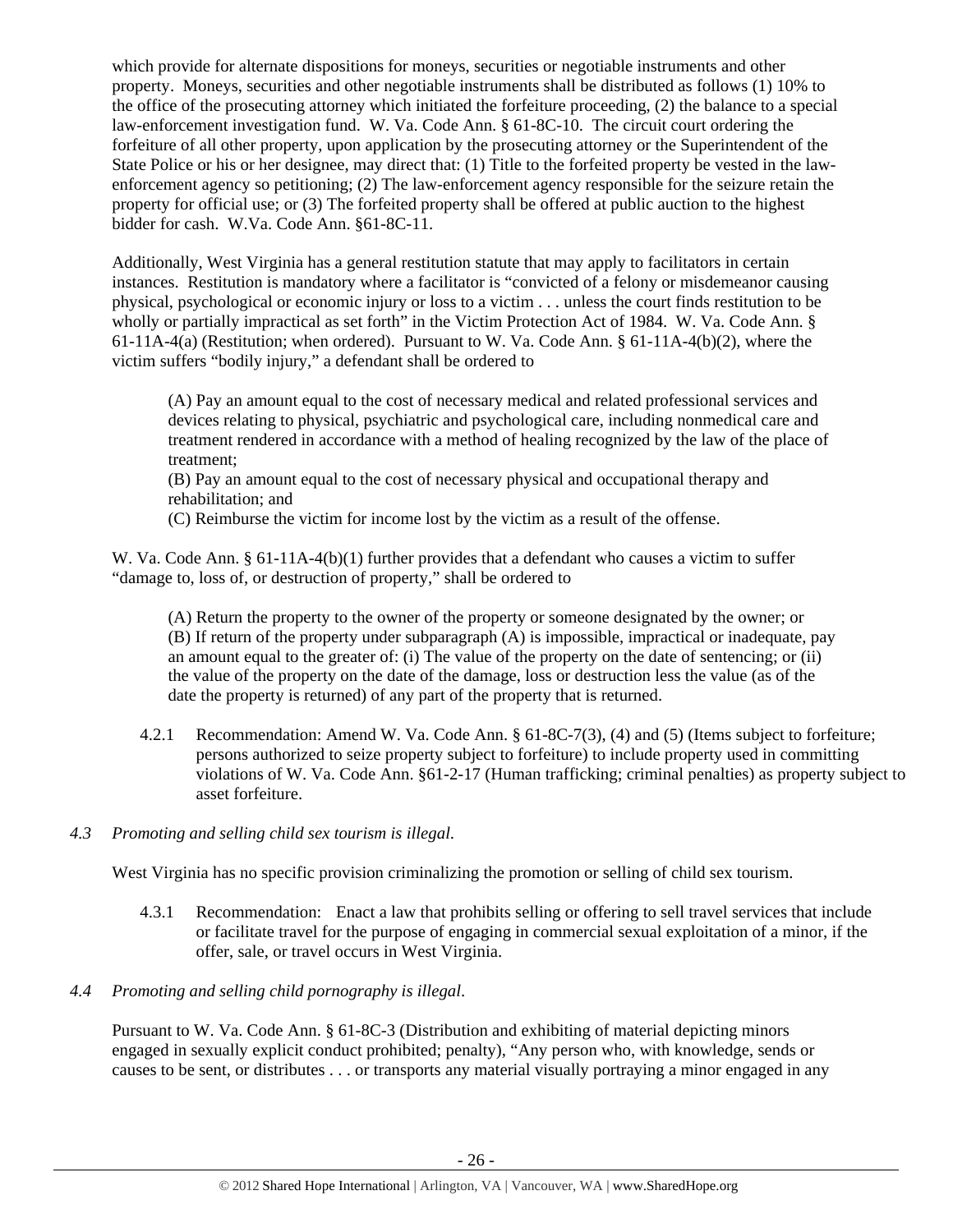which provide for alternate dispositions for moneys, securities or negotiable instruments and other property. Moneys, securities and other negotiable instruments shall be distributed as follows (1) 10% to the office of the prosecuting attorney which initiated the forfeiture proceeding, (2) the balance to a special law-enforcement investigation fund. W. Va. Code Ann. § 61-8C-10. The circuit court ordering the forfeiture of all other property, upon application by the prosecuting attorney or the Superintendent of the State Police or his or her designee, may direct that: (1) Title to the forfeited property be vested in the law-enforcement agency so petitioning; (2) The law-enforcement agency responsible for the seizure retain the property for official use; or (3) The forfeited property shall be offered at public auction to the highest bidder for cash. W.Va. Code Ann. §61-8C-11.

Additionally, West Virginia has a general restitution statute that may apply to facilitators in certain instances. Restitution is mandatory where a facilitator is "convicted of a felony or misdemeanor causing physical, psychological or economic injury or loss to a victim . . . unless the court finds restitution to be wholly or partially impractical as set forth" in the Victim Protection Act of 1984. W. Va. Code Ann. § 61-11A-4(a) (Restitution; when ordered). Pursuant to W. Va. Code Ann. § 61-11A-4(b)(2), where the victim suffers "bodily injury," a defendant shall be ordered to

> (A) Pay an amount equal to the cost of necessary medical and related professional services and devices relating to physical, psychiatric and psychological care, including nonmedical care and treatment rendered in accordance with a method of healing recognized by the law of the place of treatment;
> (B) Pay an amount equal to the cost of necessary physical and occupational therapy and rehabilitation; and
> (C) Reimburse the victim for income lost by the victim as a result of the offense.

W. Va. Code Ann. § 61-11A-4(b)(1) further provides that a defendant who causes a victim to suffer "damage to, loss of, or destruction of property," shall be ordered to

> (A) Return the property to the owner of the property or someone designated by the owner; or
> (B) If return of the property under subparagraph (A) is impossible, impractical or inadequate, pay an amount equal to the greater of: (i) The value of the property on the date of sentencing; or (ii) the value of the property on the date of the damage, loss or destruction less the value (as of the date the property is returned) of any part of the property that is returned.

4.2.1 Recommendation: Amend W. Va. Code Ann. § 61-8C-7(3), (4) and (5) (Items subject to forfeiture; persons authorized to seize property subject to forfeiture) to include property used in committing violations of W. Va. Code Ann. §61-2-17 (Human trafficking; criminal penalties) as property subject to asset forfeiture.

*4.3 Promoting and selling child sex tourism is illegal.*

West Virginia has no specific provision criminalizing the promotion or selling of child sex tourism.

4.3.1 Recommendation: Enact a law that prohibits selling or offering to sell travel services that include or facilitate travel for the purpose of engaging in commercial sexual exploitation of a minor, if the offer, sale, or travel occurs in West Virginia.

*4.4 Promoting and selling child pornography is illegal.*

Pursuant to W. Va. Code Ann. § 61-8C-3 (Distribution and exhibiting of material depicting minors engaged in sexually explicit conduct prohibited; penalty), "Any person who, with knowledge, sends or causes to be sent, or distributes . . . or transports any material visually portraying a minor engaged in any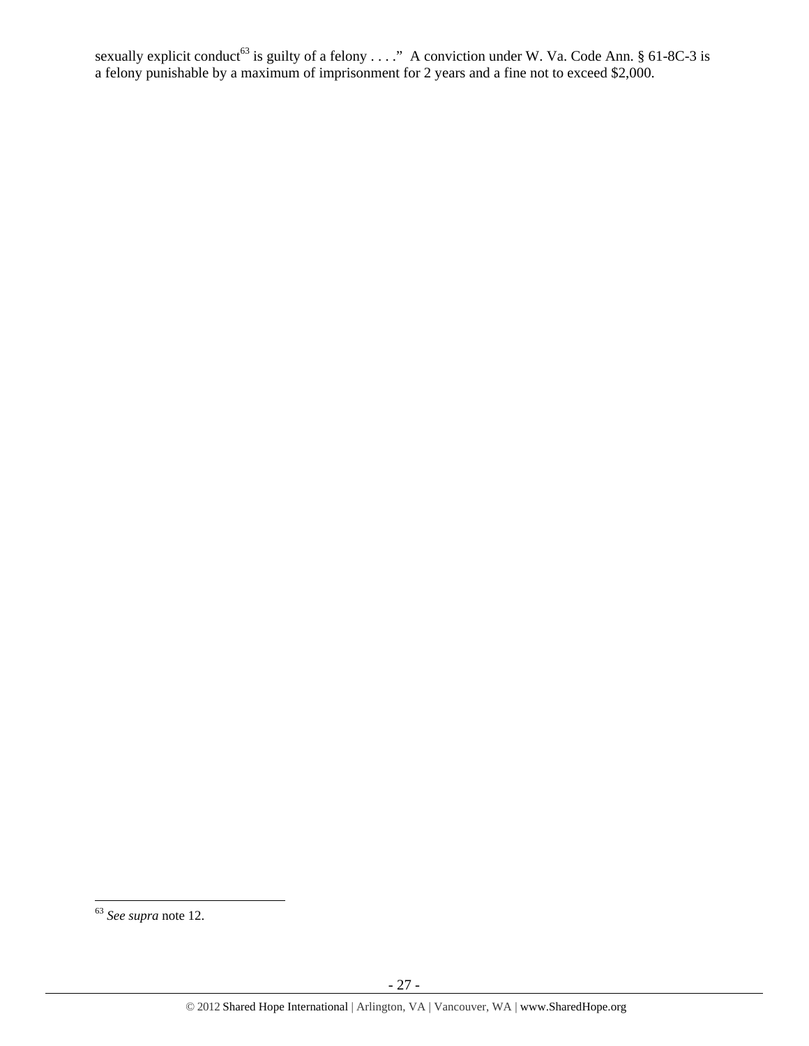sexually explicit conduct[63] is guilty of a felony . . . ." A conviction under W. Va. Code Ann. § 61-8C-3 is a felony punishable by a maximum of imprisonment for 2 years and a fine not to exceed $2,000.

[63] *See supra* note 12.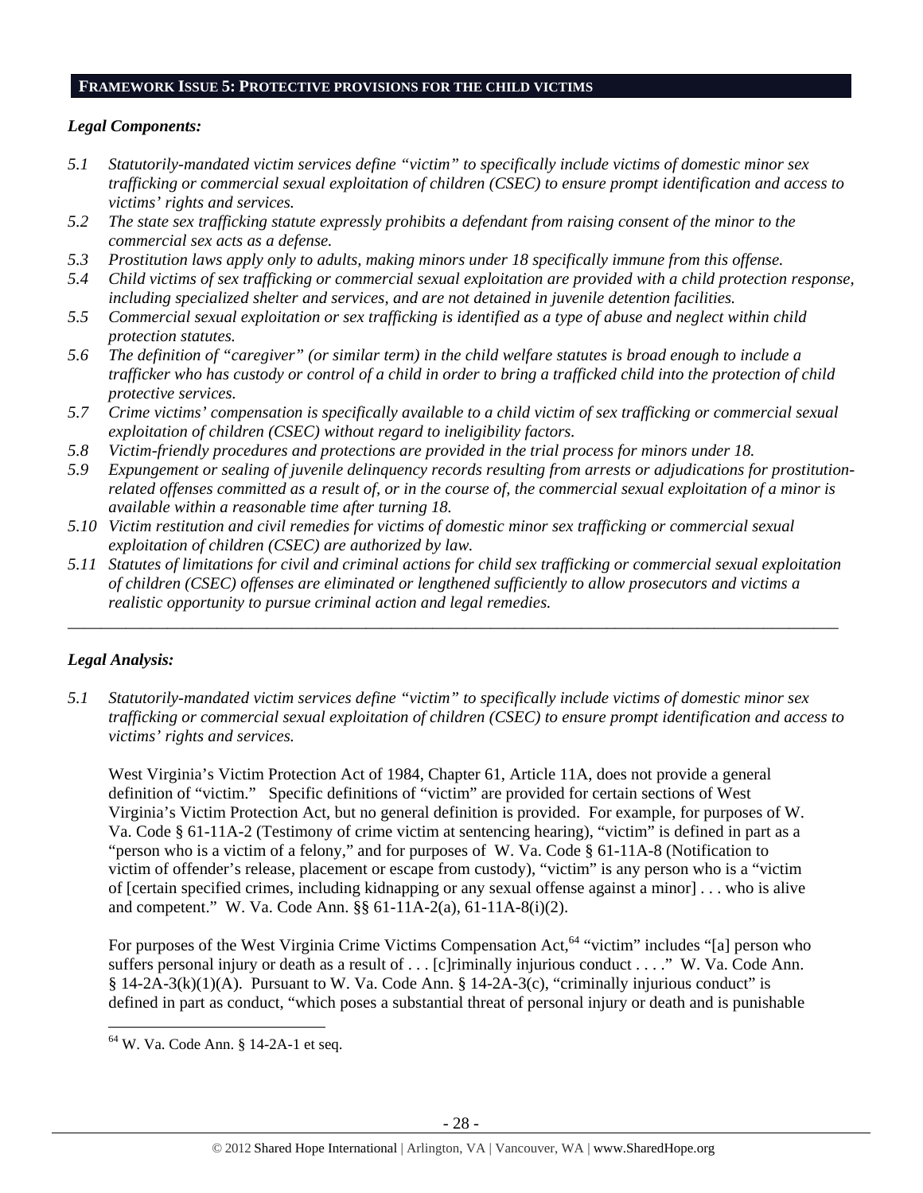## FRAMEWORK ISSUE 5: PROTECTIVE PROVISIONS FOR THE CHILD VICTIMS

### *Legal Components:*

*5.1 Statutorily-mandated victim services define "victim" to specifically include victims of domestic minor sex trafficking or commercial sexual exploitation of children (CSEC) to ensure prompt identification and access to victims' rights and services.*

*5.2 The state sex trafficking statute expressly prohibits a defendant from raising consent of the minor to the commercial sex acts as a defense.*

*5.3 Prostitution laws apply only to adults, making minors under 18 specifically immune from this offense.*

*5.4 Child victims of sex trafficking or commercial sexual exploitation are provided with a child protection response, including specialized shelter and services, and are not detained in juvenile detention facilities.*

*5.5 Commercial sexual exploitation or sex trafficking is identified as a type of abuse and neglect within child protection statutes.*

*5.6 The definition of "caregiver" (or similar term) in the child welfare statutes is broad enough to include a trafficker who has custody or control of a child in order to bring a trafficked child into the protection of child protective services.*

*5.7 Crime victims' compensation is specifically available to a child victim of sex trafficking or commercial sexual exploitation of children (CSEC) without regard to ineligibility factors.*

*5.8 Victim-friendly procedures and protections are provided in the trial process for minors under 18.*

*5.9 Expungement or sealing of juvenile delinquency records resulting from arrests or adjudications for prostitution-related offenses committed as a result of, or in the course of, the commercial sexual exploitation of a minor is available within a reasonable time after turning 18.*

*5.10 Victim restitution and civil remedies for victims of domestic minor sex trafficking or commercial sexual exploitation of children (CSEC) are authorized by law.*

*5.11 Statutes of limitations for civil and criminal actions for child sex trafficking or commercial sexual exploitation of children (CSEC) offenses are eliminated or lengthened sufficiently to allow prosecutors and victims a realistic opportunity to pursue criminal action and legal remedies.*

---

### *Legal Analysis:*

*5.1 Statutorily-mandated victim services define "victim" to specifically include victims of domestic minor sex trafficking or commercial sexual exploitation of children (CSEC) to ensure prompt identification and access to victims' rights and services.*

West Virginia's Victim Protection Act of 1984, Chapter 61, Article 11A, does not provide a general definition of "victim." Specific definitions of "victim" are provided for certain sections of West Virginia's Victim Protection Act, but no general definition is provided. For example, for purposes of W. Va. Code § 61-11A-2 (Testimony of crime victim at sentencing hearing), "victim" is defined in part as a "person who is a victim of a felony," and for purposes of W. Va. Code § 61-11A-8 (Notification to victim of offender's release, placement or escape from custody), "victim" is any person who is a "victim of [certain specified crimes, including kidnapping or any sexual offense against a minor] . . . who is alive and competent." W. Va. Code Ann. §§ 61-11A-2(a), 61-11A-8(i)(2).

For purposes of the West Virginia Crime Victims Compensation Act,[64] "victim" includes "[a] person who suffers personal injury or death as a result of . . . [c]riminally injurious conduct . . . ." W. Va. Code Ann. § 14-2A-3(k)(1)(A). Pursuant to W. Va. Code Ann. § 14-2A-3(c), "criminally injurious conduct" is defined in part as conduct, "which poses a substantial threat of personal injury or death and is punishable

[64] W. Va. Code Ann. § 14-2A-1 et seq.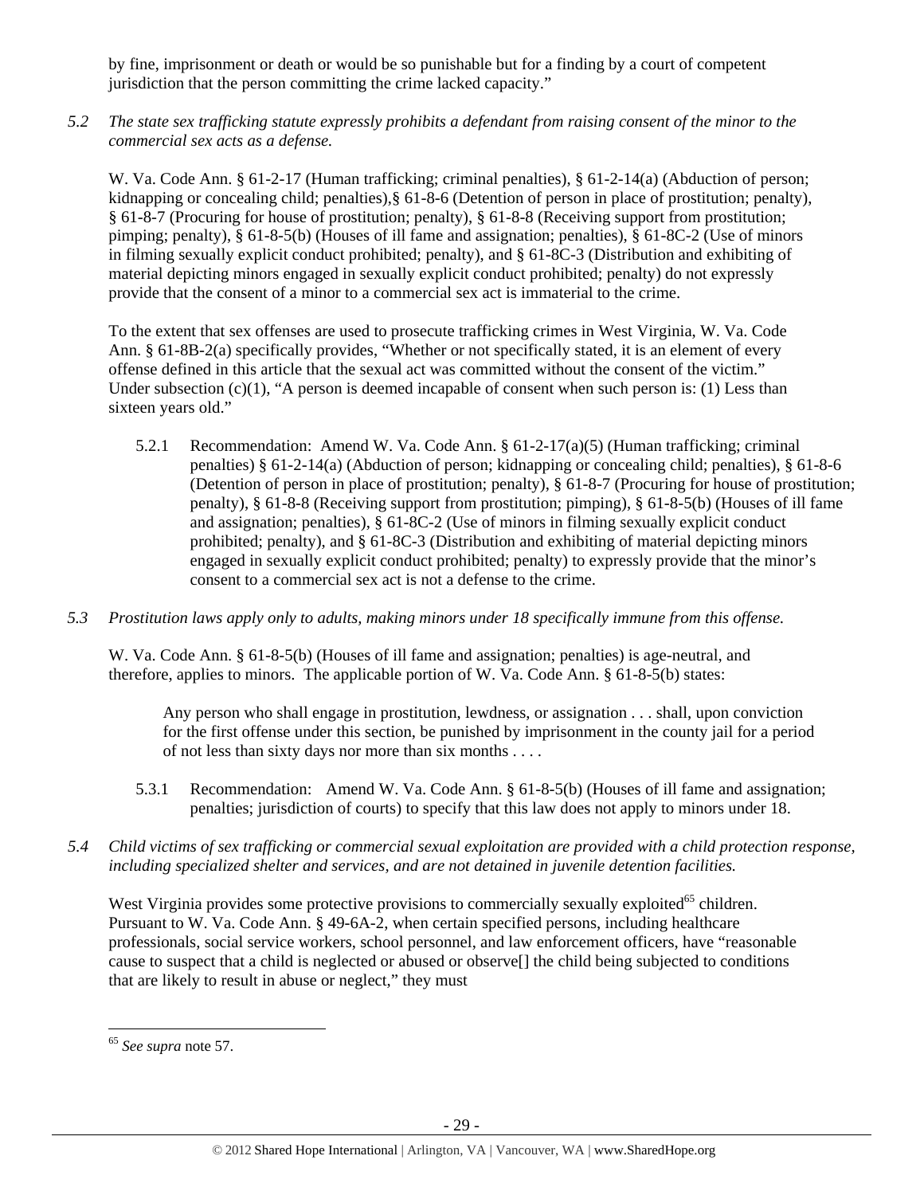by fine, imprisonment or death or would be so punishable but for a finding by a court of competent jurisdiction that the person committing the crime lacked capacity."

*5.2 The state sex trafficking statute expressly prohibits a defendant from raising consent of the minor to the commercial sex acts as a defense.*

W. Va. Code Ann. § 61-2-17 (Human trafficking; criminal penalties), § 61-2-14(a) (Abduction of person; kidnapping or concealing child; penalties),§ 61-8-6 (Detention of person in place of prostitution; penalty), § 61-8-7 (Procuring for house of prostitution; penalty), § 61-8-8 (Receiving support from prostitution; pimping; penalty), § 61-8-5(b) (Houses of ill fame and assignation; penalties), § 61-8C-2 (Use of minors in filming sexually explicit conduct prohibited; penalty), and § 61-8C-3 (Distribution and exhibiting of material depicting minors engaged in sexually explicit conduct prohibited; penalty) do not expressly provide that the consent of a minor to a commercial sex act is immaterial to the crime.

To the extent that sex offenses are used to prosecute trafficking crimes in West Virginia, W. Va. Code Ann. § 61-8B-2(a) specifically provides, "Whether or not specifically stated, it is an element of every offense defined in this article that the sexual act was committed without the consent of the victim." Under subsection (c)(1), "A person is deemed incapable of consent when such person is: (1) Less than sixteen years old."

5.2.1 Recommendation: Amend W. Va. Code Ann. § 61-2-17(a)(5) (Human trafficking; criminal penalties) § 61-2-14(a) (Abduction of person; kidnapping or concealing child; penalties), § 61-8-6 (Detention of person in place of prostitution; penalty), § 61-8-7 (Procuring for house of prostitution; penalty), § 61-8-8 (Receiving support from prostitution; pimping), § 61-8-5(b) (Houses of ill fame and assignation; penalties), § 61-8C-2 (Use of minors in filming sexually explicit conduct prohibited; penalty), and § 61-8C-3 (Distribution and exhibiting of material depicting minors engaged in sexually explicit conduct prohibited; penalty) to expressly provide that the minor's consent to a commercial sex act is not a defense to the crime.

*5.3 Prostitution laws apply only to adults, making minors under 18 specifically immune from this offense.*

W. Va. Code Ann. § 61-8-5(b) (Houses of ill fame and assignation; penalties) is age-neutral, and therefore, applies to minors. The applicable portion of W. Va. Code Ann. § 61-8-5(b) states:

> Any person who shall engage in prostitution, lewdness, or assignation . . . shall, upon conviction for the first offense under this section, be punished by imprisonment in the county jail for a period of not less than sixty days nor more than six months . . . .

5.3.1 Recommendation: Amend W. Va. Code Ann. § 61-8-5(b) (Houses of ill fame and assignation; penalties; jurisdiction of courts) to specify that this law does not apply to minors under 18.

*5.4 Child victims of sex trafficking or commercial sexual exploitation are provided with a child protection response, including specialized shelter and services, and are not detained in juvenile detention facilities.*

West Virginia provides some protective provisions to commercially sexually exploited[65] children. Pursuant to W. Va. Code Ann. § 49-6A-2, when certain specified persons, including healthcare professionals, social service workers, school personnel, and law enforcement officers, have "reasonable cause to suspect that a child is neglected or abused or observe[] the child being subjected to conditions that are likely to result in abuse or neglect," they must

---

[65] *See supra* note 57.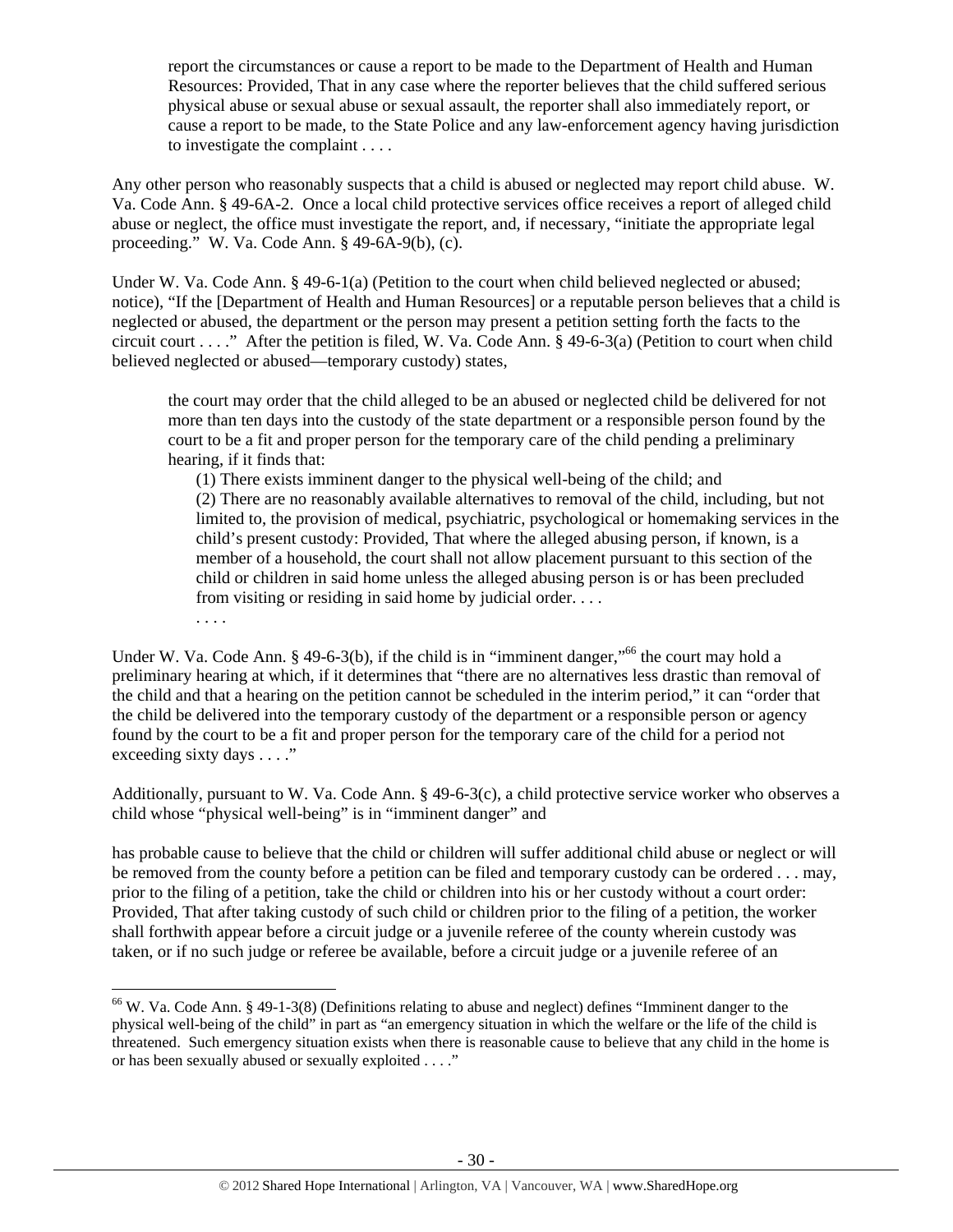> report the circumstances or cause a report to be made to the Department of Health and Human Resources: Provided, That in any case where the reporter believes that the child suffered serious physical abuse or sexual abuse or sexual assault, the reporter shall also immediately report, or cause a report to be made, to the State Police and any law-enforcement agency having jurisdiction to investigate the complaint . . . .

Any other person who reasonably suspects that a child is abused or neglected may report child abuse. W. Va. Code Ann. § 49-6A-2. Once a local child protective services office receives a report of alleged child abuse or neglect, the office must investigate the report, and, if necessary, "initiate the appropriate legal proceeding." W. Va. Code Ann. § 49-6A-9(b), (c).

Under W. Va. Code Ann. § 49-6-1(a) (Petition to the court when child believed neglected or abused; notice), "If the [Department of Health and Human Resources] or a reputable person believes that a child is neglected or abused, the department or the person may present a petition setting forth the facts to the circuit court . . . ." After the petition is filed, W. Va. Code Ann. § 49-6-3(a) (Petition to court when child believed neglected or abused—temporary custody) states,

> the court may order that the child alleged to be an abused or neglected child be delivered for not more than ten days into the custody of the state department or a responsible person found by the court to be a fit and proper person for the temporary care of the child pending a preliminary hearing, if it finds that:
>
> (1) There exists imminent danger to the physical well-being of the child; and
>
> (2) There are no reasonably available alternatives to removal of the child, including, but not limited to, the provision of medical, psychiatric, psychological or homemaking services in the child's present custody: Provided, That where the alleged abusing person, if known, is a member of a household, the court shall not allow placement pursuant to this section of the child or children in said home unless the alleged abusing person is or has been precluded from visiting or residing in said home by judicial order. . . .
>
> . . . .

Under W. Va. Code Ann. § 49-6-3(b), if the child is in "imminent danger,"[66] the court may hold a preliminary hearing at which, if it determines that "there are no alternatives less drastic than removal of the child and that a hearing on the petition cannot be scheduled in the interim period," it can "order that the child be delivered into the temporary custody of the department or a responsible person or agency found by the court to be a fit and proper person for the temporary care of the child for a period not exceeding sixty days . . . ."

Additionally, pursuant to W. Va. Code Ann. § 49-6-3(c), a child protective service worker who observes a child whose "physical well-being" is in "imminent danger" and

has probable cause to believe that the child or children will suffer additional child abuse or neglect or will be removed from the county before a petition can be filed and temporary custody can be ordered . . . may, prior to the filing of a petition, take the child or children into his or her custody without a court order: Provided, That after taking custody of such child or children prior to the filing of a petition, the worker shall forthwith appear before a circuit judge or a juvenile referee of the county wherein custody was taken, or if no such judge or referee be available, before a circuit judge or a juvenile referee of an

---

[66] W. Va. Code Ann. § 49-1-3(8) (Definitions relating to abuse and neglect) defines "Imminent danger to the physical well-being of the child" in part as "an emergency situation in which the welfare or the life of the child is threatened. Such emergency situation exists when there is reasonable cause to believe that any child in the home is or has been sexually abused or sexually exploited . . . ."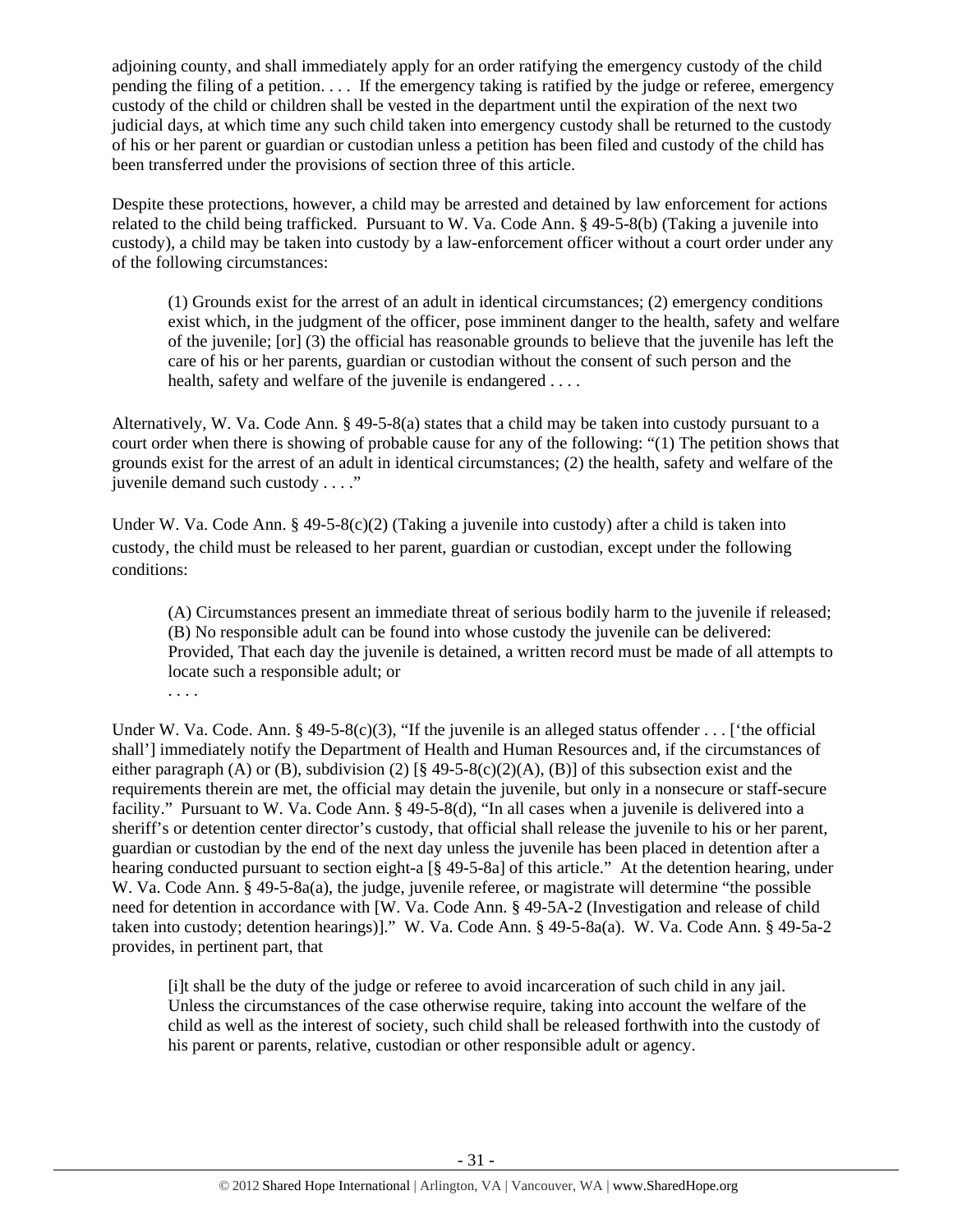adjoining county, and shall immediately apply for an order ratifying the emergency custody of the child pending the filing of a petition. . . . If the emergency taking is ratified by the judge or referee, emergency custody of the child or children shall be vested in the department until the expiration of the next two judicial days, at which time any such child taken into emergency custody shall be returned to the custody of his or her parent or guardian or custodian unless a petition has been filed and custody of the child has been transferred under the provisions of section three of this article.

Despite these protections, however, a child may be arrested and detained by law enforcement for actions related to the child being trafficked. Pursuant to W. Va. Code Ann. § 49-5-8(b) (Taking a juvenile into custody), a child may be taken into custody by a law-enforcement officer without a court order under any of the following circumstances:

> (1) Grounds exist for the arrest of an adult in identical circumstances; (2) emergency conditions exist which, in the judgment of the officer, pose imminent danger to the health, safety and welfare of the juvenile; [or] (3) the official has reasonable grounds to believe that the juvenile has left the care of his or her parents, guardian or custodian without the consent of such person and the health, safety and welfare of the juvenile is endangered . . . .

Alternatively, W. Va. Code Ann. § 49-5-8(a) states that a child may be taken into custody pursuant to a court order when there is showing of probable cause for any of the following: "(1) The petition shows that grounds exist for the arrest of an adult in identical circumstances; (2) the health, safety and welfare of the juvenile demand such custody . . . ."

Under W. Va. Code Ann. § 49-5-8(c)(2) (Taking a juvenile into custody) after a child is taken into custody, the child must be released to her parent, guardian or custodian, except under the following conditions:

> (A) Circumstances present an immediate threat of serious bodily harm to the juvenile if released; (B) No responsible adult can be found into whose custody the juvenile can be delivered: Provided, That each day the juvenile is detained, a written record must be made of all attempts to locate such a responsible adult; or
> . . . .

Under W. Va. Code. Ann. § 49-5-8(c)(3), "If the juvenile is an alleged status offender . . . ['the official shall'] immediately notify the Department of Health and Human Resources and, if the circumstances of either paragraph (A) or (B), subdivision (2) [§ 49-5-8(c)(2)(A), (B)] of this subsection exist and the requirements therein are met, the official may detain the juvenile, but only in a nonsecure or staff-secure facility." Pursuant to W. Va. Code Ann. § 49-5-8(d), "In all cases when a juvenile is delivered into a sheriff's or detention center director's custody, that official shall release the juvenile to his or her parent, guardian or custodian by the end of the next day unless the juvenile has been placed in detention after a hearing conducted pursuant to section eight-a [§ 49-5-8a] of this article." At the detention hearing, under W. Va. Code Ann. § 49-5-8a(a), the judge, juvenile referee, or magistrate will determine "the possible need for detention in accordance with [W. Va. Code Ann. § 49-5A-2 (Investigation and release of child taken into custody; detention hearings)]." W. Va. Code Ann. § 49-5-8a(a). W. Va. Code Ann. § 49-5a-2 provides, in pertinent part, that

> [i]t shall be the duty of the judge or referee to avoid incarceration of such child in any jail. Unless the circumstances of the case otherwise require, taking into account the welfare of the child as well as the interest of society, such child shall be released forthwith into the custody of his parent or parents, relative, custodian or other responsible adult or agency.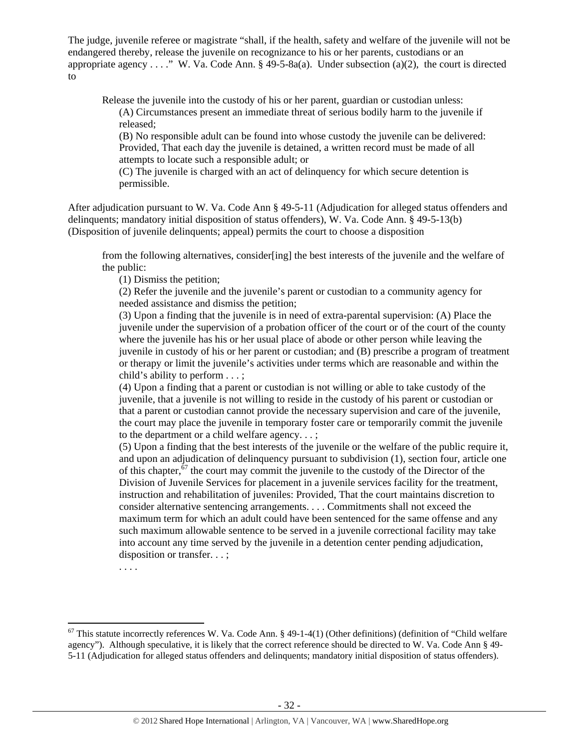The judge, juvenile referee or magistrate "shall, if the health, safety and welfare of the juvenile will not be endangered thereby, release the juvenile on recognizance to his or her parents, custodians or an appropriate agency . . . ." W. Va. Code Ann. § 49-5-8a(a). Under subsection (a)(2), the court is directed to

> Release the juvenile into the custody of his or her parent, guardian or custodian unless:
>
> (A) Circumstances present an immediate threat of serious bodily harm to the juvenile if released;
>
> (B) No responsible adult can be found into whose custody the juvenile can be delivered: Provided, That each day the juvenile is detained, a written record must be made of all attempts to locate such a responsible adult; or
>
> (C) The juvenile is charged with an act of delinquency for which secure detention is permissible.

After adjudication pursuant to W. Va. Code Ann § 49-5-11 (Adjudication for alleged status offenders and delinquents; mandatory initial disposition of status offenders), W. Va. Code Ann. § 49-5-13(b) (Disposition of juvenile delinquents; appeal) permits the court to choose a disposition

> from the following alternatives, consider[ing] the best interests of the juvenile and the welfare of the public:
>
> (1) Dismiss the petition;
>
> (2) Refer the juvenile and the juvenile's parent or custodian to a community agency for needed assistance and dismiss the petition;
>
> (3) Upon a finding that the juvenile is in need of extra-parental supervision: (A) Place the juvenile under the supervision of a probation officer of the court or of the court of the county where the juvenile has his or her usual place of abode or other person while leaving the juvenile in custody of his or her parent or custodian; and (B) prescribe a program of treatment or therapy or limit the juvenile's activities under terms which are reasonable and within the child's ability to perform . . . ;
>
> (4) Upon a finding that a parent or custodian is not willing or able to take custody of the juvenile, that a juvenile is not willing to reside in the custody of his parent or custodian or that a parent or custodian cannot provide the necessary supervision and care of the juvenile, the court may place the juvenile in temporary foster care or temporarily commit the juvenile to the department or a child welfare agency. . . ;
>
> (5) Upon a finding that the best interests of the juvenile or the welfare of the public require it, and upon an adjudication of delinquency pursuant to subdivision (1), section four, article one of this chapter,[67] the court may commit the juvenile to the custody of the Director of the Division of Juvenile Services for placement in a juvenile services facility for the treatment, instruction and rehabilitation of juveniles: Provided, That the court maintains discretion to consider alternative sentencing arrangements. . . . Commitments shall not exceed the maximum term for which an adult could have been sentenced for the same offense and any such maximum allowable sentence to be served in a juvenile correctional facility may take into account any time served by the juvenile in a detention center pending adjudication, disposition or transfer. . . ;
>
> . . . .

[67] This statute incorrectly references W. Va. Code Ann. § 49-1-4(1) (Other definitions) (definition of "Child welfare agency"). Although speculative, it is likely that the correct reference should be directed to W. Va. Code Ann § 49-5-11 (Adjudication for alleged status offenders and delinquents; mandatory initial disposition of status offenders).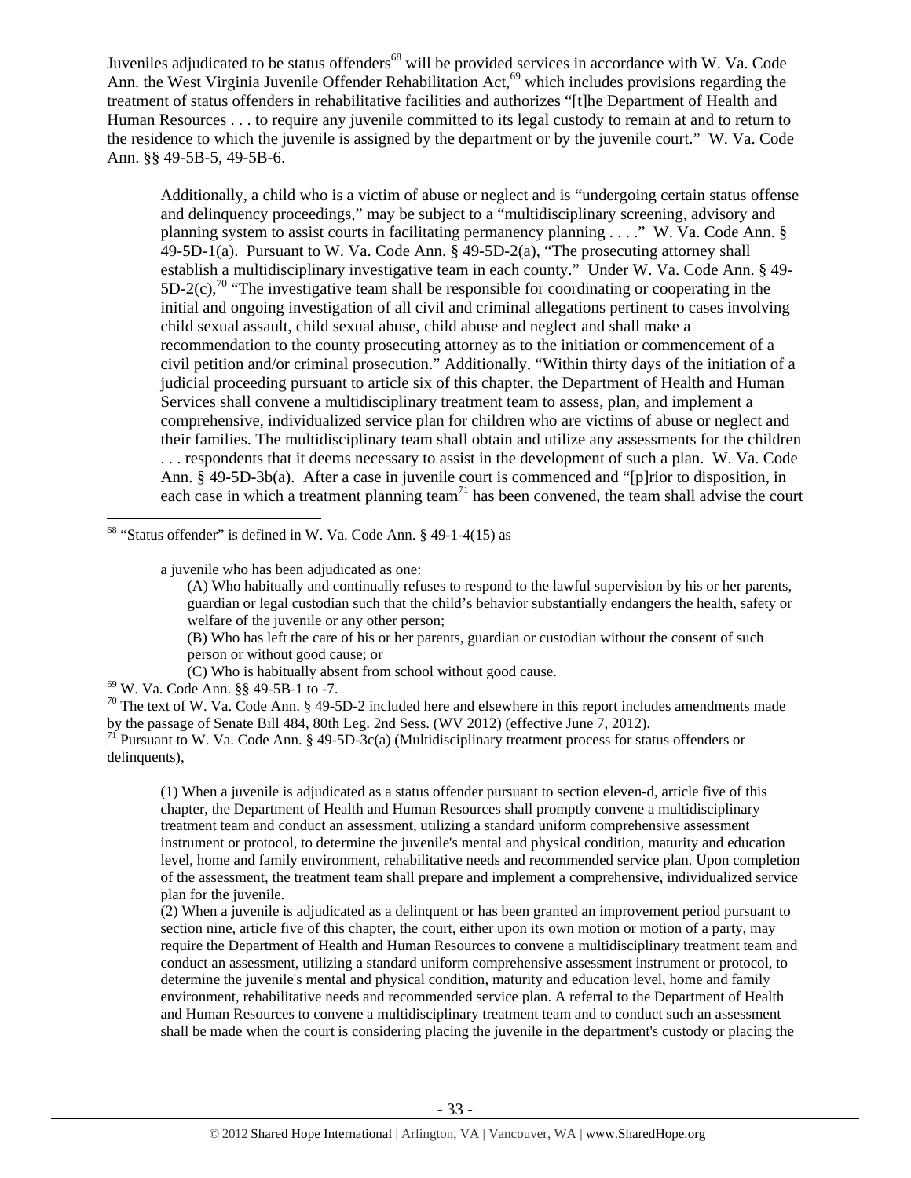Juveniles adjudicated to be status offenders[68] will be provided services in accordance with W. Va. Code Ann. the West Virginia Juvenile Offender Rehabilitation Act,[69] which includes provisions regarding the treatment of status offenders in rehabilitative facilities and authorizes "[t]he Department of Health and Human Resources . . . to require any juvenile committed to its legal custody to remain at and to return to the residence to which the juvenile is assigned by the department or by the juvenile court." W. Va. Code Ann. §§ 49-5B-5, 49-5B-6.

> Additionally, a child who is a victim of abuse or neglect and is "undergoing certain status offense and delinquency proceedings," may be subject to a "multidisciplinary screening, advisory and planning system to assist courts in facilitating permanency planning . . . ." W. Va. Code Ann. § 49-5D-1(a). Pursuant to W. Va. Code Ann. § 49-5D-2(a), "The prosecuting attorney shall establish a multidisciplinary investigative team in each county." Under W. Va. Code Ann. § 49-5D-2(c),[70] "The investigative team shall be responsible for coordinating or cooperating in the initial and ongoing investigation of all civil and criminal allegations pertinent to cases involving child sexual assault, child sexual abuse, child abuse and neglect and shall make a recommendation to the county prosecuting attorney as to the initiation or commencement of a civil petition and/or criminal prosecution." Additionally, "Within thirty days of the initiation of a judicial proceeding pursuant to article six of this chapter, the Department of Health and Human Services shall convene a multidisciplinary treatment team to assess, plan, and implement a comprehensive, individualized service plan for children who are victims of abuse or neglect and their families. The multidisciplinary team shall obtain and utilize any assessments for the children . . . respondents that it deems necessary to assist in the development of such a plan. W. Va. Code Ann. § 49-5D-3b(a). After a case in juvenile court is commenced and "[p]rior to disposition, in each case in which a treatment planning team[71] has been convened, the team shall advise the court

---

[68] "Status offender" is defined in W. Va. Code Ann. § 49-1-4(15) as

> a juvenile who has been adjudicated as one:
>
> (A) Who habitually and continually refuses to respond to the lawful supervision by his or her parents, guardian or legal custodian such that the child's behavior substantially endangers the health, safety or welfare of the juvenile or any other person;
>
> (B) Who has left the care of his or her parents, guardian or custodian without the consent of such person or without good cause; or
>
> (C) Who is habitually absent from school without good cause.

[69] W. Va. Code Ann. §§ 49-5B-1 to -7.

[70] The text of W. Va. Code Ann. § 49-5D-2 included here and elsewhere in this report includes amendments made by the passage of Senate Bill 484, 80th Leg. 2nd Sess. (WV 2012) (effective June 7, 2012).

[71] Pursuant to W. Va. Code Ann. § 49-5D-3c(a) (Multidisciplinary treatment process for status offenders or delinquents),

> (1) When a juvenile is adjudicated as a status offender pursuant to section eleven-d, article five of this chapter, the Department of Health and Human Resources shall promptly convene a multidisciplinary treatment team and conduct an assessment, utilizing a standard uniform comprehensive assessment instrument or protocol, to determine the juvenile's mental and physical condition, maturity and education level, home and family environment, rehabilitative needs and recommended service plan. Upon completion of the assessment, the treatment team shall prepare and implement a comprehensive, individualized service plan for the juvenile.
>
> (2) When a juvenile is adjudicated as a delinquent or has been granted an improvement period pursuant to section nine, article five of this chapter, the court, either upon its own motion or motion of a party, may require the Department of Health and Human Resources to convene a multidisciplinary treatment team and conduct an assessment, utilizing a standard uniform comprehensive assessment instrument or protocol, to determine the juvenile's mental and physical condition, maturity and education level, home and family environment, rehabilitative needs and recommended service plan. A referral to the Department of Health and Human Resources to convene a multidisciplinary treatment team and to conduct such an assessment shall be made when the court is considering placing the juvenile in the department's custody or placing the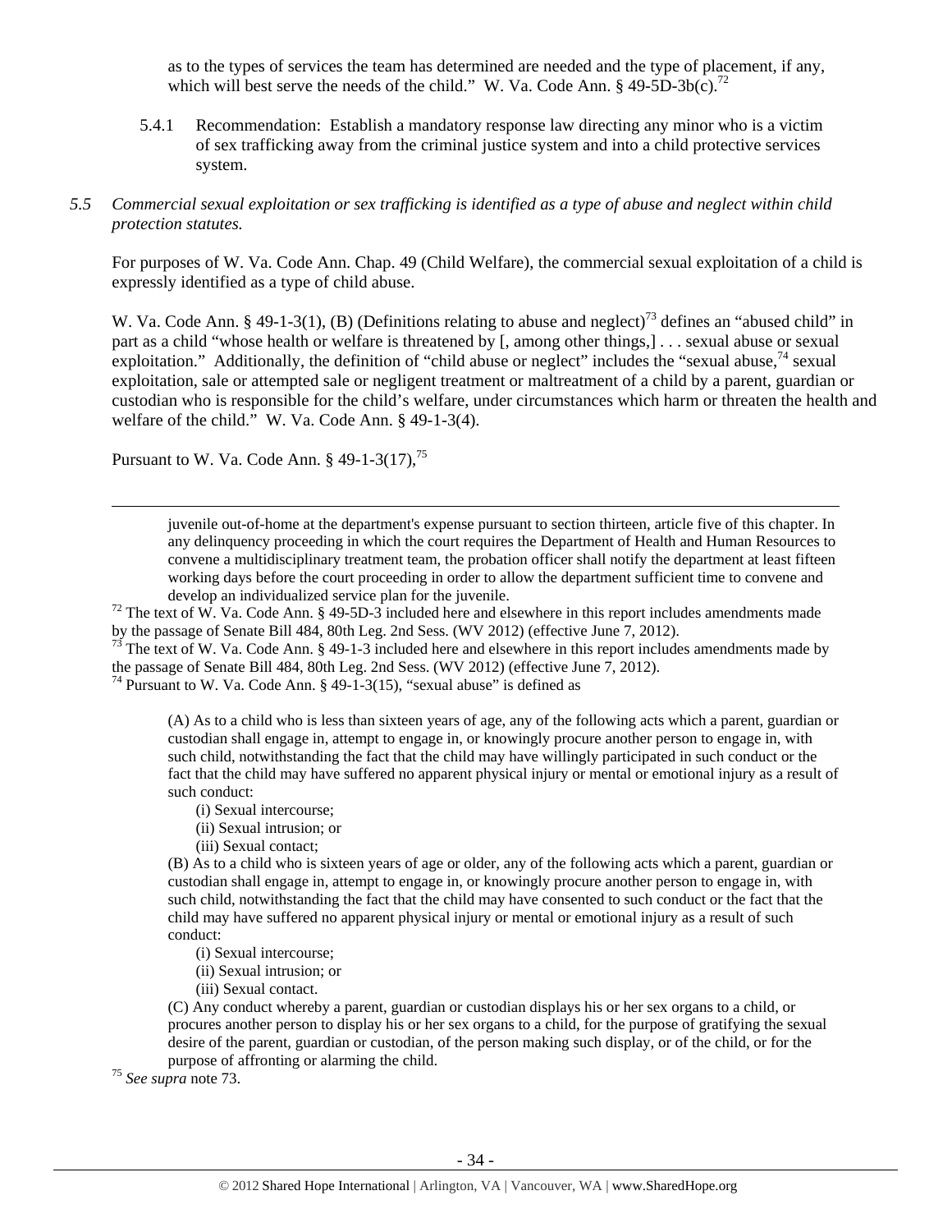as to the types of services the team has determined are needed and the type of placement, if any, which will best serve the needs of the child." W. Va. Code Ann. § 49-5D-3b(c).[72]

5.4.1 Recommendation: Establish a mandatory response law directing any minor who is a victim of sex trafficking away from the criminal justice system and into a child protective services system.

*5.5 Commercial sexual exploitation or sex trafficking is identified as a type of abuse and neglect within child protection statutes.*

For purposes of W. Va. Code Ann. Chap. 49 (Child Welfare), the commercial sexual exploitation of a child is expressly identified as a type of child abuse.

W. Va. Code Ann. § 49-1-3(1), (B) (Definitions relating to abuse and neglect)[73] defines an "abused child" in part as a child "whose health or welfare is threatened by [, among other things,] . . . sexual abuse or sexual exploitation." Additionally, the definition of "child abuse or neglect" includes the "sexual abuse,[74] sexual exploitation, sale or attempted sale or negligent treatment or maltreatment of a child by a parent, guardian or custodian who is responsible for the child's welfare, under circumstances which harm or threaten the health and welfare of the child." W. Va. Code Ann. § 49-1-3(4).

Pursuant to W. Va. Code Ann. § 49-1-3(17),[75]

---

> juvenile out-of-home at the department's expense pursuant to section thirteen, article five of this chapter. In any delinquency proceeding in which the court requires the Department of Health and Human Resources to convene a multidisciplinary treatment team, the probation officer shall notify the department at least fifteen working days before the court proceeding in order to allow the department sufficient time to convene and develop an individualized service plan for the juvenile.

[72] The text of W. Va. Code Ann. § 49-5D-3 included here and elsewhere in this report includes amendments made by the passage of Senate Bill 484, 80th Leg. 2nd Sess. (WV 2012) (effective June 7, 2012).

[73] The text of W. Va. Code Ann. § 49-1-3 included here and elsewhere in this report includes amendments made by the passage of Senate Bill 484, 80th Leg. 2nd Sess. (WV 2012) (effective June 7, 2012).

[74] Pursuant to W. Va. Code Ann. § 49-1-3(15), "sexual abuse" is defined as

> (A) As to a child who is less than sixteen years of age, any of the following acts which a parent, guardian or custodian shall engage in, attempt to engage in, or knowingly procure another person to engage in, with such child, notwithstanding the fact that the child may have willingly participated in such conduct or the fact that the child may have suffered no apparent physical injury or mental or emotional injury as a result of such conduct:
>
> (i) Sexual intercourse;
> (ii) Sexual intrusion; or
> (iii) Sexual contact;
>
> (B) As to a child who is sixteen years of age or older, any of the following acts which a parent, guardian or custodian shall engage in, attempt to engage in, or knowingly procure another person to engage in, with such child, notwithstanding the fact that the child may have consented to such conduct or the fact that the child may have suffered no apparent physical injury or mental or emotional injury as a result of such conduct:
>
> (i) Sexual intercourse;
> (ii) Sexual intrusion; or
> (iii) Sexual contact.
>
> (C) Any conduct whereby a parent, guardian or custodian displays his or her sex organs to a child, or procures another person to display his or her sex organs to a child, for the purpose of gratifying the sexual desire of the parent, guardian or custodian, of the person making such display, or of the child, or for the purpose of affronting or alarming the child.

[75] *See supra* note 73.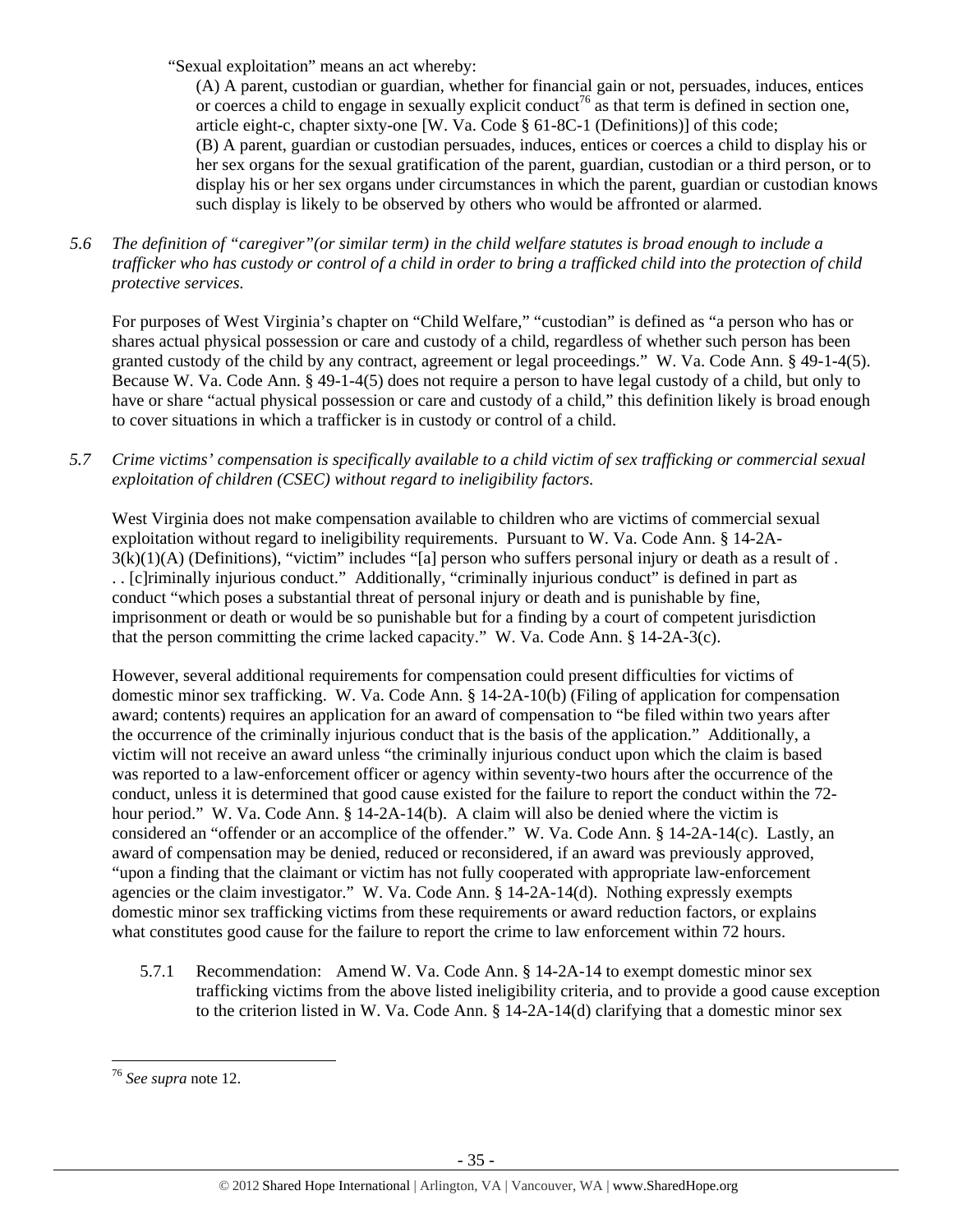"Sexual exploitation" means an act whereby:

(A) A parent, custodian or guardian, whether for financial gain or not, persuades, induces, entices or coerces a child to engage in sexually explicit conduct[76] as that term is defined in section one, article eight-c, chapter sixty-one [W. Va. Code § 61-8C-1 (Definitions)] of this code;
(B) A parent, guardian or custodian persuades, induces, entices or coerces a child to display his or her sex organs for the sexual gratification of the parent, guardian, custodian or a third person, or to display his or her sex organs under circumstances in which the parent, guardian or custodian knows such display is likely to be observed by others who would be affronted or alarmed.

*5.6 The definition of "caregiver"(or similar term) in the child welfare statutes is broad enough to include a trafficker who has custody or control of a child in order to bring a trafficked child into the protection of child protective services.*

For purposes of West Virginia's chapter on "Child Welfare," "custodian" is defined as "a person who has or shares actual physical possession or care and custody of a child, regardless of whether such person has been granted custody of the child by any contract, agreement or legal proceedings." W. Va. Code Ann. § 49-1-4(5). Because W. Va. Code Ann. § 49-1-4(5) does not require a person to have legal custody of a child, but only to have or share "actual physical possession or care and custody of a child," this definition likely is broad enough to cover situations in which a trafficker is in custody or control of a child.

*5.7 Crime victims' compensation is specifically available to a child victim of sex trafficking or commercial sexual exploitation of children (CSEC) without regard to ineligibility factors.*

West Virginia does not make compensation available to children who are victims of commercial sexual exploitation without regard to ineligibility requirements. Pursuant to W. Va. Code Ann. § 14-2A-3(k)(1)(A) (Definitions), "victim" includes "[a] person who suffers personal injury or death as a result of . . . [c]riminally injurious conduct." Additionally, "criminally injurious conduct" is defined in part as conduct "which poses a substantial threat of personal injury or death and is punishable by fine, imprisonment or death or would be so punishable but for a finding by a court of competent jurisdiction that the person committing the crime lacked capacity." W. Va. Code Ann. § 14-2A-3(c).

However, several additional requirements for compensation could present difficulties for victims of domestic minor sex trafficking. W. Va. Code Ann. § 14-2A-10(b) (Filing of application for compensation award; contents) requires an application for an award of compensation to "be filed within two years after the occurrence of the criminally injurious conduct that is the basis of the application." Additionally, a victim will not receive an award unless "the criminally injurious conduct upon which the claim is based was reported to a law-enforcement officer or agency within seventy-two hours after the occurrence of the conduct, unless it is determined that good cause existed for the failure to report the conduct within the 72-hour period." W. Va. Code Ann. § 14-2A-14(b). A claim will also be denied where the victim is considered an "offender or an accomplice of the offender." W. Va. Code Ann. § 14-2A-14(c). Lastly, an award of compensation may be denied, reduced or reconsidered, if an award was previously approved, "upon a finding that the claimant or victim has not fully cooperated with appropriate law-enforcement agencies or the claim investigator." W. Va. Code Ann. § 14-2A-14(d). Nothing expressly exempts domestic minor sex trafficking victims from these requirements or award reduction factors, or explains what constitutes good cause for the failure to report the crime to law enforcement within 72 hours.

5.7.1 Recommendation: Amend W. Va. Code Ann. § 14-2A-14 to exempt domestic minor sex trafficking victims from the above listed ineligibility criteria, and to provide a good cause exception to the criterion listed in W. Va. Code Ann. § 14-2A-14(d) clarifying that a domestic minor sex

---

[76] *See supra* note 12.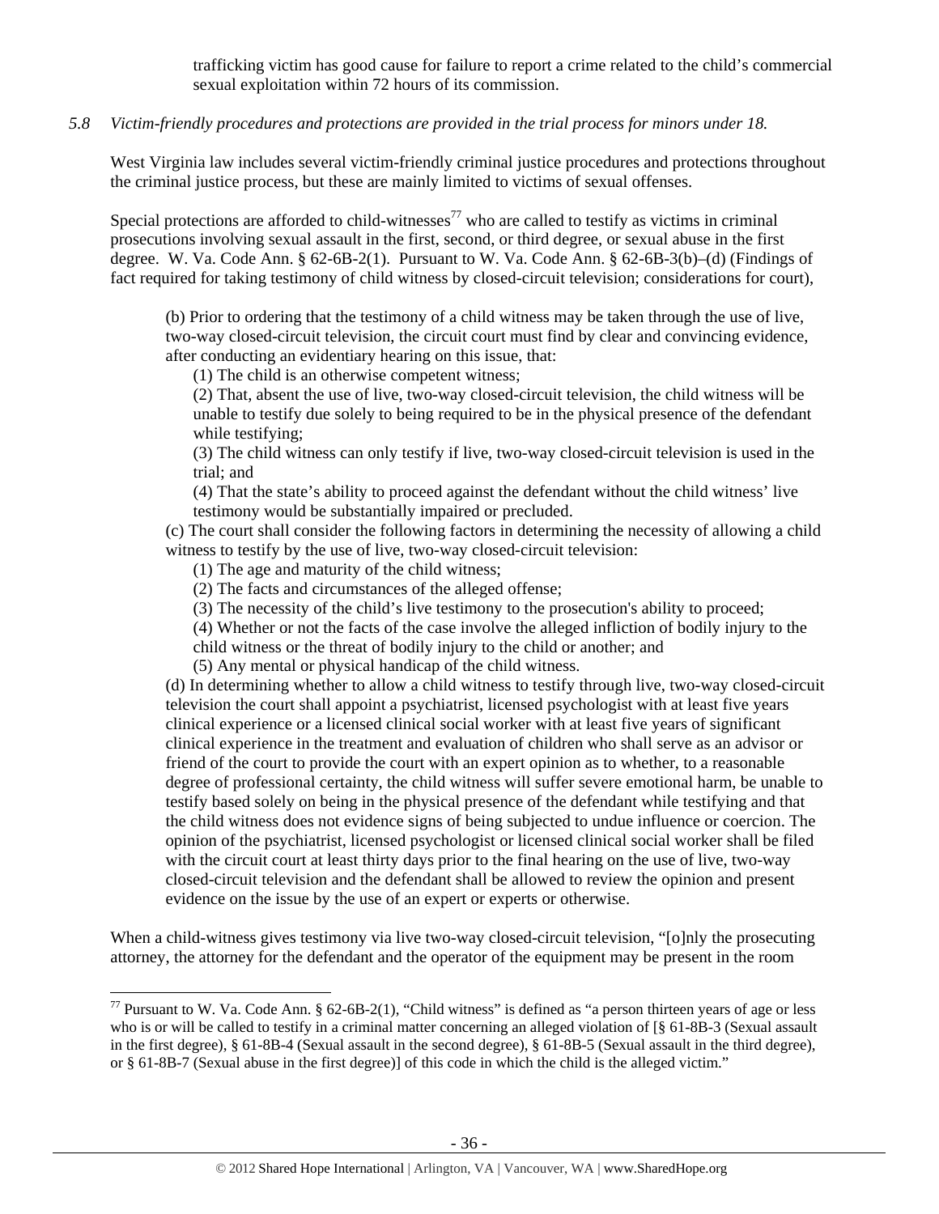trafficking victim has good cause for failure to report a crime related to the child's commercial sexual exploitation within 72 hours of its commission.

*5.8 Victim-friendly procedures and protections are provided in the trial process for minors under 18.*

West Virginia law includes several victim-friendly criminal justice procedures and protections throughout the criminal justice process, but these are mainly limited to victims of sexual offenses.

Special protections are afforded to child-witnesses[77] who are called to testify as victims in criminal prosecutions involving sexual assault in the first, second, or third degree, or sexual abuse in the first degree. W. Va. Code Ann. § 62-6B-2(1). Pursuant to W. Va. Code Ann. § 62-6B-3(b)–(d) (Findings of fact required for taking testimony of child witness by closed-circuit television; considerations for court),

> (b) Prior to ordering that the testimony of a child witness may be taken through the use of live, two-way closed-circuit television, the circuit court must find by clear and convincing evidence, after conducting an evidentiary hearing on this issue, that:
>
> (1) The child is an otherwise competent witness;
>
> (2) That, absent the use of live, two-way closed-circuit television, the child witness will be unable to testify due solely to being required to be in the physical presence of the defendant while testifying;
>
> (3) The child witness can only testify if live, two-way closed-circuit television is used in the trial; and
>
> (4) That the state's ability to proceed against the defendant without the child witness' live testimony would be substantially impaired or precluded.
>
> (c) The court shall consider the following factors in determining the necessity of allowing a child witness to testify by the use of live, two-way closed-circuit television:
>
> (1) The age and maturity of the child witness;
>
> (2) The facts and circumstances of the alleged offense;
>
> (3) The necessity of the child's live testimony to the prosecution's ability to proceed;
>
> (4) Whether or not the facts of the case involve the alleged infliction of bodily injury to the child witness or the threat of bodily injury to the child or another; and
>
> (5) Any mental or physical handicap of the child witness.
>
> (d) In determining whether to allow a child witness to testify through live, two-way closed-circuit television the court shall appoint a psychiatrist, licensed psychologist with at least five years clinical experience or a licensed clinical social worker with at least five years of significant clinical experience in the treatment and evaluation of children who shall serve as an advisor or friend of the court to provide the court with an expert opinion as to whether, to a reasonable degree of professional certainty, the child witness will suffer severe emotional harm, be unable to testify based solely on being in the physical presence of the defendant while testifying and that the child witness does not evidence signs of being subjected to undue influence or coercion. The opinion of the psychiatrist, licensed psychologist or licensed clinical social worker shall be filed with the circuit court at least thirty days prior to the final hearing on the use of live, two-way closed-circuit television and the defendant shall be allowed to review the opinion and present evidence on the issue by the use of an expert or experts or otherwise.

When a child-witness gives testimony via live two-way closed-circuit television, "[o]nly the prosecuting attorney, the attorney for the defendant and the operator of the equipment may be present in the room

---

[77] Pursuant to W. Va. Code Ann. § 62-6B-2(1), "Child witness" is defined as "a person thirteen years of age or less who is or will be called to testify in a criminal matter concerning an alleged violation of [§ 61-8B-3 (Sexual assault in the first degree), § 61-8B-4 (Sexual assault in the second degree), § 61-8B-5 (Sexual assault in the third degree), or § 61-8B-7 (Sexual abuse in the first degree)] of this code in which the child is the alleged victim."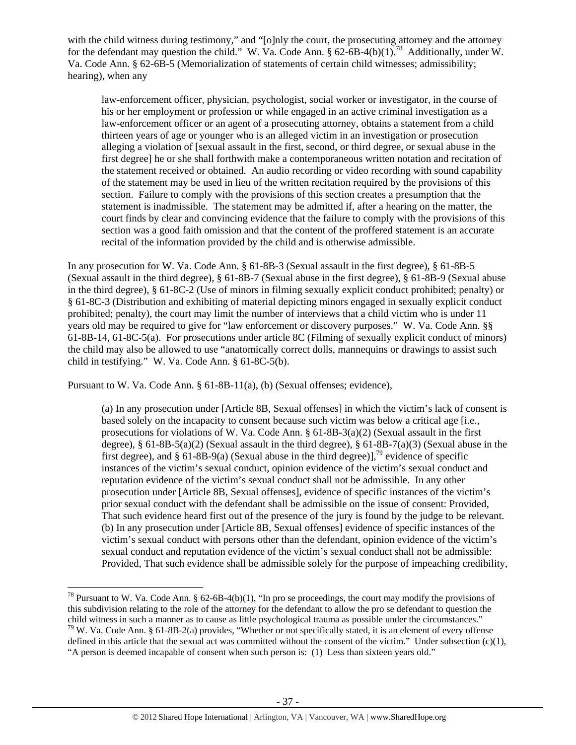with the child witness during testimony," and "[o]nly the court, the prosecuting attorney and the attorney for the defendant may question the child." W. Va. Code Ann. § 62-6B-4(b)(1).[78] Additionally, under W. Va. Code Ann. § 62-6B-5 (Memorialization of statements of certain child witnesses; admissibility; hearing), when any

> law-enforcement officer, physician, psychologist, social worker or investigator, in the course of his or her employment or profession or while engaged in an active criminal investigation as a law-enforcement officer or an agent of a prosecuting attorney, obtains a statement from a child thirteen years of age or younger who is an alleged victim in an investigation or prosecution alleging a violation of [sexual assault in the first, second, or third degree, or sexual abuse in the first degree] he or she shall forthwith make a contemporaneous written notation and recitation of the statement received or obtained. An audio recording or video recording with sound capability of the statement may be used in lieu of the written recitation required by the provisions of this section. Failure to comply with the provisions of this section creates a presumption that the statement is inadmissible. The statement may be admitted if, after a hearing on the matter, the court finds by clear and convincing evidence that the failure to comply with the provisions of this section was a good faith omission and that the content of the proffered statement is an accurate recital of the information provided by the child and is otherwise admissible.

In any prosecution for W. Va. Code Ann. § 61-8B-3 (Sexual assault in the first degree), § 61-8B-5 (Sexual assault in the third degree), § 61-8B-7 (Sexual abuse in the first degree), § 61-8B-9 (Sexual abuse in the third degree), § 61-8C-2 (Use of minors in filming sexually explicit conduct prohibited; penalty) or § 61-8C-3 (Distribution and exhibiting of material depicting minors engaged in sexually explicit conduct prohibited; penalty), the court may limit the number of interviews that a child victim who is under 11 years old may be required to give for "law enforcement or discovery purposes." W. Va. Code Ann. §§ 61-8B-14, 61-8C-5(a). For prosecutions under article 8C (Filming of sexually explicit conduct of minors) the child may also be allowed to use "anatomically correct dolls, mannequins or drawings to assist such child in testifying." W. Va. Code Ann. § 61-8C-5(b).

Pursuant to W. Va. Code Ann. § 61-8B-11(a), (b) (Sexual offenses; evidence),

> (a) In any prosecution under [Article 8B, Sexual offenses] in which the victim's lack of consent is based solely on the incapacity to consent because such victim was below a critical age [i.e., prosecutions for violations of W. Va. Code Ann. § 61-8B-3(a)(2) (Sexual assault in the first degree), § 61-8B-5(a)(2) (Sexual assault in the third degree), § 61-8B-7(a)(3) (Sexual abuse in the first degree), and § 61-8B-9(a) (Sexual abuse in the third degree)],[79] evidence of specific instances of the victim's sexual conduct, opinion evidence of the victim's sexual conduct and reputation evidence of the victim's sexual conduct shall not be admissible. In any other prosecution under [Article 8B, Sexual offenses], evidence of specific instances of the victim's prior sexual conduct with the defendant shall be admissible on the issue of consent: Provided, That such evidence heard first out of the presence of the jury is found by the judge to be relevant.
> (b) In any prosecution under [Article 8B, Sexual offenses] evidence of specific instances of the victim's sexual conduct with persons other than the defendant, opinion evidence of the victim's sexual conduct and reputation evidence of the victim's sexual conduct shall not be admissible: Provided, That such evidence shall be admissible solely for the purpose of impeaching credibility,

---

[78] Pursuant to W. Va. Code Ann. § 62-6B-4(b)(1), "In pro se proceedings, the court may modify the provisions of this subdivision relating to the role of the attorney for the defendant to allow the pro se defendant to question the child witness in such a manner as to cause as little psychological trauma as possible under the circumstances."

[79] W. Va. Code Ann. § 61-8B-2(a) provides, "Whether or not specifically stated, it is an element of every offense defined in this article that the sexual act was committed without the consent of the victim." Under subsection (c)(1), "A person is deemed incapable of consent when such person is: (1) Less than sixteen years old."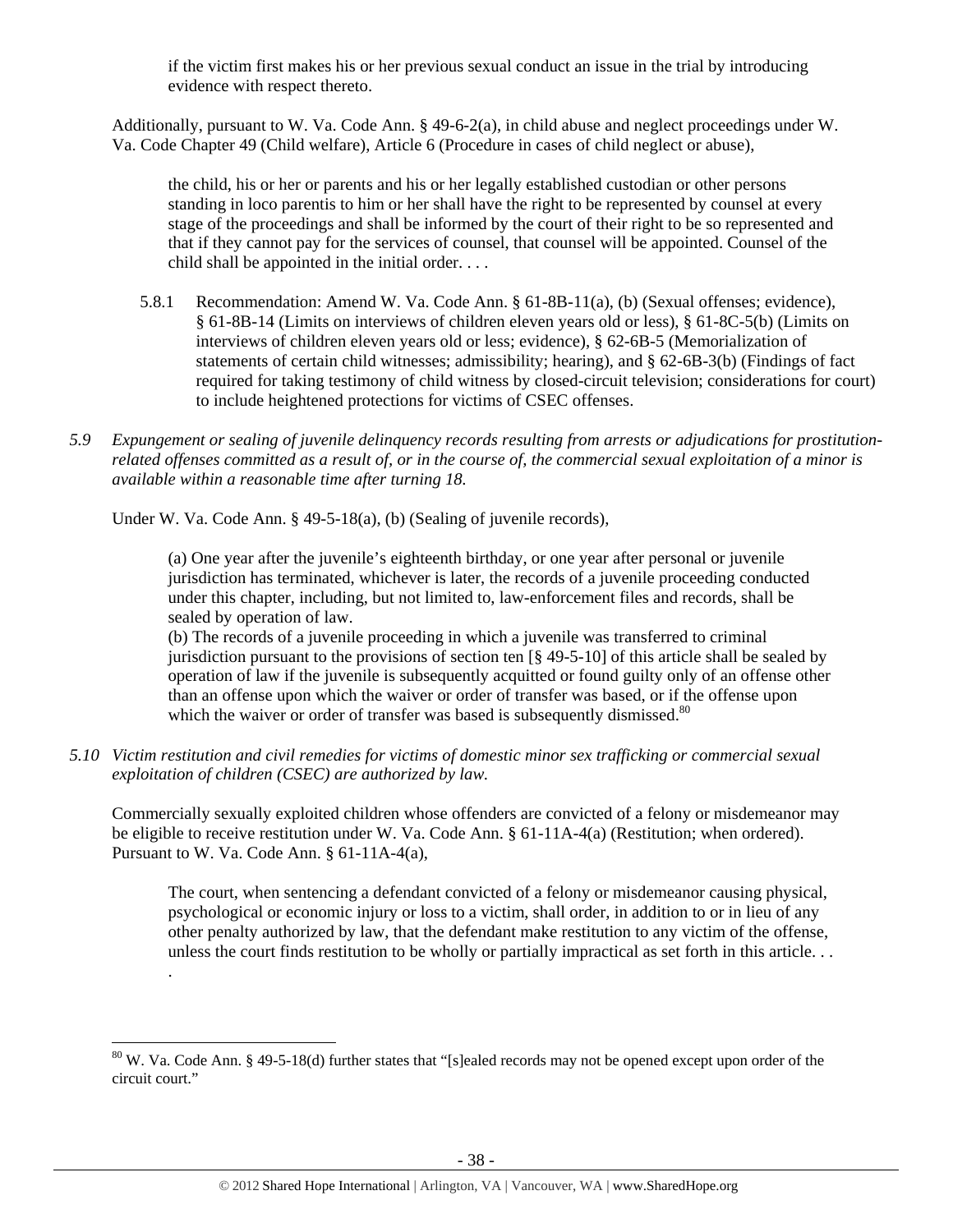> if the victim first makes his or her previous sexual conduct an issue in the trial by introducing evidence with respect thereto.

Additionally, pursuant to W. Va. Code Ann. § 49-6-2(a), in child abuse and neglect proceedings under W. Va. Code Chapter 49 (Child welfare), Article 6 (Procedure in cases of child neglect or abuse),

> the child, his or her or parents and his or her legally established custodian or other persons standing in loco parentis to him or her shall have the right to be represented by counsel at every stage of the proceedings and shall be informed by the court of their right to be so represented and that if they cannot pay for the services of counsel, that counsel will be appointed. Counsel of the child shall be appointed in the initial order. . . .

5.8.1 Recommendation: Amend W. Va. Code Ann. § 61-8B-11(a), (b) (Sexual offenses; evidence), § 61-8B-14 (Limits on interviews of children eleven years old or less), § 61-8C-5(b) (Limits on interviews of children eleven years old or less; evidence), § 62-6B-5 (Memorialization of statements of certain child witnesses; admissibility; hearing), and § 62-6B-3(b) (Findings of fact required for taking testimony of child witness by closed-circuit television; considerations for court) to include heightened protections for victims of CSEC offenses.

*5.9 Expungement or sealing of juvenile delinquency records resulting from arrests or adjudications for prostitution-related offenses committed as a result of, or in the course of, the commercial sexual exploitation of a minor is available within a reasonable time after turning 18.*

Under W. Va. Code Ann. § 49-5-18(a), (b) (Sealing of juvenile records),

> (a) One year after the juvenile's eighteenth birthday, or one year after personal or juvenile jurisdiction has terminated, whichever is later, the records of a juvenile proceeding conducted under this chapter, including, but not limited to, law-enforcement files and records, shall be sealed by operation of law.
>
> (b) The records of a juvenile proceeding in which a juvenile was transferred to criminal jurisdiction pursuant to the provisions of section ten [§ 49-5-10] of this article shall be sealed by operation of law if the juvenile is subsequently acquitted or found guilty only of an offense other than an offense upon which the waiver or order of transfer was based, or if the offense upon which the waiver or order of transfer was based is subsequently dismissed.[80]

*5.10 Victim restitution and civil remedies for victims of domestic minor sex trafficking or commercial sexual exploitation of children (CSEC) are authorized by law.*

Commercially sexually exploited children whose offenders are convicted of a felony or misdemeanor may be eligible to receive restitution under W. Va. Code Ann. § 61-11A-4(a) (Restitution; when ordered). Pursuant to W. Va. Code Ann. § 61-11A-4(a),

> The court, when sentencing a defendant convicted of a felony or misdemeanor causing physical, psychological or economic injury or loss to a victim, shall order, in addition to or in lieu of any other penalty authorized by law, that the defendant make restitution to any victim of the offense, unless the court finds restitution to be wholly or partially impractical as set forth in this article. . . .

[80] W. Va. Code Ann. § 49-5-18(d) further states that "[s]ealed records may not be opened except upon order of the circuit court."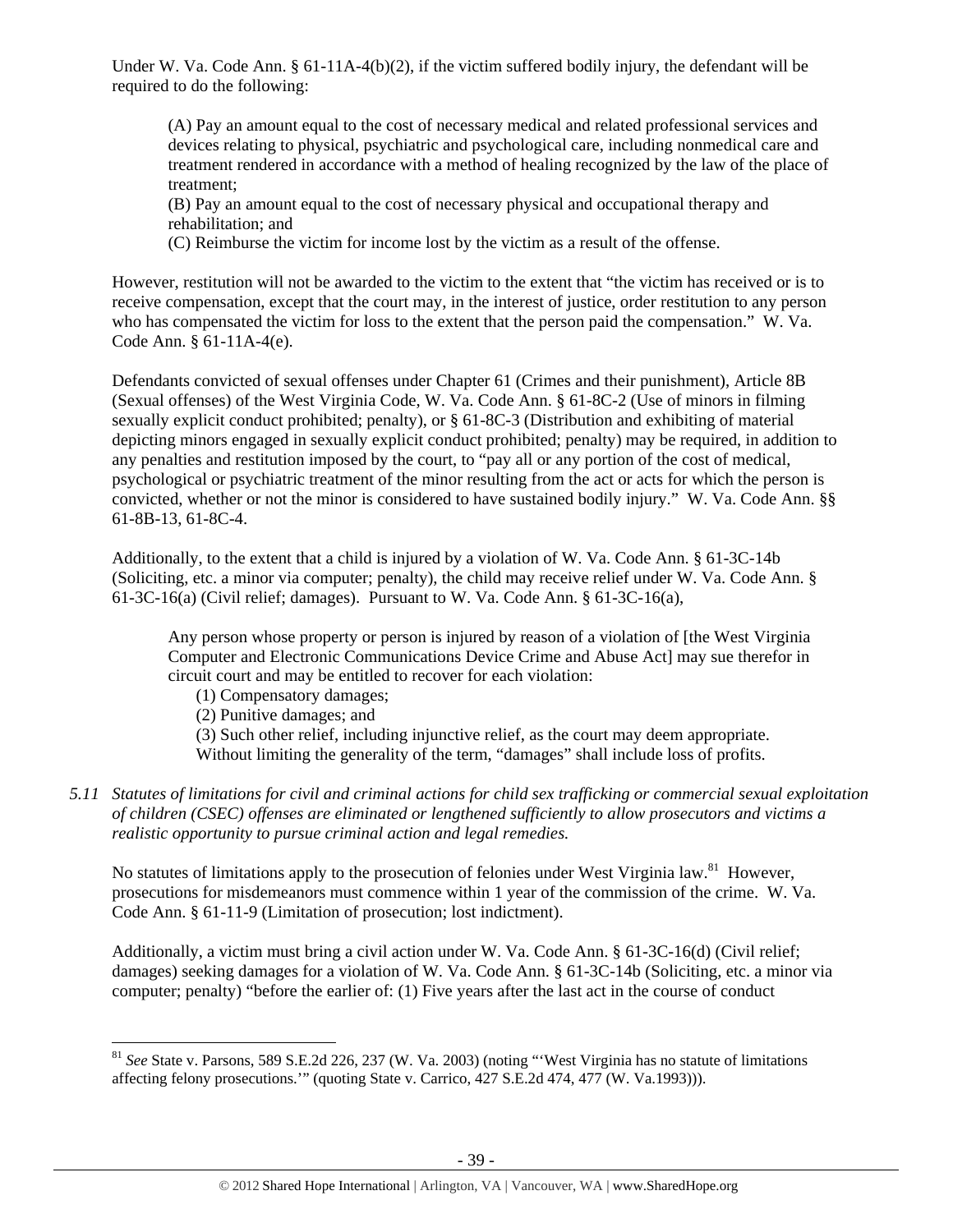Under W. Va. Code Ann. § 61-11A-4(b)(2), if the victim suffered bodily injury, the defendant will be required to do the following:

> (A) Pay an amount equal to the cost of necessary medical and related professional services and devices relating to physical, psychiatric and psychological care, including nonmedical care and treatment rendered in accordance with a method of healing recognized by the law of the place of treatment;
> (B) Pay an amount equal to the cost of necessary physical and occupational therapy and rehabilitation; and
> (C) Reimburse the victim for income lost by the victim as a result of the offense.

However, restitution will not be awarded to the victim to the extent that "the victim has received or is to receive compensation, except that the court may, in the interest of justice, order restitution to any person who has compensated the victim for loss to the extent that the person paid the compensation." W. Va. Code Ann. § 61-11A-4(e).

Defendants convicted of sexual offenses under Chapter 61 (Crimes and their punishment), Article 8B (Sexual offenses) of the West Virginia Code, W. Va. Code Ann. § 61-8C-2 (Use of minors in filming sexually explicit conduct prohibited; penalty), or § 61-8C-3 (Distribution and exhibiting of material depicting minors engaged in sexually explicit conduct prohibited; penalty) may be required, in addition to any penalties and restitution imposed by the court, to "pay all or any portion of the cost of medical, psychological or psychiatric treatment of the minor resulting from the act or acts for which the person is convicted, whether or not the minor is considered to have sustained bodily injury." W. Va. Code Ann. §§ 61-8B-13, 61-8C-4.

Additionally, to the extent that a child is injured by a violation of W. Va. Code Ann. § 61-3C-14b (Soliciting, etc. a minor via computer; penalty), the child may receive relief under W. Va. Code Ann. § 61-3C-16(a) (Civil relief; damages). Pursuant to W. Va. Code Ann. § 61-3C-16(a),

> Any person whose property or person is injured by reason of a violation of [the West Virginia Computer and Electronic Communications Device Crime and Abuse Act] may sue therefor in circuit court and may be entitled to recover for each violation:
> (1) Compensatory damages;
> (2) Punitive damages; and
> (3) Such other relief, including injunctive relief, as the court may deem appropriate.
> Without limiting the generality of the term, "damages" shall include loss of profits.

*5.11 Statutes of limitations for civil and criminal actions for child sex trafficking or commercial sexual exploitation of children (CSEC) offenses are eliminated or lengthened sufficiently to allow prosecutors and victims a realistic opportunity to pursue criminal action and legal remedies.*

No statutes of limitations apply to the prosecution of felonies under West Virginia law.[81] However, prosecutions for misdemeanors must commence within 1 year of the commission of the crime. W. Va. Code Ann. § 61-11-9 (Limitation of prosecution; lost indictment).

Additionally, a victim must bring a civil action under W. Va. Code Ann. § 61-3C-16(d) (Civil relief; damages) seeking damages for a violation of W. Va. Code Ann. § 61-3C-14b (Soliciting, etc. a minor via computer; penalty) "before the earlier of: (1) Five years after the last act in the course of conduct

---

[81] *See* State v. Parsons, 589 S.E.2d 226, 237 (W. Va. 2003) (noting "'West Virginia has no statute of limitations affecting felony prosecutions.'" (quoting State v. Carrico, 427 S.E.2d 474, 477 (W. Va.1993))).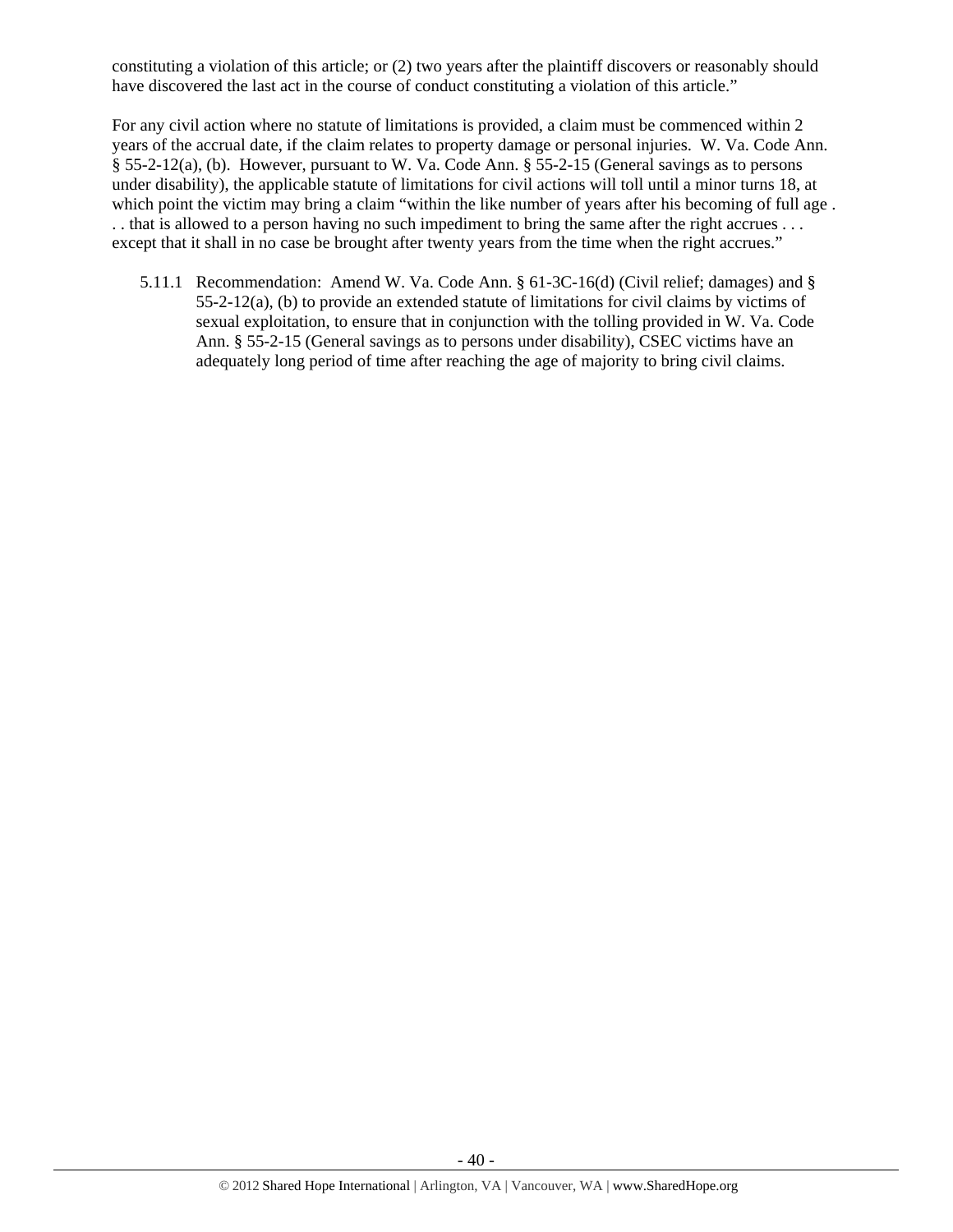constituting a violation of this article; or (2) two years after the plaintiff discovers or reasonably should have discovered the last act in the course of conduct constituting a violation of this article."

For any civil action where no statute of limitations is provided, a claim must be commenced within 2 years of the accrual date, if the claim relates to property damage or personal injuries. W. Va. Code Ann. § 55-2-12(a), (b). However, pursuant to W. Va. Code Ann. § 55-2-15 (General savings as to persons under disability), the applicable statute of limitations for civil actions will toll until a minor turns 18, at which point the victim may bring a claim "within the like number of years after his becoming of full age . . . that is allowed to a person having no such impediment to bring the same after the right accrues . . . except that it shall in no case be brought after twenty years from the time when the right accrues."

5.11.1 Recommendation: Amend W. Va. Code Ann. § 61-3C-16(d) (Civil relief; damages) and § 55-2-12(a), (b) to provide an extended statute of limitations for civil claims by victims of sexual exploitation, to ensure that in conjunction with the tolling provided in W. Va. Code Ann. § 55-2-15 (General savings as to persons under disability), CSEC victims have an adequately long period of time after reaching the age of majority to bring civil claims.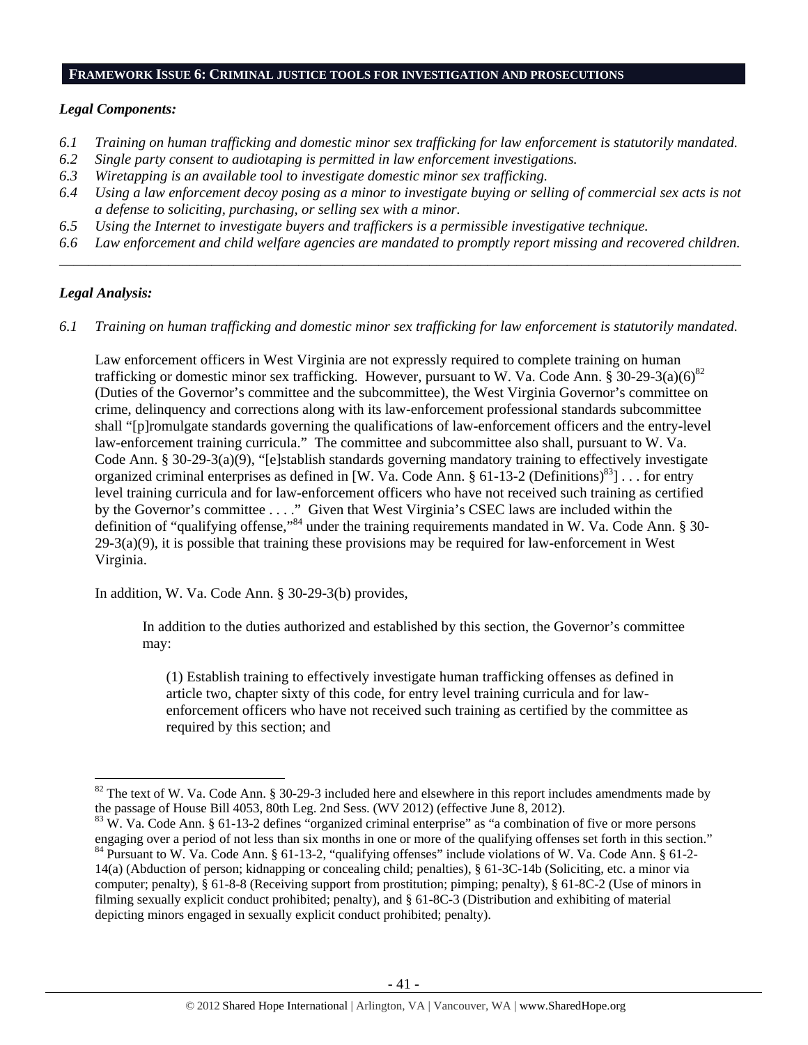## **FRAMEWORK ISSUE 6: CRIMINAL JUSTICE TOOLS FOR INVESTIGATION AND PROSECUTIONS**

***Legal Components:***

*6.1 Training on human trafficking and domestic minor sex trafficking for law enforcement is statutorily mandated.*
*6.2 Single party consent to audiotaping is permitted in law enforcement investigations.*
*6.3 Wiretapping is an available tool to investigate domestic minor sex trafficking.*
*6.4 Using a law enforcement decoy posing as a minor to investigate buying or selling of commercial sex acts is not a defense to soliciting, purchasing, or selling sex with a minor.*
*6.5 Using the Internet to investigate buyers and traffickers is a permissible investigative technique.*
*6.6 Law enforcement and child welfare agencies are mandated to promptly report missing and recovered children.*

---

***Legal Analysis:***

*6.1 Training on human trafficking and domestic minor sex trafficking for law enforcement is statutorily mandated.*

Law enforcement officers in West Virginia are not expressly required to complete training on human trafficking or domestic minor sex trafficking. However, pursuant to W. Va. Code Ann. § 30-29-3(a)(6)[82] (Duties of the Governor's committee and the subcommittee), the West Virginia Governor's committee on crime, delinquency and corrections along with its law-enforcement professional standards subcommittee shall "[p]romulgate standards governing the qualifications of law-enforcement officers and the entry-level law-enforcement training curricula." The committee and subcommittee also shall, pursuant to W. Va. Code Ann. § 30-29-3(a)(9), "[e]stablish standards governing mandatory training to effectively investigate organized criminal enterprises as defined in [W. Va. Code Ann. § 61-13-2 (Definitions)[83]] . . . for entry level training curricula and for law-enforcement officers who have not received such training as certified by the Governor's committee . . . ." Given that West Virginia's CSEC laws are included within the definition of "qualifying offense,"[84] under the training requirements mandated in W. Va. Code Ann. § 30-29-3(a)(9), it is possible that training these provisions may be required for law-enforcement in West Virginia.

In addition, W. Va. Code Ann. § 30-29-3(b) provides,

> In addition to the duties authorized and established by this section, the Governor's committee may:
>
> (1) Establish training to effectively investigate human trafficking offenses as defined in article two, chapter sixty of this code, for entry level training curricula and for law-enforcement officers who have not received such training as certified by the committee as required by this section; and

---

[82] The text of W. Va. Code Ann. § 30-29-3 included here and elsewhere in this report includes amendments made by the passage of House Bill 4053, 80th Leg. 2nd Sess. (WV 2012) (effective June 8, 2012).

[83] W. Va. Code Ann. § 61-13-2 defines "organized criminal enterprise" as "a combination of five or more persons engaging over a period of not less than six months in one or more of the qualifying offenses set forth in this section."

[84] Pursuant to W. Va. Code Ann. § 61-13-2, "qualifying offenses" include violations of W. Va. Code Ann. § 61-2-14(a) (Abduction of person; kidnapping or concealing child; penalties), § 61-3C-14b (Soliciting, etc. a minor via computer; penalty), § 61-8-8 (Receiving support from prostitution; pimping; penalty), § 61-8C-2 (Use of minors in filming sexually explicit conduct prohibited; penalty), and § 61-8C-3 (Distribution and exhibiting of material depicting minors engaged in sexually explicit conduct prohibited; penalty).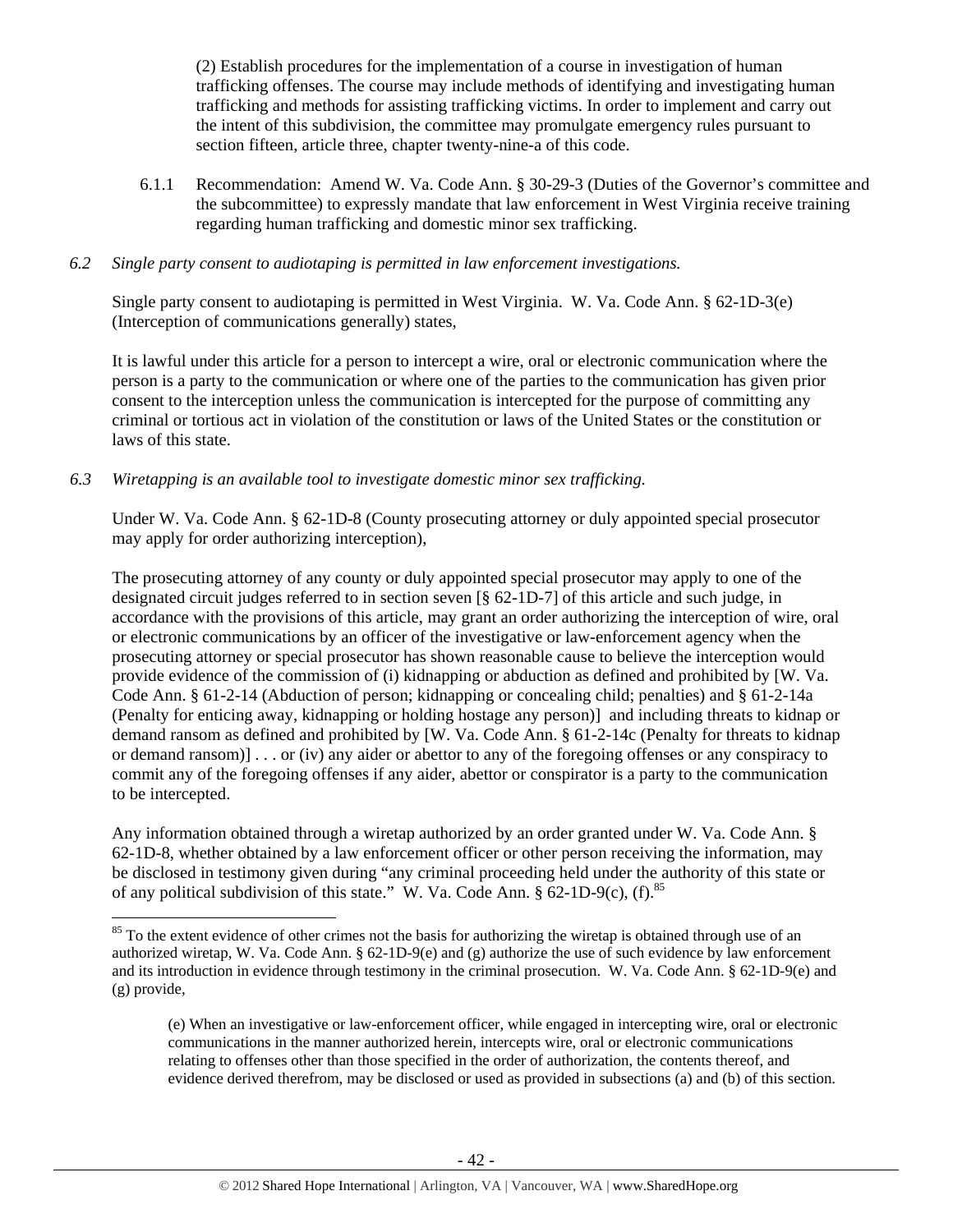(2) Establish procedures for the implementation of a course in investigation of human trafficking offenses. The course may include methods of identifying and investigating human trafficking and methods for assisting trafficking victims. In order to implement and carry out the intent of this subdivision, the committee may promulgate emergency rules pursuant to section fifteen, article three, chapter twenty-nine-a of this code.

6.1.1 Recommendation: Amend W. Va. Code Ann. § 30-29-3 (Duties of the Governor's committee and the subcommittee) to expressly mandate that law enforcement in West Virginia receive training regarding human trafficking and domestic minor sex trafficking.

*6.2 Single party consent to audiotaping is permitted in law enforcement investigations.*

Single party consent to audiotaping is permitted in West Virginia. W. Va. Code Ann. § 62-1D-3(e) (Interception of communications generally) states,

It is lawful under this article for a person to intercept a wire, oral or electronic communication where the person is a party to the communication or where one of the parties to the communication has given prior consent to the interception unless the communication is intercepted for the purpose of committing any criminal or tortious act in violation of the constitution or laws of the United States or the constitution or laws of this state.

*6.3 Wiretapping is an available tool to investigate domestic minor sex trafficking.*

Under W. Va. Code Ann. § 62-1D-8 (County prosecuting attorney or duly appointed special prosecutor may apply for order authorizing interception),

The prosecuting attorney of any county or duly appointed special prosecutor may apply to one of the designated circuit judges referred to in section seven [§ 62-1D-7] of this article and such judge, in accordance with the provisions of this article, may grant an order authorizing the interception of wire, oral or electronic communications by an officer of the investigative or law-enforcement agency when the prosecuting attorney or special prosecutor has shown reasonable cause to believe the interception would provide evidence of the commission of (i) kidnapping or abduction as defined and prohibited by [W. Va. Code Ann. § 61-2-14 (Abduction of person; kidnapping or concealing child; penalties) and § 61-2-14a (Penalty for enticing away, kidnapping or holding hostage any person)] and including threats to kidnap or demand ransom as defined and prohibited by [W. Va. Code Ann. § 61-2-14c (Penalty for threats to kidnap or demand ransom)] . . . or (iv) any aider or abettor to any of the foregoing offenses or any conspiracy to commit any of the foregoing offenses if any aider, abettor or conspirator is a party to the communication to be intercepted.

Any information obtained through a wiretap authorized by an order granted under W. Va. Code Ann. § 62-1D-8, whether obtained by a law enforcement officer or other person receiving the information, may be disclosed in testimony given during "any criminal proceeding held under the authority of this state or of any political subdivision of this state." W. Va. Code Ann. § 62-1D-9(c), (f).[85]

[85] To the extent evidence of other crimes not the basis for authorizing the wiretap is obtained through use of an authorized wiretap, W. Va. Code Ann. § 62-1D-9(e) and (g) authorize the use of such evidence by law enforcement and its introduction in evidence through testimony in the criminal prosecution. W. Va. Code Ann. § 62-1D-9(e) and (g) provide,

(e) When an investigative or law-enforcement officer, while engaged in intercepting wire, oral or electronic communications in the manner authorized herein, intercepts wire, oral or electronic communications relating to offenses other than those specified in the order of authorization, the contents thereof, and evidence derived therefrom, may be disclosed or used as provided in subsections (a) and (b) of this section.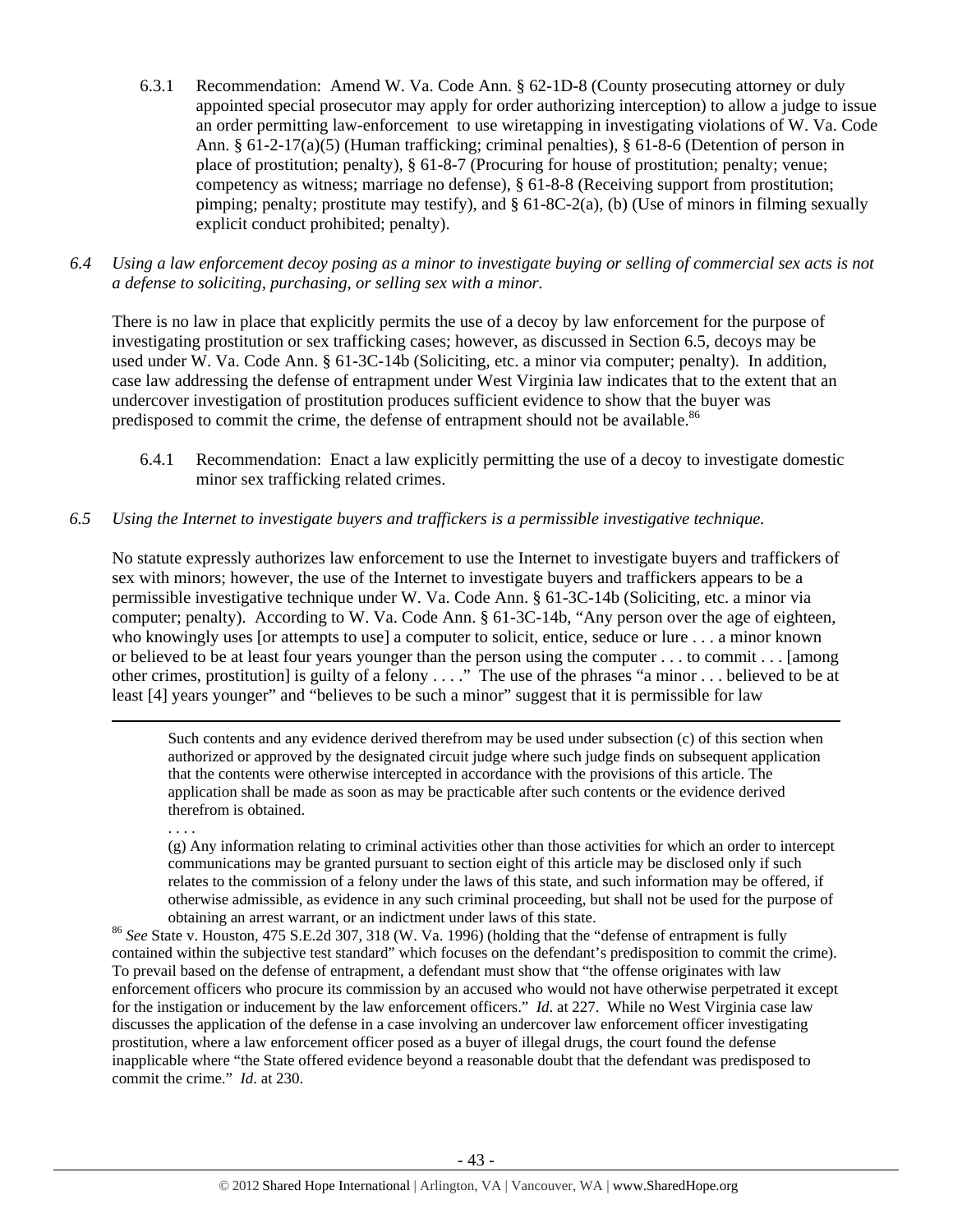6.3.1 Recommendation: Amend W. Va. Code Ann. § 62-1D-8 (County prosecuting attorney or duly appointed special prosecutor may apply for order authorizing interception) to allow a judge to issue an order permitting law-enforcement to use wiretapping in investigating violations of W. Va. Code Ann. § 61-2-17(a)(5) (Human trafficking; criminal penalties), § 61-8-6 (Detention of person in place of prostitution; penalty), § 61-8-7 (Procuring for house of prostitution; penalty; venue; competency as witness; marriage no defense), § 61-8-8 (Receiving support from prostitution; pimping; penalty; prostitute may testify), and § 61-8C-2(a), (b) (Use of minors in filming sexually explicit conduct prohibited; penalty).

*6.4 Using a law enforcement decoy posing as a minor to investigate buying or selling of commercial sex acts is not a defense to soliciting, purchasing, or selling sex with a minor.*

There is no law in place that explicitly permits the use of a decoy by law enforcement for the purpose of investigating prostitution or sex trafficking cases; however, as discussed in Section 6.5, decoys may be used under W. Va. Code Ann. § 61-3C-14b (Soliciting, etc. a minor via computer; penalty). In addition, case law addressing the defense of entrapment under West Virginia law indicates that to the extent that an undercover investigation of prostitution produces sufficient evidence to show that the buyer was predisposed to commit the crime, the defense of entrapment should not be available.[86]

6.4.1 Recommendation: Enact a law explicitly permitting the use of a decoy to investigate domestic minor sex trafficking related crimes.

*6.5 Using the Internet to investigate buyers and traffickers is a permissible investigative technique.*

No statute expressly authorizes law enforcement to use the Internet to investigate buyers and traffickers of sex with minors; however, the use of the Internet to investigate buyers and traffickers appears to be a permissible investigative technique under W. Va. Code Ann. § 61-3C-14b (Soliciting, etc. a minor via computer; penalty). According to W. Va. Code Ann. § 61-3C-14b, "Any person over the age of eighteen, who knowingly uses [or attempts to use] a computer to solicit, entice, seduce or lure . . . a minor known or believed to be at least four years younger than the person using the computer . . . to commit . . . [among other crimes, prostitution] is guilty of a felony . . . ." The use of the phrases "a minor . . . believed to be at least [4] years younger" and "believes to be such a minor" suggest that it is permissible for law

---

Such contents and any evidence derived therefrom may be used under subsection (c) of this section when authorized or approved by the designated circuit judge where such judge finds on subsequent application that the contents were otherwise intercepted in accordance with the provisions of this article. The application shall be made as soon as may be practicable after such contents or the evidence derived therefrom is obtained.

. . . .

(g) Any information relating to criminal activities other than those activities for which an order to intercept communications may be granted pursuant to section eight of this article may be disclosed only if such relates to the commission of a felony under the laws of this state, and such information may be offered, if otherwise admissible, as evidence in any such criminal proceeding, but shall not be used for the purpose of obtaining an arrest warrant, or an indictment under laws of this state.

[86] *See* State v. Houston, 475 S.E.2d 307, 318 (W. Va. 1996) (holding that the "defense of entrapment is fully contained within the subjective test standard" which focuses on the defendant's predisposition to commit the crime). To prevail based on the defense of entrapment, a defendant must show that "the offense originates with law enforcement officers who procure its commission by an accused who would not have otherwise perpetrated it except for the instigation or inducement by the law enforcement officers." *Id*. at 227. While no West Virginia case law discusses the application of the defense in a case involving an undercover law enforcement officer investigating prostitution, where a law enforcement officer posed as a buyer of illegal drugs, the court found the defense inapplicable where "the State offered evidence beyond a reasonable doubt that the defendant was predisposed to commit the crime." *Id*. at 230.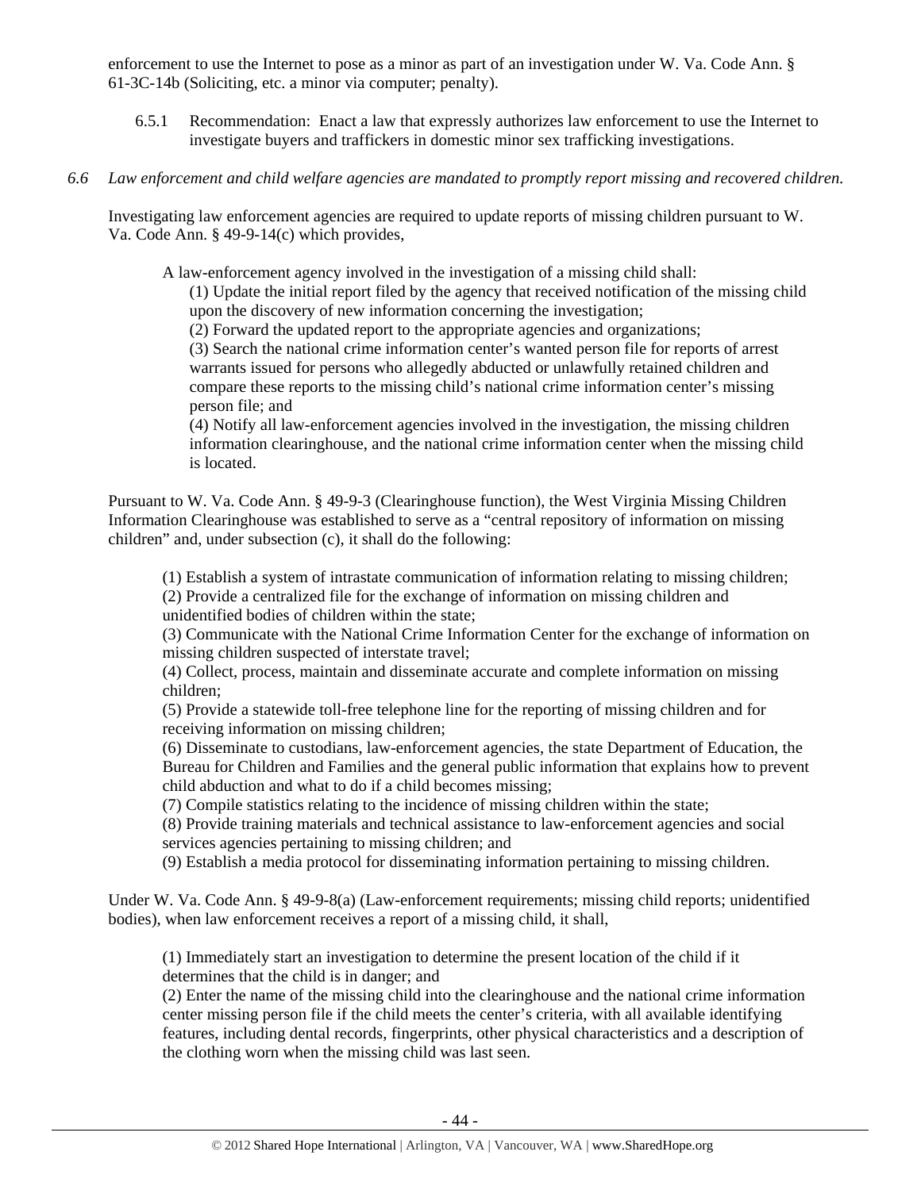enforcement to use the Internet to pose as a minor as part of an investigation under W. Va. Code Ann. § 61-3C-14b (Soliciting, etc. a minor via computer; penalty).

6.5.1 Recommendation: Enact a law that expressly authorizes law enforcement to use the Internet to investigate buyers and traffickers in domestic minor sex trafficking investigations.

*6.6 Law enforcement and child welfare agencies are mandated to promptly report missing and recovered children.*

Investigating law enforcement agencies are required to update reports of missing children pursuant to W. Va. Code Ann. § 49-9-14(c) which provides,

> A law-enforcement agency involved in the investigation of a missing child shall:
> (1) Update the initial report filed by the agency that received notification of the missing child upon the discovery of new information concerning the investigation;
> (2) Forward the updated report to the appropriate agencies and organizations;
> (3) Search the national crime information center's wanted person file for reports of arrest warrants issued for persons who allegedly abducted or unlawfully retained children and compare these reports to the missing child's national crime information center's missing person file; and
> (4) Notify all law-enforcement agencies involved in the investigation, the missing children information clearinghouse, and the national crime information center when the missing child is located.

Pursuant to W. Va. Code Ann. § 49-9-3 (Clearinghouse function), the West Virginia Missing Children Information Clearinghouse was established to serve as a "central repository of information on missing children" and, under subsection (c), it shall do the following:

> (1) Establish a system of intrastate communication of information relating to missing children;
> (2) Provide a centralized file for the exchange of information on missing children and unidentified bodies of children within the state;
> (3) Communicate with the National Crime Information Center for the exchange of information on missing children suspected of interstate travel;
> (4) Collect, process, maintain and disseminate accurate and complete information on missing children;
> (5) Provide a statewide toll-free telephone line for the reporting of missing children and for receiving information on missing children;
> (6) Disseminate to custodians, law-enforcement agencies, the state Department of Education, the Bureau for Children and Families and the general public information that explains how to prevent child abduction and what to do if a child becomes missing;
> (7) Compile statistics relating to the incidence of missing children within the state;
> (8) Provide training materials and technical assistance to law-enforcement agencies and social services agencies pertaining to missing children; and
> (9) Establish a media protocol for disseminating information pertaining to missing children.

Under W. Va. Code Ann. § 49-9-8(a) (Law-enforcement requirements; missing child reports; unidentified bodies), when law enforcement receives a report of a missing child, it shall,

> (1) Immediately start an investigation to determine the present location of the child if it determines that the child is in danger; and
> (2) Enter the name of the missing child into the clearinghouse and the national crime information center missing person file if the child meets the center's criteria, with all available identifying features, including dental records, fingerprints, other physical characteristics and a description of the clothing worn when the missing child was last seen.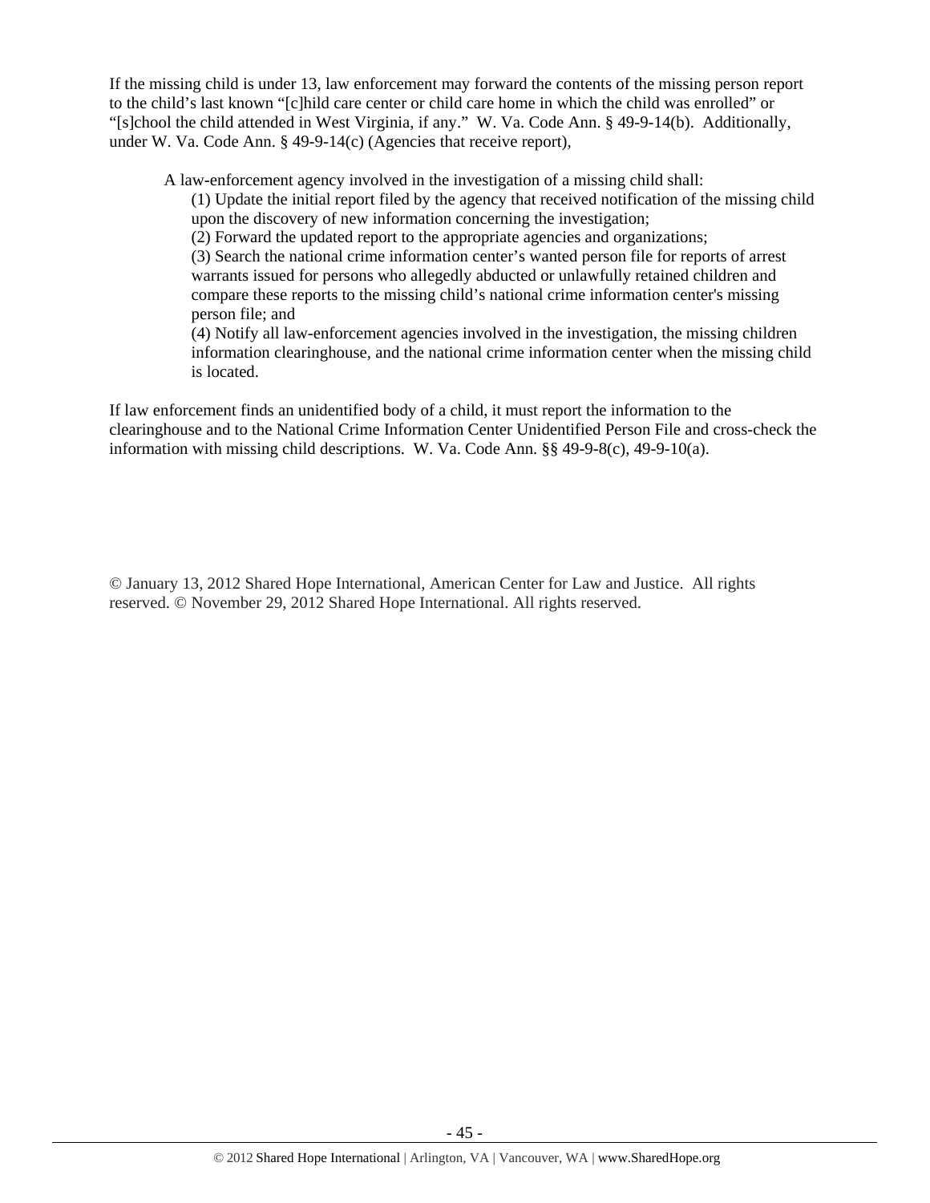If the missing child is under 13, law enforcement may forward the contents of the missing person report to the child's last known "[c]hild care center or child care home in which the child was enrolled" or "[s]chool the child attended in West Virginia, if any." W. Va. Code Ann. § 49-9-14(b). Additionally, under W. Va. Code Ann. § 49-9-14(c) (Agencies that receive report),

> A law-enforcement agency involved in the investigation of a missing child shall:
>
> (1) Update the initial report filed by the agency that received notification of the missing child upon the discovery of new information concerning the investigation;
>
> (2) Forward the updated report to the appropriate agencies and organizations;
>
> (3) Search the national crime information center's wanted person file for reports of arrest warrants issued for persons who allegedly abducted or unlawfully retained children and compare these reports to the missing child's national crime information center's missing person file; and
>
> (4) Notify all law-enforcement agencies involved in the investigation, the missing children information clearinghouse, and the national crime information center when the missing child is located.

If law enforcement finds an unidentified body of a child, it must report the information to the clearinghouse and to the National Crime Information Center Unidentified Person File and cross-check the information with missing child descriptions. W. Va. Code Ann. §§ 49-9-8(c), 49-9-10(a).

© January 13, 2012 Shared Hope International, American Center for Law and Justice. All rights reserved. © November 29, 2012 Shared Hope International. All rights reserved.